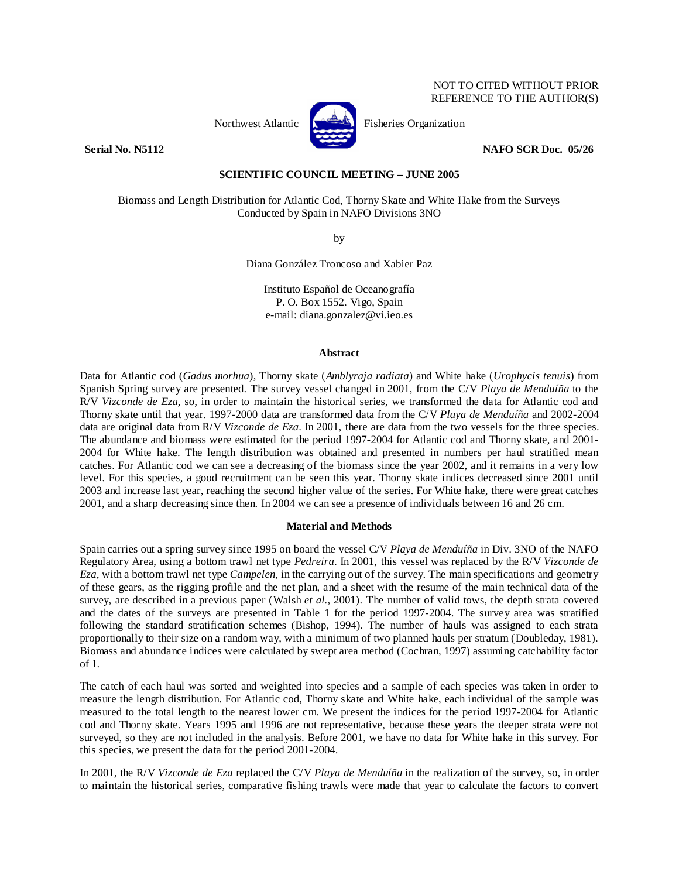NOT TO CITED WITHOUT PRIOR
REFERENCE TO THE AUTHOR(S)

Northwest Atlantic Fisheries Organization

**Serial No. N5112** **NAFO SCR Doc. 05/26**

**SCIENTIFIC COUNCIL MEETING – JUNE 2005**

# Biomass and Length Distribution for Atlantic Cod, Thorny Skate and White Hake from the Surveys Conducted by Spain in NAFO Divisions 3NO

by

Diana González Troncoso and Xabier Paz

Instituto Español de Oceanografía
P. O. Box 1552. Vigo, Spain
e-mail: diana.gonzalez@vi.ieo.es

## Abstract

Data for Atlantic cod (*Gadus morhua*), Thorny skate (*Amblyraja radiata*) and White hake (*Urophycis tenuis*) from Spanish Spring survey are presented. The survey vessel changed in 2001, from the C/V *Playa de Menduíña* to the R/V *Vizconde de Eza*, so, in order to maintain the historical series, we transformed the data for Atlantic cod and Thorny skate until that year. 1997-2000 data are transformed data from the C/V *Playa de Menduíña* and 2002-2004 data are original data from R/V *Vizconde de Eza*. In 2001, there are data from the two vessels for the three species. The abundance and biomass were estimated for the period 1997-2004 for Atlantic cod and Thorny skate, and 2001-2004 for White hake. The length distribution was obtained and presented in numbers per haul stratified mean catches. For Atlantic cod we can see a decreasing of the biomass since the year 2002, and it remains in a very low level. For this species, a good recruitment can be seen this year. Thorny skate indices decreased since 2001 until 2003 and increase last year, reaching the second higher value of the series. For White hake, there were great catches 2001, and a sharp decreasing since then. In 2004 we can see a presence of individuals between 16 and 26 cm.

## Material and Methods

Spain carries out a spring survey since 1995 on board the vessel C/V *Playa de Menduíña* in Div. 3NO of the NAFO Regulatory Area, using a bottom trawl net type *Pedreira*. In 2001, this vessel was replaced by the R/V *Vizconde de Eza*, with a bottom trawl net type *Campelen*, in the carrying out of the survey. The main specifications and geometry of these gears, as the rigging profile and the net plan, and a sheet with the resume of the main technical data of the survey, are described in a previous paper (Walsh *et al.*, 2001). The number of valid tows, the depth strata covered and the dates of the surveys are presented in Table 1 for the period 1997-2004. The survey area was stratified following the standard stratification schemes (Bishop, 1994). The number of hauls was assigned to each strata proportionally to their size on a random way, with a minimum of two planned hauls per stratum (Doubleday, 1981). Biomass and abundance indices were calculated by swept area method (Cochran, 1997) assuming catchability factor of 1.

The catch of each haul was sorted and weighted into species and a sample of each species was taken in order to measure the length distribution. For Atlantic cod, Thorny skate and White hake, each individual of the sample was measured to the total length to the nearest lower cm. We present the indices for the period 1997-2004 for Atlantic cod and Thorny skate. Years 1995 and 1996 are not representative, because these years the deeper strata were not surveyed, so they are not included in the analysis. Before 2001, we have no data for White hake in this survey. For this species, we present the data for the period 2001-2004.

In 2001, the R/V *Vizconde de Eza* replaced the C/V *Playa de Menduíña* in the realization of the survey, so, in order to maintain the historical series, comparative fishing trawls were made that year to calculate the factors to convert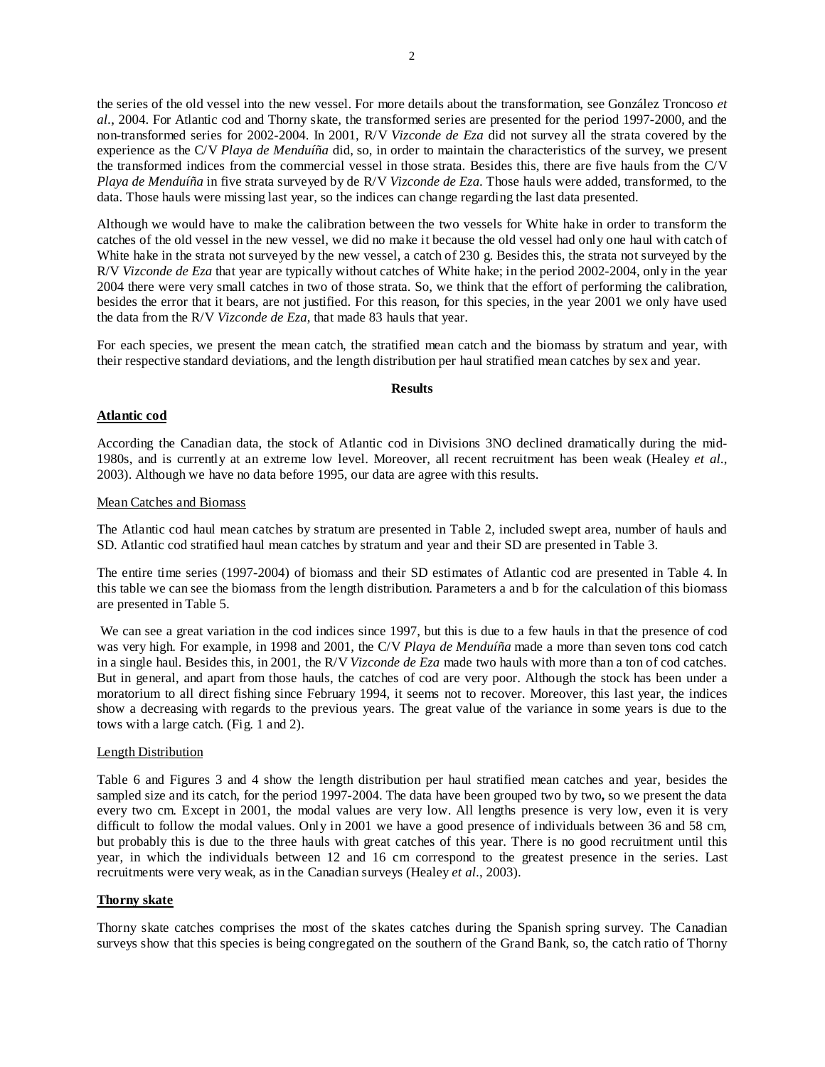the series of the old vessel into the new vessel. For more details about the transformation, see González Troncoso *et al*., 2004. For Atlantic cod and Thorny skate, the transformed series are presented for the period 1997-2000, and the non-transformed series for 2002-2004. In 2001, R/V *Vizconde de Eza* did not survey all the strata covered by the experience as the C/V *Playa de Menduíña* did, so, in order to maintain the characteristics of the survey, we present the transformed indices from the commercial vessel in those strata. Besides this, there are five hauls from the C/V *Playa de Menduíña* in five strata surveyed by de R/V *Vizconde de Eza*. Those hauls were added, transformed, to the data. Those hauls were missing last year, so the indices can change regarding the last data presented.

Although we would have to make the calibration between the two vessels for White hake in order to transform the catches of the old vessel in the new vessel, we did no make it because the old vessel had only one haul with catch of White hake in the strata not surveyed by the new vessel, a catch of 230 g. Besides this, the strata not surveyed by the R/V *Vizconde de Eza* that year are typically without catches of White hake; in the period 2002-2004, only in the year 2004 there were very small catches in two of those strata. So, we think that the effort of performing the calibration, besides the error that it bears, are not justified. For this reason, for this species, in the year 2001 we only have used the data from the R/V *Vizconde de Eza*, that made 83 hauls that year.

For each species, we present the mean catch, the stratified mean catch and the biomass by stratum and year, with their respective standard deviations, and the length distribution per haul stratified mean catches by sex and year.

## Results

### Atlantic cod

According the Canadian data, the stock of Atlantic cod in Divisions 3NO declined dramatically during the mid-1980s, and is currently at an extreme low level. Moreover, all recent recruitment has been weak (Healey *et al*., 2003). Although we have no data before 1995, our data are agree with this results.

#### Mean Catches and Biomass

The Atlantic cod haul mean catches by stratum are presented in Table 2, included swept area, number of hauls and SD. Atlantic cod stratified haul mean catches by stratum and year and their SD are presented in Table 3.

The entire time series (1997-2004) of biomass and their SD estimates of Atlantic cod are presented in Table 4. In this table we can see the biomass from the length distribution. Parameters a and b for the calculation of this biomass are presented in Table 5.

We can see a great variation in the cod indices since 1997, but this is due to a few hauls in that the presence of cod was very high. For example, in 1998 and 2001, the C/V *Playa de Menduíña* made a more than seven tons cod catch in a single haul. Besides this, in 2001, the R/V *Vizconde de Eza* made two hauls with more than a ton of cod catches. But in general, and apart from those hauls, the catches of cod are very poor. Although the stock has been under a moratorium to all direct fishing since February 1994, it seems not to recover. Moreover, this last year, the indices show a decreasing with regards to the previous years. The great value of the variance in some years is due to the tows with a large catch. (Fig. 1 and 2).

#### Length Distribution

Table 6 and Figures 3 and 4 show the length distribution per haul stratified mean catches and year, besides the sampled size and its catch, for the period 1997-2004. The data have been grouped two by two**,** so we present the data every two cm. Except in 2001, the modal values are very low. All lengths presence is very low, even it is very difficult to follow the modal values. Only in 2001 we have a good presence of individuals between 36 and 58 cm, but probably this is due to the three hauls with great catches of this year. There is no good recruitment until this year, in which the individuals between 12 and 16 cm correspond to the greatest presence in the series. Last recruitments were very weak, as in the Canadian surveys (Healey *et al*., 2003).

### Thorny skate

Thorny skate catches comprises the most of the skates catches during the Spanish spring survey. The Canadian surveys show that this species is being congregated on the southern of the Grand Bank, so, the catch ratio of Thorny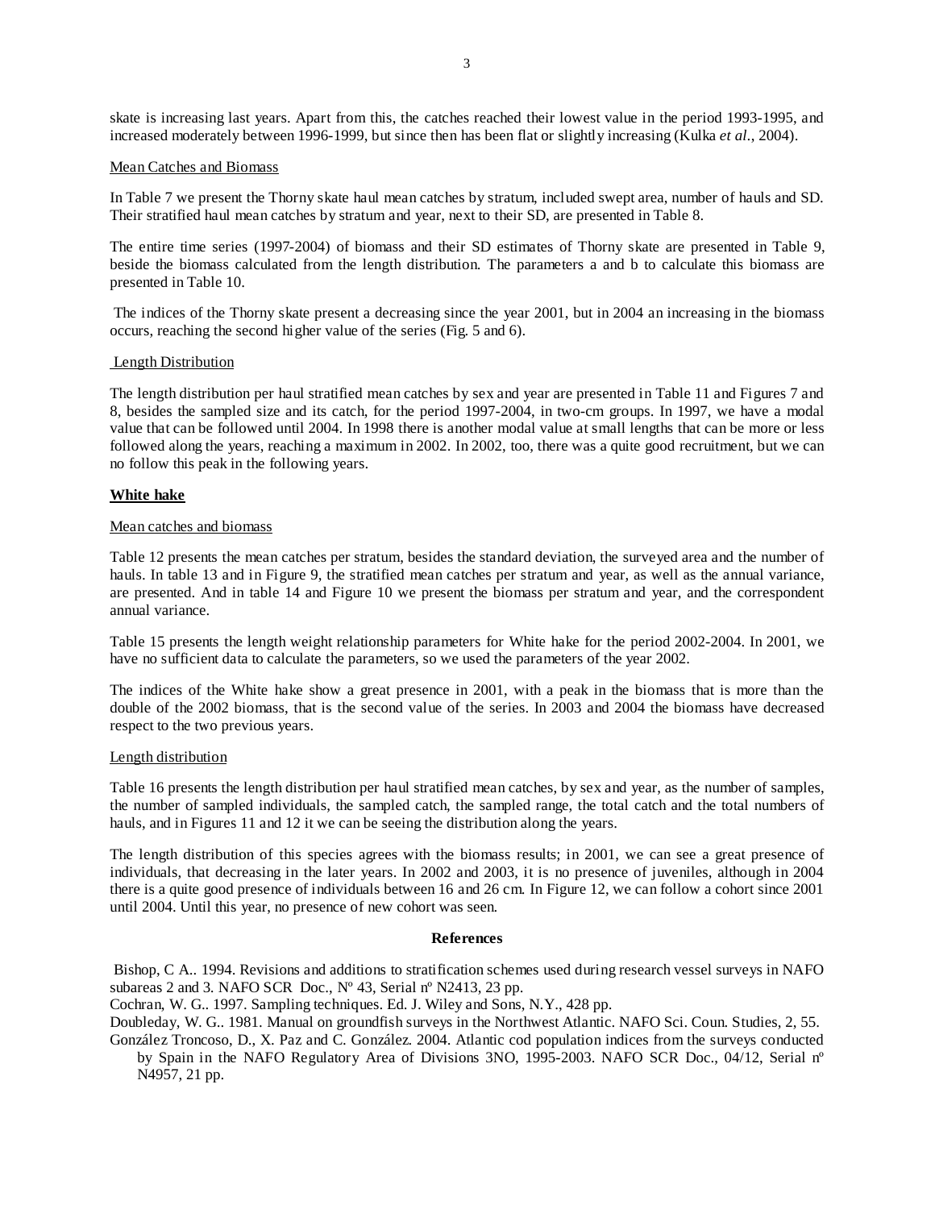skate is increasing last years. Apart from this, the catches reached their lowest value in the period 1993-1995, and increased moderately between 1996-1999, but since then has been flat or slightly increasing (Kulka *et al.*, 2004).

Mean Catches and Biomass

In Table 7 we present the Thorny skate haul mean catches by stratum, included swept area, number of hauls and SD. Their stratified haul mean catches by stratum and year, next to their SD, are presented in Table 8.

The entire time series (1997-2004) of biomass and their SD estimates of Thorny skate are presented in Table 9, beside the biomass calculated from the length distribution. The parameters a and b to calculate this biomass are presented in Table 10.

The indices of the Thorny skate present a decreasing since the year 2001, but in 2004 an increasing in the biomass occurs, reaching the second higher value of the series (Fig. 5 and 6).

Length Distribution

The length distribution per haul stratified mean catches by sex and year are presented in Table 11 and Figures 7 and 8, besides the sampled size and its catch, for the period 1997-2004, in two-cm groups. In 1997, we have a modal value that can be followed until 2004. In 1998 there is another modal value at small lengths that can be more or less followed along the years, reaching a maximum in 2002. In 2002, too, there was a quite good recruitment, but we can no follow this peak in the following years.

**White hake**

Mean catches and biomass

Table 12 presents the mean catches per stratum, besides the standard deviation, the surveyed area and the number of hauls. In table 13 and in Figure 9, the stratified mean catches per stratum and year, as well as the annual variance, are presented. And in table 14 and Figure 10 we present the biomass per stratum and year, and the correspondent annual variance.

Table 15 presents the length weight relationship parameters for White hake for the period 2002-2004. In 2001, we have no sufficient data to calculate the parameters, so we used the parameters of the year 2002.

The indices of the White hake show a great presence in 2001, with a peak in the biomass that is more than the double of the 2002 biomass, that is the second value of the series. In 2003 and 2004 the biomass have decreased respect to the two previous years.

Length distribution

Table 16 presents the length distribution per haul stratified mean catches, by sex and year, as the number of samples, the number of sampled individuals, the sampled catch, the sampled range, the total catch and the total numbers of hauls, and in Figures 11 and 12 it we can be seeing the distribution along the years.

The length distribution of this species agrees with the biomass results; in 2001, we can see a great presence of individuals, that decreasing in the later years. In 2002 and 2003, it is no presence of juveniles, although in 2004 there is a quite good presence of individuals between 16 and 26 cm. In Figure 12, we can follow a cohort since 2001 until 2004. Until this year, no presence of new cohort was seen.

**References**

Bishop, C A.. 1994. Revisions and additions to stratification schemes used during research vessel surveys in NAFO subareas 2 and 3. NAFO SCR Doc., Nº 43, Serial nº N2413, 23 pp.

Cochran, W. G.. 1997. Sampling techniques. Ed. J. Wiley and Sons, N.Y., 428 pp.

Doubleday, W. G.. 1981. Manual on groundfish surveys in the Northwest Atlantic. NAFO Sci. Coun. Studies, 2, 55.

González Troncoso, D., X. Paz and C. González. 2004. Atlantic cod population indices from the surveys conducted by Spain in the NAFO Regulatory Area of Divisions 3NO, 1995-2003. NAFO SCR Doc., 04/12, Serial nº N4957, 21 pp.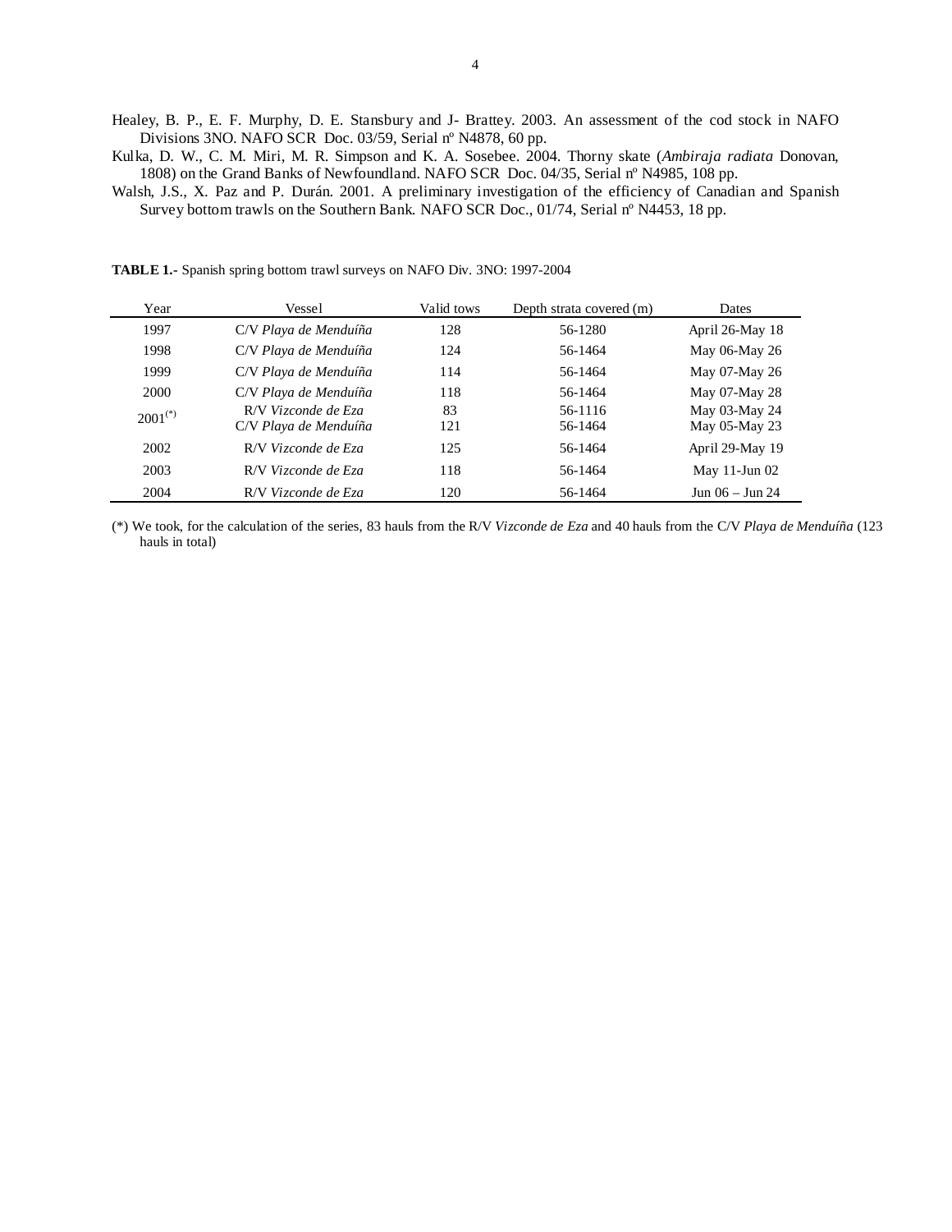Healey, B. P., E. F. Murphy, D. E. Stansbury and J- Brattey. 2003. An assessment of the cod stock in NAFO Divisions 3NO. NAFO SCR Doc. 03/59, Serial nº N4878, 60 pp.

Kulka, D. W., C. M. Miri, M. R. Simpson and K. A. Sosebee. 2004. Thorny skate (*Ambiraja radiata* Donovan, 1808) on the Grand Banks of Newfoundland. NAFO SCR Doc. 04/35, Serial nº N4985, 108 pp.

Walsh, J.S., X. Paz and P. Durán. 2001. A preliminary investigation of the efficiency of Canadian and Spanish Survey bottom trawls on the Southern Bank. NAFO SCR Doc., 01/74, Serial nº N4453, 18 pp.

**TABLE 1.-** Spanish spring bottom trawl surveys on NAFO Div. 3NO: 1997-2004

| Year | Vessel | Valid tows | Depth strata covered (m) | Dates |
|---|---|---|---|---|
| 1997 | C/V *Playa de Menduíña* | 128 | 56-1280 | April 26-May 18 |
| 1998 | C/V *Playa de Menduíña* | 124 | 56-1464 | May 06-May 26 |
| 1999 | C/V *Playa de Menduíña* | 114 | 56-1464 | May 07-May 26 |
| 2000 | C/V *Playa de Menduíña* | 118 | 56-1464 | May 07-May 28 |
| 2001(*) | R/V *Vizconde de Eza*<br>C/V *Playa de Menduíña* | 83<br>121 | 56-1116<br>56-1464 | May 03-May 24<br>May 05-May 23 |
| 2002 | R/V *Vizconde de Eza* | 125 | 56-1464 | April 29-May 19 |
| 2003 | R/V *Vizconde de Eza* | 118 | 56-1464 | May 11-Jun 02 |
| 2004 | R/V *Vizconde de Eza* | 120 | 56-1464 | Jun 06 – Jun 24 |

(*) We took, for the calculation of the series, 83 hauls from the R/V *Vizconde de Eza* and 40 hauls from the C/V *Playa de Menduíña* (123 hauls in total)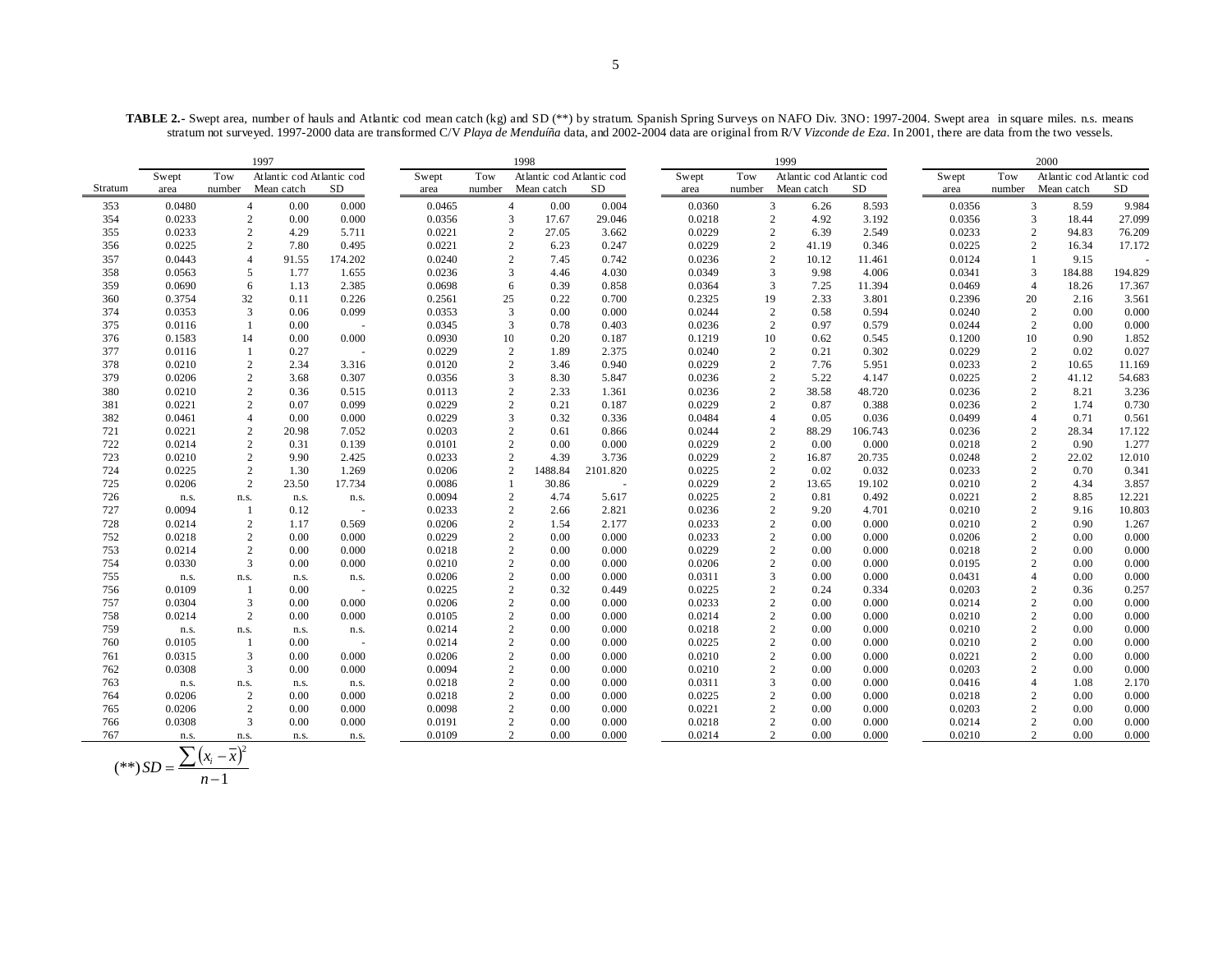**TABLE 2.-** Swept area, number of hauls and Atlantic cod mean catch (kg) and SD (**) by stratum. Spanish Spring Surveys on NAFO Div. 3NO: 1997-2004. Swept area in square miles. n.s. means stratum not surveyed. 1997-2000 data are transformed C/V *Playa de Menduíña* data, and 2002-2004 data are original from R/V *Vizconde de Eza*. In 2001, there are data from the two vessels.

| | 1997 | | | | 1998 | | | | 1999 | | | | 2000 | | | |
|---|---|---|---|---|---|---|---|---|---|---|---|---|---|---|---|---|
| Stratum | Swept area | Tow number | Atlantic cod Mean catch | Atlantic cod SD | Swept area | Tow number | Atlantic cod Mean catch | Atlantic cod SD | Swept area | Tow number | Atlantic cod Mean catch | Atlantic cod SD | Swept area | Tow number | Atlantic cod Mean catch | Atlantic cod SD |
| 353 | 0.0480 | 4 | 0.00 | 0.000 | 0.0465 | 4 | 0.00 | 0.004 | 0.0360 | 3 | 6.26 | 8.593 | 0.0356 | 3 | 8.59 | 9.984 |
| 354 | 0.0233 | 2 | 0.00 | 0.000 | 0.0356 | 3 | 17.67 | 29.046 | 0.0218 | 2 | 4.92 | 3.192 | 0.0356 | 3 | 18.44 | 27.099 |
| 355 | 0.0233 | 2 | 4.29 | 5.711 | 0.0221 | 2 | 27.05 | 3.662 | 0.0229 | 2 | 6.39 | 2.549 | 0.0233 | 2 | 94.83 | 76.209 |
| 356 | 0.0225 | 2 | 7.80 | 0.495 | 0.0221 | 2 | 6.23 | 0.247 | 0.0229 | 2 | 41.19 | 0.346 | 0.0225 | 2 | 16.34 | 17.172 |
| 357 | 0.0443 | 4 | 91.55 | 174.202 | 0.0240 | 2 | 7.45 | 0.742 | 0.0236 | 2 | 10.12 | 11.461 | 0.0124 | 1 | 9.15 | - |
| 358 | 0.0563 | 5 | 1.77 | 1.655 | 0.0236 | 3 | 4.46 | 4.030 | 0.0349 | 3 | 9.98 | 4.006 | 0.0341 | 3 | 184.88 | 194.829 |
| 359 | 0.0690 | 6 | 1.13 | 2.385 | 0.0698 | 6 | 0.39 | 0.858 | 0.0364 | 3 | 7.25 | 11.394 | 0.0469 | 4 | 18.26 | 17.367 |
| 360 | 0.3754 | 32 | 0.11 | 0.226 | 0.2561 | 25 | 0.22 | 0.700 | 0.2325 | 19 | 2.33 | 3.801 | 0.2396 | 20 | 2.16 | 3.561 |
| 374 | 0.0353 | 3 | 0.06 | 0.099 | 0.0353 | 3 | 0.00 | 0.000 | 0.0244 | 2 | 0.58 | 0.594 | 0.0240 | 2 | 0.00 | 0.000 |
| 375 | 0.0116 | 1 | 0.00 | - | 0.0345 | 3 | 0.78 | 0.403 | 0.0236 | 2 | 0.97 | 0.579 | 0.0244 | 2 | 0.00 | 0.000 |
| 376 | 0.1583 | 14 | 0.00 | 0.000 | 0.0930 | 10 | 0.20 | 0.187 | 0.1219 | 10 | 0.62 | 0.545 | 0.1200 | 10 | 0.90 | 1.852 |
| 377 | 0.0116 | 1 | 0.27 | - | 0.0229 | 2 | 1.89 | 2.375 | 0.0240 | 2 | 0.21 | 0.302 | 0.0229 | 2 | 0.02 | 0.027 |
| 378 | 0.0210 | 2 | 2.34 | 3.316 | 0.0120 | 2 | 3.46 | 0.940 | 0.0229 | 2 | 7.76 | 5.951 | 0.0233 | 2 | 10.65 | 11.169 |
| 379 | 0.0206 | 2 | 3.68 | 0.307 | 0.0356 | 3 | 8.30 | 5.847 | 0.0236 | 2 | 5.22 | 4.147 | 0.0225 | 2 | 41.12 | 54.683 |
| 380 | 0.0210 | 2 | 0.36 | 0.515 | 0.0113 | 2 | 2.33 | 1.361 | 0.0236 | 2 | 38.58 | 48.720 | 0.0236 | 2 | 8.21 | 3.236 |
| 381 | 0.0221 | 2 | 0.07 | 0.099 | 0.0229 | 2 | 0.21 | 0.187 | 0.0229 | 2 | 0.87 | 0.388 | 0.0236 | 2 | 1.74 | 0.730 |
| 382 | 0.0461 | 4 | 0.00 | 0.000 | 0.0229 | 3 | 0.32 | 0.336 | 0.0484 | 4 | 0.05 | 0.036 | 0.0499 | 4 | 0.71 | 0.561 |
| 721 | 0.0221 | 2 | 20.98 | 7.052 | 0.0203 | 2 | 0.61 | 0.866 | 0.0244 | 2 | 88.29 | 106.743 | 0.0236 | 2 | 28.34 | 17.122 |
| 722 | 0.0214 | 2 | 0.31 | 0.139 | 0.0101 | 2 | 0.00 | 0.000 | 0.0229 | 2 | 0.00 | 0.000 | 0.0218 | 2 | 0.90 | 1.277 |
| 723 | 0.0210 | 2 | 9.90 | 2.425 | 0.0233 | 2 | 4.39 | 3.736 | 0.0229 | 2 | 16.87 | 20.735 | 0.0248 | 2 | 22.02 | 12.010 |
| 724 | 0.0225 | 2 | 1.30 | 1.269 | 0.0206 | 2 | 1488.84 | 2101.820 | 0.0225 | 2 | 0.02 | 0.032 | 0.0233 | 2 | 0.70 | 0.341 |
| 725 | 0.0206 | 2 | 23.50 | 17.734 | 0.0086 | 1 | 30.86 | - | 0.0229 | 2 | 13.65 | 19.102 | 0.0210 | 2 | 4.34 | 3.857 |
| 726 | n.s. | n.s. | n.s. | n.s. | 0.0094 | 2 | 4.74 | 5.617 | 0.0225 | 2 | 0.81 | 0.492 | 0.0221 | 2 | 8.85 | 12.221 |
| 727 | 0.0094 | 1 | 0.12 | - | 0.0233 | 2 | 2.66 | 2.821 | 0.0236 | 2 | 9.20 | 4.701 | 0.0210 | 2 | 9.16 | 10.803 |
| 728 | 0.0214 | 2 | 1.17 | 0.569 | 0.0206 | 2 | 1.54 | 2.177 | 0.0233 | 2 | 0.00 | 0.000 | 0.0210 | 2 | 0.90 | 1.267 |
| 752 | 0.0218 | 2 | 0.00 | 0.000 | 0.0229 | 2 | 0.00 | 0.000 | 0.0233 | 2 | 0.00 | 0.000 | 0.0206 | 2 | 0.00 | 0.000 |
| 753 | 0.0214 | 2 | 0.00 | 0.000 | 0.0218 | 2 | 0.00 | 0.000 | 0.0229 | 2 | 0.00 | 0.000 | 0.0218 | 2 | 0.00 | 0.000 |
| 754 | 0.0330 | 3 | 0.00 | 0.000 | 0.0210 | 2 | 0.00 | 0.000 | 0.0206 | 2 | 0.00 | 0.000 | 0.0195 | 2 | 0.00 | 0.000 |
| 755 | n.s. | n.s. | n.s. | n.s. | 0.0206 | 2 | 0.00 | 0.000 | 0.0311 | 3 | 0.00 | 0.000 | 0.0431 | 4 | 0.00 | 0.000 |
| 756 | 0.0109 | 1 | 0.00 | - | 0.0225 | 2 | 0.32 | 0.449 | 0.0225 | 2 | 0.24 | 0.334 | 0.0203 | 2 | 0.36 | 0.257 |
| 757 | 0.0304 | 3 | 0.00 | 0.000 | 0.0206 | 2 | 0.00 | 0.000 | 0.0233 | 2 | 0.00 | 0.000 | 0.0214 | 2 | 0.00 | 0.000 |
| 758 | 0.0214 | 2 | 0.00 | 0.000 | 0.0105 | 2 | 0.00 | 0.000 | 0.0214 | 2 | 0.00 | 0.000 | 0.0210 | 2 | 0.00 | 0.000 |
| 759 | n.s. | n.s. | n.s. | n.s. | 0.0214 | 2 | 0.00 | 0.000 | 0.0218 | 2 | 0.00 | 0.000 | 0.0210 | 2 | 0.00 | 0.000 |
| 760 | 0.0105 | 1 | 0.00 | - | 0.0214 | 2 | 0.00 | 0.000 | 0.0225 | 2 | 0.00 | 0.000 | 0.0210 | 2 | 0.00 | 0.000 |
| 761 | 0.0315 | 3 | 0.00 | 0.000 | 0.0206 | 2 | 0.00 | 0.000 | 0.0210 | 2 | 0.00 | 0.000 | 0.0221 | 2 | 0.00 | 0.000 |
| 762 | 0.0308 | 3 | 0.00 | 0.000 | 0.0094 | 2 | 0.00 | 0.000 | 0.0210 | 2 | 0.00 | 0.000 | 0.0203 | 2 | 0.00 | 0.000 |
| 763 | n.s. | n.s. | n.s. | n.s. | 0.0218 | 2 | 0.00 | 0.000 | 0.0311 | 3 | 0.00 | 0.000 | 0.0416 | 4 | 1.08 | 2.170 |
| 764 | 0.0206 | 2 | 0.00 | 0.000 | 0.0218 | 2 | 0.00 | 0.000 | 0.0225 | 2 | 0.00 | 0.000 | 0.0218 | 2 | 0.00 | 0.000 |
| 765 | 0.0206 | 2 | 0.00 | 0.000 | 0.0098 | 2 | 0.00 | 0.000 | 0.0221 | 2 | 0.00 | 0.000 | 0.0203 | 2 | 0.00 | 0.000 |
| 766 | 0.0308 | 3 | 0.00 | 0.000 | 0.0191 | 2 | 0.00 | 0.000 | 0.0218 | 2 | 0.00 | 0.000 | 0.0214 | 2 | 0.00 | 0.000 |
| 767 | n.s. | n.s. | n.s. | n.s. | 0.0109 | 2 | 0.00 | 0.000 | 0.0214 | 2 | 0.00 | 0.000 | 0.0210 | 2 | 0.00 | 0.000 |

$$(**)\, SD = \frac{\sum (x_i - \bar{x})^2}{n-1}$$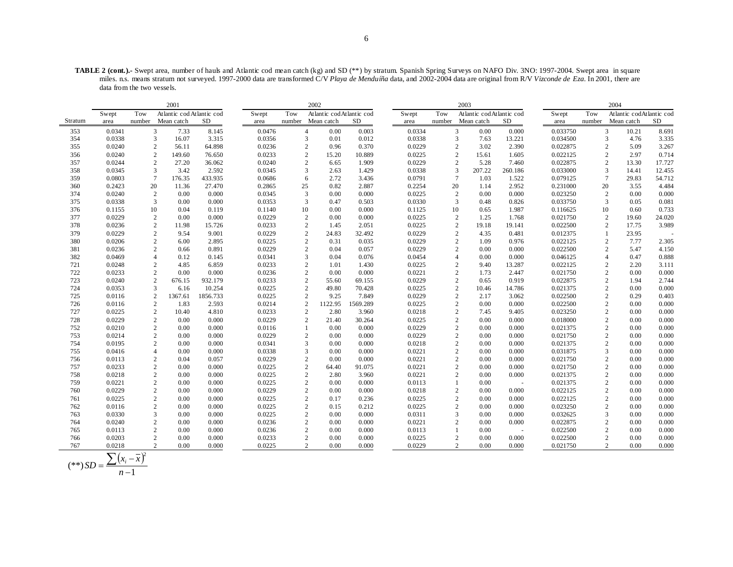**TABLE 2 (cont.).-** Swept area, number of hauls and Atlantic cod mean catch (kg) and SD (**) by stratum. Spanish Spring Surveys on NAFO Div. 3NO: 1997-2004. Swept area in square miles. n.s. means stratum not surveyed. 1997-2000 data are transformed C/V *Playa de Menduíña* data, and 2002-2004 data are original from R/V *Vizconde de Eza*. In 2001, there are data from the two vessels.

| | 2001 | | | | 2002 | | | | 2003 | | | | 2004 | | | |
|---|---|---|---|---|---|---|---|---|---|---|---|---|---|---|---|---|
| Stratum | Swept area | Tow number | Atlantic cod Mean catch | Atlantic cod SD | Swept area | Tow number | Atlantic cod Mean catch | Atlantic cod SD | Swept area | Tow number | Atlantic cod Mean catch | Atlantic cod SD | Swept area | Tow number | Atlantic cod Mean catch | Atlantic cod SD |
| 353 | 0.0341 | 3 | 7.33 | 8.145 | 0.0476 | 4 | 0.00 | 0.003 | 0.0334 | 3 | 0.00 | 0.000 | 0.033750 | 3 | 10.21 | 8.691 |
| 354 | 0.0338 | 3 | 16.07 | 3.315 | 0.0356 | 3 | 0.01 | 0.012 | 0.0338 | 3 | 7.63 | 13.221 | 0.034500 | 3 | 4.76 | 3.335 |
| 355 | 0.0240 | 2 | 56.11 | 64.898 | 0.0236 | 2 | 0.96 | 0.370 | 0.0229 | 2 | 3.02 | 2.390 | 0.022875 | 2 | 5.09 | 3.267 |
| 356 | 0.0240 | 2 | 149.60 | 76.650 | 0.0233 | 2 | 15.20 | 10.889 | 0.0225 | 2 | 15.61 | 1.605 | 0.022125 | 2 | 2.97 | 0.714 |
| 357 | 0.0244 | 2 | 27.20 | 36.062 | 0.0240 | 2 | 6.65 | 1.909 | 0.0229 | 2 | 5.28 | 7.460 | 0.022875 | 2 | 13.30 | 17.727 |
| 358 | 0.0345 | 3 | 3.42 | 2.592 | 0.0345 | 3 | 2.63 | 1.429 | 0.0338 | 3 | 207.22 | 260.186 | 0.033000 | 3 | 14.41 | 12.455 |
| 359 | 0.0803 | 7 | 176.35 | 433.935 | 0.0686 | 6 | 2.72 | 3.436 | 0.0791 | 7 | 1.03 | 1.522 | 0.079125 | 7 | 29.83 | 54.712 |
| 360 | 0.2423 | 20 | 11.36 | 27.470 | 0.2865 | 25 | 0.82 | 2.887 | 0.2254 | 20 | 1.14 | 2.952 | 0.231000 | 20 | 3.55 | 4.484 |
| 374 | 0.0240 | 2 | 0.00 | 0.000 | 0.0345 | 3 | 0.00 | 0.000 | 0.0225 | 2 | 0.00 | 0.000 | 0.023250 | 2 | 0.00 | 0.000 |
| 375 | 0.0338 | 3 | 0.00 | 0.000 | 0.0353 | 3 | 0.47 | 0.503 | 0.0330 | 3 | 0.48 | 0.826 | 0.033750 | 3 | 0.05 | 0.081 |
| 376 | 0.1155 | 10 | 0.04 | 0.119 | 0.1140 | 10 | 0.00 | 0.000 | 0.1125 | 10 | 0.65 | 1.987 | 0.116625 | 10 | 0.60 | 0.733 |
| 377 | 0.0229 | 2 | 0.00 | 0.000 | 0.0229 | 2 | 0.00 | 0.000 | 0.0225 | 2 | 1.25 | 1.768 | 0.021750 | 2 | 19.60 | 24.020 |
| 378 | 0.0236 | 2 | 11.98 | 15.726 | 0.0233 | 2 | 1.45 | 2.051 | 0.0225 | 2 | 19.18 | 19.141 | 0.022500 | 2 | 17.75 | 3.989 |
| 379 | 0.0229 | 2 | 9.54 | 9.001 | 0.0229 | 2 | 24.83 | 32.492 | 0.0229 | 2 | 4.35 | 0.481 | 0.012375 | 1 | 23.95 | - |
| 380 | 0.0206 | 2 | 6.00 | 2.895 | 0.0225 | 2 | 0.31 | 0.035 | 0.0229 | 2 | 1.09 | 0.976 | 0.022125 | 2 | 7.77 | 2.305 |
| 381 | 0.0236 | 2 | 0.66 | 0.891 | 0.0229 | 2 | 0.04 | 0.057 | 0.0229 | 2 | 0.00 | 0.000 | 0.022500 | 2 | 5.47 | 4.150 |
| 382 | 0.0469 | 4 | 0.12 | 0.145 | 0.0341 | 3 | 0.04 | 0.076 | 0.0454 | 4 | 0.00 | 0.000 | 0.046125 | 4 | 0.47 | 0.888 |
| 721 | 0.0248 | 2 | 4.85 | 6.859 | 0.0233 | 2 | 1.01 | 1.430 | 0.0225 | 2 | 9.40 | 13.287 | 0.022125 | 2 | 2.20 | 3.111 |
| 722 | 0.0233 | 2 | 0.00 | 0.000 | 0.0236 | 2 | 0.00 | 0.000 | 0.0221 | 2 | 1.73 | 2.447 | 0.021750 | 2 | 0.00 | 0.000 |
| 723 | 0.0240 | 2 | 676.15 | 932.179 | 0.0233 | 2 | 55.60 | 69.155 | 0.0229 | 2 | 0.65 | 0.919 | 0.022875 | 2 | 1.94 | 2.744 |
| 724 | 0.0353 | 3 | 6.16 | 10.254 | 0.0225 | 2 | 49.80 | 70.428 | 0.0225 | 2 | 10.46 | 14.786 | 0.021375 | 2 | 0.00 | 0.000 |
| 725 | 0.0116 | 2 | 1367.61 | 1856.733 | 0.0225 | 2 | 9.25 | 7.849 | 0.0229 | 2 | 2.17 | 3.062 | 0.022500 | 2 | 0.29 | 0.403 |
| 726 | 0.0116 | 2 | 1.83 | 2.593 | 0.0214 | 2 | 1122.95 | 1569.289 | 0.0225 | 2 | 0.00 | 0.000 | 0.022500 | 2 | 0.00 | 0.000 |
| 727 | 0.0225 | 2 | 10.40 | 4.810 | 0.0233 | 2 | 2.80 | 3.960 | 0.0218 | 2 | 7.45 | 9.405 | 0.023250 | 2 | 0.00 | 0.000 |
| 728 | 0.0229 | 2 | 0.00 | 0.000 | 0.0229 | 2 | 21.40 | 30.264 | 0.0225 | 2 | 0.00 | 0.000 | 0.018000 | 2 | 0.00 | 0.000 |
| 752 | 0.0210 | 2 | 0.00 | 0.000 | 0.0116 | 1 | 0.00 | 0.000 | 0.0229 | 2 | 0.00 | 0.000 | 0.021375 | 2 | 0.00 | 0.000 |
| 753 | 0.0214 | 2 | 0.00 | 0.000 | 0.0229 | 2 | 0.00 | 0.000 | 0.0229 | 2 | 0.00 | 0.000 | 0.021750 | 2 | 0.00 | 0.000 |
| 754 | 0.0195 | 2 | 0.00 | 0.000 | 0.0341 | 3 | 0.00 | 0.000 | 0.0218 | 2 | 0.00 | 0.000 | 0.021375 | 2 | 0.00 | 0.000 |
| 755 | 0.0416 | 4 | 0.00 | 0.000 | 0.0338 | 3 | 0.00 | 0.000 | 0.0221 | 2 | 0.00 | 0.000 | 0.031875 | 3 | 0.00 | 0.000 |
| 756 | 0.0113 | 2 | 0.04 | 0.057 | 0.0229 | 2 | 0.00 | 0.000 | 0.0221 | 2 | 0.00 | 0.000 | 0.021750 | 2 | 0.00 | 0.000 |
| 757 | 0.0233 | 2 | 0.00 | 0.000 | 0.0225 | 2 | 64.40 | 91.075 | 0.0221 | 2 | 0.00 | 0.000 | 0.021750 | 2 | 0.00 | 0.000 |
| 758 | 0.0218 | 2 | 0.00 | 0.000 | 0.0225 | 2 | 2.80 | 3.960 | 0.0221 | 2 | 0.00 | 0.000 | 0.021375 | 2 | 0.00 | 0.000 |
| 759 | 0.0221 | 2 | 0.00 | 0.000 | 0.0225 | 2 | 0.00 | 0.000 | 0.0113 | 1 | 0.00 | - | 0.021375 | 2 | 0.00 | 0.000 |
| 760 | 0.0229 | 2 | 0.00 | 0.000 | 0.0229 | 2 | 0.00 | 0.000 | 0.0218 | 2 | 0.00 | 0.000 | 0.022125 | 2 | 0.00 | 0.000 |
| 761 | 0.0225 | 2 | 0.00 | 0.000 | 0.0225 | 2 | 0.17 | 0.236 | 0.0225 | 2 | 0.00 | 0.000 | 0.022125 | 2 | 0.00 | 0.000 |
| 762 | 0.0116 | 2 | 0.00 | 0.000 | 0.0225 | 2 | 0.15 | 0.212 | 0.0225 | 2 | 0.00 | 0.000 | 0.023250 | 2 | 0.00 | 0.000 |
| 763 | 0.0330 | 3 | 0.00 | 0.000 | 0.0225 | 2 | 0.00 | 0.000 | 0.0311 | 3 | 0.00 | 0.000 | 0.032625 | 3 | 0.00 | 0.000 |
| 764 | 0.0240 | 2 | 0.00 | 0.000 | 0.0236 | 2 | 0.00 | 0.000 | 0.0221 | 2 | 0.00 | 0.000 | 0.022875 | 2 | 0.00 | 0.000 |
| 765 | 0.0113 | 2 | 0.00 | 0.000 | 0.0236 | 2 | 0.00 | 0.000 | 0.0113 | 1 | 0.00 | - | 0.022500 | 2 | 0.00 | 0.000 |
| 766 | 0.0203 | 2 | 0.00 | 0.000 | 0.0233 | 2 | 0.00 | 0.000 | 0.0225 | 2 | 0.00 | 0.000 | 0.022500 | 2 | 0.00 | 0.000 |
| 767 | 0.0218 | 2 | 0.00 | 0.000 | 0.0225 | 2 | 0.00 | 0.000 | 0.0229 | 2 | 0.00 | 0.000 | 0.021750 | 2 | 0.00 | 0.000 |

$$(**)\, SD = \frac{\sum (x_i - \bar{x})^2}{n-1}$$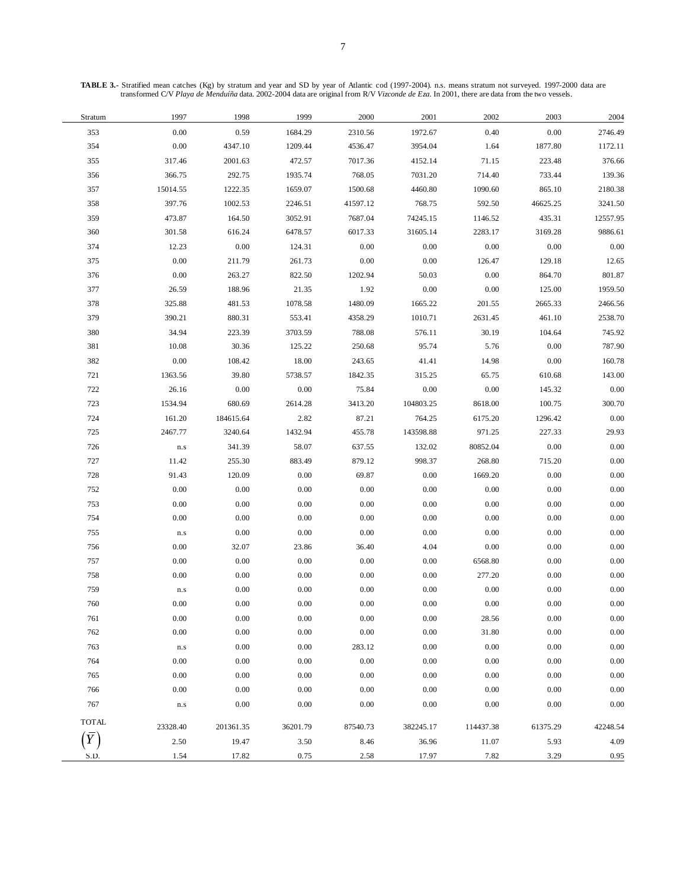**TABLE 3.-** Stratified mean catches (Kg) by stratum and year and SD by year of Atlantic cod (1997-2004). n.s. means stratum not surveyed. 1997-2000 data are transformed C/V *Playa de Menduíña* data. 2002-2004 data are original from R/V *Vizconde de Eza*. In 2001, there are data from the two vessels.

| Stratum | 1997 | 1998 | 1999 | 2000 | 2001 | 2002 | 2003 | 2004 |
|---|---|---|---|---|---|---|---|---|
| 353 | 0.00 | 0.59 | 1684.29 | 2310.56 | 1972.67 | 0.40 | 0.00 | 2746.49 |
| 354 | 0.00 | 4347.10 | 1209.44 | 4536.47 | 3954.04 | 1.64 | 1877.80 | 1172.11 |
| 355 | 317.46 | 2001.63 | 472.57 | 7017.36 | 4152.14 | 71.15 | 223.48 | 376.66 |
| 356 | 366.75 | 292.75 | 1935.74 | 768.05 | 7031.20 | 714.40 | 733.44 | 139.36 |
| 357 | 15014.55 | 1222.35 | 1659.07 | 1500.68 | 4460.80 | 1090.60 | 865.10 | 2180.38 |
| 358 | 397.76 | 1002.53 | 2246.51 | 41597.12 | 768.75 | 592.50 | 46625.25 | 3241.50 |
| 359 | 473.87 | 164.50 | 3052.91 | 7687.04 | 74245.15 | 1146.52 | 435.31 | 12557.95 |
| 360 | 301.58 | 616.24 | 6478.57 | 6017.33 | 31605.14 | 2283.17 | 3169.28 | 9886.61 |
| 374 | 12.23 | 0.00 | 124.31 | 0.00 | 0.00 | 0.00 | 0.00 | 0.00 |
| 375 | 0.00 | 211.79 | 261.73 | 0.00 | 0.00 | 126.47 | 129.18 | 12.65 |
| 376 | 0.00 | 263.27 | 822.50 | 1202.94 | 50.03 | 0.00 | 864.70 | 801.87 |
| 377 | 26.59 | 188.96 | 21.35 | 1.92 | 0.00 | 0.00 | 125.00 | 1959.50 |
| 378 | 325.88 | 481.53 | 1078.58 | 1480.09 | 1665.22 | 201.55 | 2665.33 | 2466.56 |
| 379 | 390.21 | 880.31 | 553.41 | 4358.29 | 1010.71 | 2631.45 | 461.10 | 2538.70 |
| 380 | 34.94 | 223.39 | 3703.59 | 788.08 | 576.11 | 30.19 | 104.64 | 745.92 |
| 381 | 10.08 | 30.36 | 125.22 | 250.68 | 95.74 | 5.76 | 0.00 | 787.90 |
| 382 | 0.00 | 108.42 | 18.00 | 243.65 | 41.41 | 14.98 | 0.00 | 160.78 |
| 721 | 1363.56 | 39.80 | 5738.57 | 1842.35 | 315.25 | 65.75 | 610.68 | 143.00 |
| 722 | 26.16 | 0.00 | 0.00 | 75.84 | 0.00 | 0.00 | 145.32 | 0.00 |
| 723 | 1534.94 | 680.69 | 2614.28 | 3413.20 | 104803.25 | 8618.00 | 100.75 | 300.70 |
| 724 | 161.20 | 184615.64 | 2.82 | 87.21 | 764.25 | 6175.20 | 1296.42 | 0.00 |
| 725 | 2467.77 | 3240.64 | 1432.94 | 455.78 | 143598.88 | 971.25 | 227.33 | 29.93 |
| 726 | n.s | 341.39 | 58.07 | 637.55 | 132.02 | 80852.04 | 0.00 | 0.00 |
| 727 | 11.42 | 255.30 | 883.49 | 879.12 | 998.37 | 268.80 | 715.20 | 0.00 |
| 728 | 91.43 | 120.09 | 0.00 | 69.87 | 0.00 | 1669.20 | 0.00 | 0.00 |
| 752 | 0.00 | 0.00 | 0.00 | 0.00 | 0.00 | 0.00 | 0.00 | 0.00 |
| 753 | 0.00 | 0.00 | 0.00 | 0.00 | 0.00 | 0.00 | 0.00 | 0.00 |
| 754 | 0.00 | 0.00 | 0.00 | 0.00 | 0.00 | 0.00 | 0.00 | 0.00 |
| 755 | n.s | 0.00 | 0.00 | 0.00 | 0.00 | 0.00 | 0.00 | 0.00 |
| 756 | 0.00 | 32.07 | 23.86 | 36.40 | 4.04 | 0.00 | 0.00 | 0.00 |
| 757 | 0.00 | 0.00 | 0.00 | 0.00 | 0.00 | 6568.80 | 0.00 | 0.00 |
| 758 | 0.00 | 0.00 | 0.00 | 0.00 | 0.00 | 277.20 | 0.00 | 0.00 |
| 759 | n.s | 0.00 | 0.00 | 0.00 | 0.00 | 0.00 | 0.00 | 0.00 |
| 760 | 0.00 | 0.00 | 0.00 | 0.00 | 0.00 | 0.00 | 0.00 | 0.00 |
| 761 | 0.00 | 0.00 | 0.00 | 0.00 | 0.00 | 28.56 | 0.00 | 0.00 |
| 762 | 0.00 | 0.00 | 0.00 | 0.00 | 0.00 | 31.80 | 0.00 | 0.00 |
| 763 | n.s | 0.00 | 0.00 | 283.12 | 0.00 | 0.00 | 0.00 | 0.00 |
| 764 | 0.00 | 0.00 | 0.00 | 0.00 | 0.00 | 0.00 | 0.00 | 0.00 |
| 765 | 0.00 | 0.00 | 0.00 | 0.00 | 0.00 | 0.00 | 0.00 | 0.00 |
| 766 | 0.00 | 0.00 | 0.00 | 0.00 | 0.00 | 0.00 | 0.00 | 0.00 |
| 767 | n.s | 0.00 | 0.00 | 0.00 | 0.00 | 0.00 | 0.00 | 0.00 |
| TOTAL | 23328.40 | 201361.35 | 36201.79 | 87540.73 | 382245.17 | 114437.38 | 61375.29 | 42248.54 |
| $(\bar{Y})$ | 2.50 | 19.47 | 3.50 | 8.46 | 36.96 | 11.07 | 5.93 | 4.09 |
| S.D. | 1.54 | 17.82 | 0.75 | 2.58 | 17.97 | 7.82 | 3.29 | 0.95 |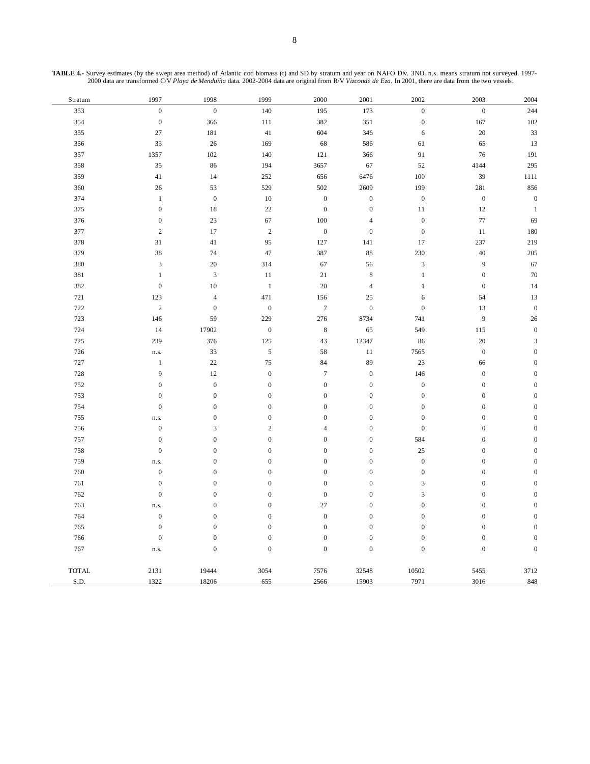**TABLE 4.-** Survey estimates (by the swept area method) of Atlantic cod biomass (t) and SD by stratum and year on NAFO Div. 3NO. n.s. means stratum not surveyed. 1997-2000 data are transformed C/V *Playa de Menduíña* data. 2002-2004 data are original from R/V *Vizconde de Eza*. In 2001, there are data from the two vessels.

| Stratum | 1997 | 1998 | 1999 | 2000 | 2001 | 2002 | 2003 | 2004 |
|---|---|---|---|---|---|---|---|---|
| 353 | 0 | 0 | 140 | 195 | 173 | 0 | 0 | 244 |
| 354 | 0 | 366 | 111 | 382 | 351 | 0 | 167 | 102 |
| 355 | 27 | 181 | 41 | 604 | 346 | 6 | 20 | 33 |
| 356 | 33 | 26 | 169 | 68 | 586 | 61 | 65 | 13 |
| 357 | 1357 | 102 | 140 | 121 | 366 | 91 | 76 | 191 |
| 358 | 35 | 86 | 194 | 3657 | 67 | 52 | 4144 | 295 |
| 359 | 41 | 14 | 252 | 656 | 6476 | 100 | 39 | 1111 |
| 360 | 26 | 53 | 529 | 502 | 2609 | 199 | 281 | 856 |
| 374 | 1 | 0 | 10 | 0 | 0 | 0 | 0 | 0 |
| 375 | 0 | 18 | 22 | 0 | 0 | 11 | 12 | 1 |
| 376 | 0 | 23 | 67 | 100 | 4 | 0 | 77 | 69 |
| 377 | 2 | 17 | 2 | 0 | 0 | 0 | 11 | 180 |
| 378 | 31 | 41 | 95 | 127 | 141 | 17 | 237 | 219 |
| 379 | 38 | 74 | 47 | 387 | 88 | 230 | 40 | 205 |
| 380 | 3 | 20 | 314 | 67 | 56 | 3 | 9 | 67 |
| 381 | 1 | 3 | 11 | 21 | 8 | 1 | 0 | 70 |
| 382 | 0 | 10 | 1 | 20 | 4 | 1 | 0 | 14 |
| 721 | 123 | 4 | 471 | 156 | 25 | 6 | 54 | 13 |
| 722 | 2 | 0 | 0 | 7 | 0 | 0 | 13 | 0 |
| 723 | 146 | 59 | 229 | 276 | 8734 | 741 | 9 | 26 |
| 724 | 14 | 17902 | 0 | 8 | 65 | 549 | 115 | 0 |
| 725 | 239 | 376 | 125 | 43 | 12347 | 86 | 20 | 3 |
| 726 | n.s. | 33 | 5 | 58 | 11 | 7565 | 0 | 0 |
| 727 | 1 | 22 | 75 | 84 | 89 | 23 | 66 | 0 |
| 728 | 9 | 12 | 0 | 7 | 0 | 146 | 0 | 0 |
| 752 | 0 | 0 | 0 | 0 | 0 | 0 | 0 | 0 |
| 753 | 0 | 0 | 0 | 0 | 0 | 0 | 0 | 0 |
| 754 | 0 | 0 | 0 | 0 | 0 | 0 | 0 | 0 |
| 755 | n.s. | 0 | 0 | 0 | 0 | 0 | 0 | 0 |
| 756 | 0 | 3 | 2 | 4 | 0 | 0 | 0 | 0 |
| 757 | 0 | 0 | 0 | 0 | 0 | 584 | 0 | 0 |
| 758 | 0 | 0 | 0 | 0 | 0 | 25 | 0 | 0 |
| 759 | n.s. | 0 | 0 | 0 | 0 | 0 | 0 | 0 |
| 760 | 0 | 0 | 0 | 0 | 0 | 0 | 0 | 0 |
| 761 | 0 | 0 | 0 | 0 | 0 | 3 | 0 | 0 |
| 762 | 0 | 0 | 0 | 0 | 0 | 3 | 0 | 0 |
| 763 | n.s. | 0 | 0 | 27 | 0 | 0 | 0 | 0 |
| 764 | 0 | 0 | 0 | 0 | 0 | 0 | 0 | 0 |
| 765 | 0 | 0 | 0 | 0 | 0 | 0 | 0 | 0 |
| 766 | 0 | 0 | 0 | 0 | 0 | 0 | 0 | 0 |
| 767 | n.s. | 0 | 0 | 0 | 0 | 0 | 0 | 0 |
| TOTAL | 2131 | 19444 | 3054 | 7576 | 32548 | 10502 | 5455 | 3712 |
| S.D. | 1322 | 18206 | 655 | 2566 | 15903 | 7971 | 3016 | 848 |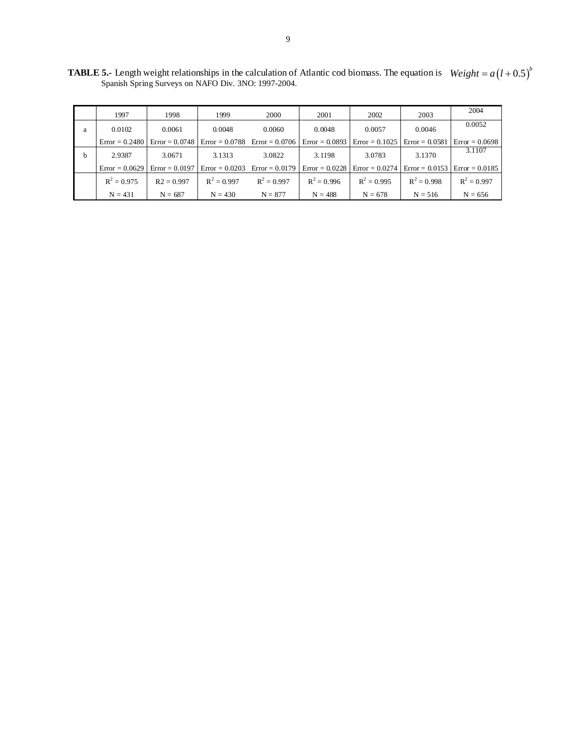**TABLE 5.-** Length weight relationships in the calculation of Atlantic cod biomass. The equation is $Weight = a\left(l + 0.5\right)^{b}$
Spanish Spring Surveys on NAFO Div. 3NO: 1997-2004.

| | 1997 | 1998 | 1999 | 2000 | 2001 | 2002 | 2003 | 2004 |
|---|---|---|---|---|---|---|---|---|
| a | 0.0102 | 0.0061 | 0.0048 | 0.0060 | 0.0048 | 0.0057 | 0.0046 | 0.0052 |
| | Error = 0.2480 | Error = 0.0748 | Error = 0.0788 | Error = 0.0706 | Error = 0.0893 | Error = 0.1025 | Error = 0.0581 | Error = 0.0698 |
| b | 2.9387 | 3.0671 | 3.1313 | 3.0822 | 3.1198 | 3.0783 | 3.1370 | 3.1107 |
| | Error = 0.0629 | Error = 0.0197 | Error = 0.0203 | Error = 0.0179 | Error = 0.0228 | Error = 0.0274 | Error = 0.0153 | Error = 0.0185 |
| | $R^2$ = 0.975 | R2 = 0.997 | $R^2$ = 0.997 | $R^2$ = 0.997 | $R^2$ = 0.996 | $R^2$ = 0.995 | $R^2$ = 0.998 | $R^2$ = 0.997 |
| | N = 431 | N = 687 | N = 430 | N = 877 | N = 488 | N = 678 | N = 516 | N = 656 |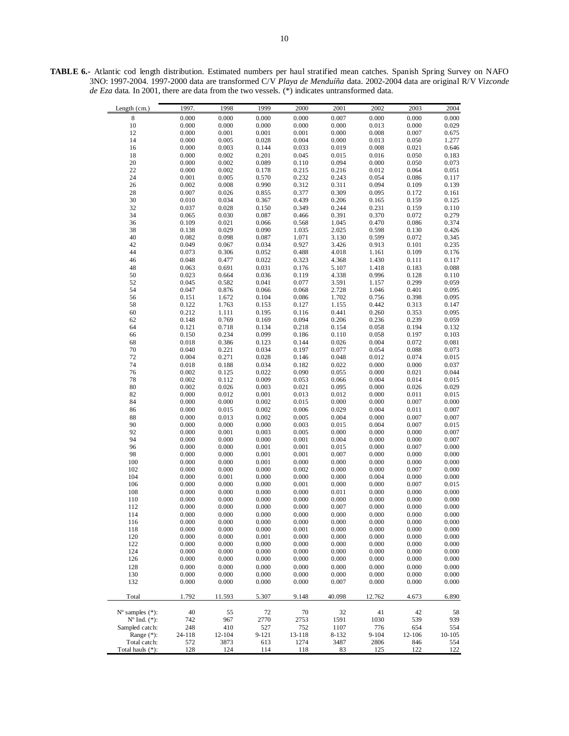**TABLE 6.-** Atlantic cod length distribution. Estimated numbers per haul stratified mean catches. Spanish Spring Survey on NAFO 3NO: 1997-2004. 1997-2000 data are transformed C/V *Playa de Menduíña* data. 2002-2004 data are original R/V *Vizconde de Eza* data. In 2001, there are data from the two vessels. (*) indicates untransformed data.

| Length (cm.) | 1997. | 1998 | 1999 | 2000 | 2001 | 2002 | 2003 | 2004 |
|---|---|---|---|---|---|---|---|---|
| 8 | 0.000 | 0.000 | 0.000 | 0.000 | 0.007 | 0.000 | 0.000 | 0.000 |
| 10 | 0.000 | 0.000 | 0.000 | 0.000 | 0.000 | 0.013 | 0.000 | 0.029 |
| 12 | 0.000 | 0.001 | 0.001 | 0.001 | 0.000 | 0.008 | 0.007 | 0.675 |
| 14 | 0.000 | 0.005 | 0.028 | 0.004 | 0.000 | 0.013 | 0.050 | 1.277 |
| 16 | 0.000 | 0.003 | 0.144 | 0.033 | 0.019 | 0.008 | 0.021 | 0.646 |
| 18 | 0.000 | 0.002 | 0.201 | 0.045 | 0.015 | 0.016 | 0.050 | 0.183 |
| 20 | 0.000 | 0.002 | 0.089 | 0.110 | 0.094 | 0.000 | 0.050 | 0.073 |
| 22 | 0.000 | 0.002 | 0.178 | 0.215 | 0.216 | 0.012 | 0.064 | 0.051 |
| 24 | 0.001 | 0.005 | 0.570 | 0.232 | 0.243 | 0.054 | 0.086 | 0.117 |
| 26 | 0.002 | 0.008 | 0.990 | 0.312 | 0.311 | 0.094 | 0.109 | 0.139 |
| 28 | 0.007 | 0.026 | 0.855 | 0.377 | 0.309 | 0.095 | 0.172 | 0.161 |
| 30 | 0.010 | 0.034 | 0.367 | 0.439 | 0.206 | 0.165 | 0.159 | 0.125 |
| 32 | 0.037 | 0.028 | 0.150 | 0.349 | 0.244 | 0.231 | 0.159 | 0.110 |
| 34 | 0.065 | 0.030 | 0.087 | 0.466 | 0.391 | 0.370 | 0.072 | 0.279 |
| 36 | 0.109 | 0.021 | 0.066 | 0.568 | 1.045 | 0.470 | 0.086 | 0.374 |
| 38 | 0.138 | 0.029 | 0.090 | 1.035 | 2.025 | 0.598 | 0.130 | 0.426 |
| 40 | 0.082 | 0.098 | 0.087 | 1.071 | 3.130 | 0.599 | 0.072 | 0.345 |
| 42 | 0.049 | 0.067 | 0.034 | 0.927 | 3.426 | 0.913 | 0.101 | 0.235 |
| 44 | 0.073 | 0.306 | 0.052 | 0.488 | 4.018 | 1.161 | 0.109 | 0.176 |
| 46 | 0.048 | 0.477 | 0.022 | 0.323 | 4.368 | 1.430 | 0.111 | 0.117 |
| 48 | 0.063 | 0.691 | 0.031 | 0.176 | 5.107 | 1.418 | 0.183 | 0.088 |
| 50 | 0.023 | 0.664 | 0.036 | 0.119 | 4.338 | 0.996 | 0.128 | 0.110 |
| 52 | 0.045 | 0.582 | 0.041 | 0.077 | 3.591 | 1.157 | 0.299 | 0.059 |
| 54 | 0.047 | 0.876 | 0.066 | 0.068 | 2.728 | 1.046 | 0.401 | 0.095 |
| 56 | 0.151 | 1.672 | 0.104 | 0.086 | 1.702 | 0.756 | 0.398 | 0.095 |
| 58 | 0.122 | 1.763 | 0.153 | 0.127 | 1.155 | 0.442 | 0.313 | 0.147 |
| 60 | 0.212 | 1.111 | 0.195 | 0.116 | 0.441 | 0.260 | 0.353 | 0.095 |
| 62 | 0.148 | 0.769 | 0.169 | 0.094 | 0.206 | 0.236 | 0.239 | 0.059 |
| 64 | 0.121 | 0.718 | 0.134 | 0.218 | 0.154 | 0.058 | 0.194 | 0.132 |
| 66 | 0.150 | 0.234 | 0.099 | 0.186 | 0.110 | 0.058 | 0.197 | 0.103 |
| 68 | 0.018 | 0.386 | 0.123 | 0.144 | 0.026 | 0.004 | 0.072 | 0.081 |
| 70 | 0.040 | 0.221 | 0.034 | 0.197 | 0.077 | 0.054 | 0.088 | 0.073 |
| 72 | 0.004 | 0.271 | 0.028 | 0.146 | 0.048 | 0.012 | 0.074 | 0.015 |
| 74 | 0.018 | 0.188 | 0.034 | 0.182 | 0.022 | 0.000 | 0.000 | 0.037 |
| 76 | 0.002 | 0.125 | 0.022 | 0.090 | 0.055 | 0.000 | 0.021 | 0.044 |
| 78 | 0.002 | 0.112 | 0.009 | 0.053 | 0.066 | 0.004 | 0.014 | 0.015 |
| 80 | 0.002 | 0.026 | 0.003 | 0.021 | 0.095 | 0.000 | 0.026 | 0.029 |
| 82 | 0.000 | 0.012 | 0.001 | 0.013 | 0.012 | 0.000 | 0.011 | 0.015 |
| 84 | 0.000 | 0.000 | 0.002 | 0.015 | 0.000 | 0.000 | 0.007 | 0.000 |
| 86 | 0.000 | 0.015 | 0.002 | 0.006 | 0.029 | 0.004 | 0.011 | 0.007 |
| 88 | 0.000 | 0.013 | 0.002 | 0.005 | 0.004 | 0.000 | 0.007 | 0.007 |
| 90 | 0.000 | 0.000 | 0.000 | 0.003 | 0.015 | 0.004 | 0.007 | 0.015 |
| 92 | 0.000 | 0.001 | 0.003 | 0.005 | 0.000 | 0.000 | 0.000 | 0.007 |
| 94 | 0.000 | 0.000 | 0.000 | 0.001 | 0.004 | 0.000 | 0.000 | 0.007 |
| 96 | 0.000 | 0.000 | 0.001 | 0.001 | 0.015 | 0.000 | 0.007 | 0.000 |
| 98 | 0.000 | 0.000 | 0.001 | 0.001 | 0.007 | 0.000 | 0.000 | 0.000 |
| 100 | 0.000 | 0.000 | 0.001 | 0.000 | 0.000 | 0.000 | 0.000 | 0.000 |
| 102 | 0.000 | 0.000 | 0.000 | 0.002 | 0.000 | 0.000 | 0.007 | 0.000 |
| 104 | 0.000 | 0.001 | 0.000 | 0.000 | 0.000 | 0.004 | 0.000 | 0.000 |
| 106 | 0.000 | 0.000 | 0.000 | 0.001 | 0.000 | 0.000 | 0.007 | 0.015 |
| 108 | 0.000 | 0.000 | 0.000 | 0.000 | 0.011 | 0.000 | 0.000 | 0.000 |
| 110 | 0.000 | 0.000 | 0.000 | 0.000 | 0.000 | 0.000 | 0.000 | 0.000 |
| 112 | 0.000 | 0.000 | 0.000 | 0.000 | 0.007 | 0.000 | 0.000 | 0.000 |
| 114 | 0.000 | 0.000 | 0.000 | 0.000 | 0.000 | 0.000 | 0.000 | 0.000 |
| 116 | 0.000 | 0.000 | 0.000 | 0.000 | 0.000 | 0.000 | 0.000 | 0.000 |
| 118 | 0.000 | 0.000 | 0.000 | 0.001 | 0.000 | 0.000 | 0.000 | 0.000 |
| 120 | 0.000 | 0.000 | 0.001 | 0.000 | 0.000 | 0.000 | 0.000 | 0.000 |
| 122 | 0.000 | 0.000 | 0.000 | 0.000 | 0.000 | 0.000 | 0.000 | 0.000 |
| 124 | 0.000 | 0.000 | 0.000 | 0.000 | 0.000 | 0.000 | 0.000 | 0.000 |
| 126 | 0.000 | 0.000 | 0.000 | 0.000 | 0.000 | 0.000 | 0.000 | 0.000 |
| 128 | 0.000 | 0.000 | 0.000 | 0.000 | 0.000 | 0.000 | 0.000 | 0.000 |
| 130 | 0.000 | 0.000 | 0.000 | 0.000 | 0.000 | 0.000 | 0.000 | 0.000 |
| 132 | 0.000 | 0.000 | 0.000 | 0.000 | 0.007 | 0.000 | 0.000 | 0.000 |
| Total | 1.792 | 11.593 | 5.307 | 9.148 | 40.098 | 12.762 | 4.673 | 6.890 |
| Nº samples (*): | 40 | 55 | 72 | 70 | 32 | 41 | 42 | 58 |
| Nº Ind. (*): | 742 | 967 | 2770 | 2753 | 1591 | 1030 | 539 | 939 |
| Sampled catch: | 248 | 410 | 527 | 752 | 1107 | 776 | 654 | 554 |
| Range (*): | 24-118 | 12-104 | 9-121 | 13-118 | 8-132 | 9-104 | 12-106 | 10-105 |
| Total catch: | 572 | 3873 | 613 | 1274 | 3487 | 2806 | 846 | 554 |
| Total hauls (*): | 128 | 124 | 114 | 118 | 83 | 125 | 122 | 122 |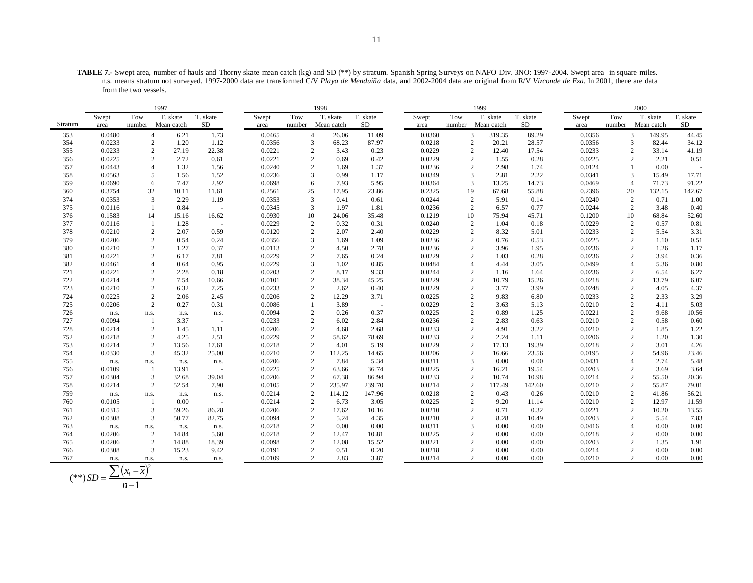**TABLE 7.-** Swept area, number of hauls and Thorny skate mean catch (kg) and SD (**) by stratum. Spanish Spring Surveys on NAFO Div. 3NO: 1997-2004. Swept area in square miles. n.s. means stratum not surveyed. 1997-2000 data are transformed C/V *Playa de Menduíña* data, and 2002-2004 data are original from R/V *Vizconde de Eza*. In 2001, there are data from the two vessels.

| | 1997 | | | | 1998 | | | | 1999 | | | | 2000 | | | |
|---|---|---|---|---|---|---|---|---|---|---|---|---|---|---|---|---|
| Stratum | Swept area | Tow number | T. skate Mean catch | T. skate SD | Swept area | Tow number | T. skate Mean catch | T. skate SD | Swept area | Tow number | T. skate Mean catch | T. skate SD | Swept area | Tow number | T. skate Mean catch | T. skate SD |
| 353 | 0.0480 | 4 | 6.21 | 1.73 | 0.0465 | 4 | 26.06 | 11.09 | 0.0360 | 3 | 319.35 | 89.29 | 0.0356 | 3 | 149.95 | 44.45 |
| 354 | 0.0233 | 2 | 1.20 | 1.12 | 0.0356 | 3 | 68.23 | 87.97 | 0.0218 | 2 | 20.21 | 28.57 | 0.0356 | 3 | 82.44 | 34.12 |
| 355 | 0.0233 | 2 | 27.19 | 22.38 | 0.0221 | 2 | 3.43 | 0.23 | 0.0229 | 2 | 12.40 | 17.54 | 0.0233 | 2 | 33.14 | 41.19 |
| 356 | 0.0225 | 2 | 2.72 | 0.61 | 0.0221 | 2 | 0.69 | 0.42 | 0.0229 | 2 | 1.55 | 0.28 | 0.0225 | 2 | 2.21 | 0.51 |
| 357 | 0.0443 | 4 | 1.32 | 1.56 | 0.0240 | 2 | 1.69 | 1.37 | 0.0236 | 2 | 2.98 | 1.74 | 0.0124 | 1 | 0.00 | - |
| 358 | 0.0563 | 5 | 1.56 | 1.52 | 0.0236 | 3 | 0.99 | 1.17 | 0.0349 | 3 | 2.81 | 2.22 | 0.0341 | 3 | 15.49 | 17.71 |
| 359 | 0.0690 | 6 | 7.47 | 2.92 | 0.0698 | 6 | 7.93 | 5.95 | 0.0364 | 3 | 13.25 | 14.73 | 0.0469 | 4 | 71.73 | 91.22 |
| 360 | 0.3754 | 32 | 10.11 | 11.61 | 0.2561 | 25 | 17.95 | 23.86 | 0.2325 | 19 | 67.68 | 55.88 | 0.2396 | 20 | 132.15 | 142.67 |
| 374 | 0.0353 | 3 | 2.29 | 1.19 | 0.0353 | 3 | 0.41 | 0.61 | 0.0244 | 2 | 5.91 | 0.14 | 0.0240 | 2 | 0.71 | 1.00 |
| 375 | 0.0116 | 1 | 0.84 | - | 0.0345 | 3 | 1.97 | 1.81 | 0.0236 | 2 | 6.57 | 0.77 | 0.0244 | 2 | 3.48 | 0.40 |
| 376 | 0.1583 | 14 | 15.16 | 16.62 | 0.0930 | 10 | 24.06 | 35.48 | 0.1219 | 10 | 75.94 | 45.71 | 0.1200 | 10 | 68.84 | 52.60 |
| 377 | 0.0116 | 1 | 1.28 | - | 0.0229 | 2 | 0.32 | 0.31 | 0.0240 | 2 | 1.04 | 0.18 | 0.0229 | 2 | 0.57 | 0.81 |
| 378 | 0.0210 | 2 | 2.07 | 0.59 | 0.0120 | 2 | 2.07 | 2.40 | 0.0229 | 2 | 8.32 | 5.01 | 0.0233 | 2 | 5.54 | 3.31 |
| 379 | 0.0206 | 2 | 0.54 | 0.24 | 0.0356 | 3 | 1.69 | 1.09 | 0.0236 | 2 | 0.76 | 0.53 | 0.0225 | 2 | 1.10 | 0.51 |
| 380 | 0.0210 | 2 | 1.27 | 0.37 | 0.0113 | 2 | 4.50 | 2.78 | 0.0236 | 2 | 3.96 | 1.95 | 0.0236 | 2 | 1.26 | 1.17 |
| 381 | 0.0221 | 2 | 6.17 | 7.81 | 0.0229 | 2 | 7.65 | 0.24 | 0.0229 | 2 | 1.03 | 0.28 | 0.0236 | 2 | 3.94 | 0.36 |
| 382 | 0.0461 | 4 | 0.64 | 0.95 | 0.0229 | 3 | 1.02 | 0.85 | 0.0484 | 4 | 4.44 | 3.05 | 0.0499 | 4 | 5.36 | 0.80 |
| 721 | 0.0221 | 2 | 2.28 | 0.18 | 0.0203 | 2 | 8.17 | 9.33 | 0.0244 | 2 | 1.16 | 1.64 | 0.0236 | 2 | 6.54 | 6.27 |
| 722 | 0.0214 | 2 | 7.54 | 10.66 | 0.0101 | 2 | 38.34 | 45.25 | 0.0229 | 2 | 10.79 | 15.26 | 0.0218 | 2 | 13.79 | 6.07 |
| 723 | 0.0210 | 2 | 6.32 | 7.25 | 0.0233 | 2 | 2.62 | 0.40 | 0.0229 | 2 | 3.77 | 3.99 | 0.0248 | 2 | 4.05 | 4.37 |
| 724 | 0.0225 | 2 | 2.06 | 2.45 | 0.0206 | 2 | 12.29 | 3.71 | 0.0225 | 2 | 9.83 | 6.80 | 0.0233 | 2 | 2.33 | 3.29 |
| 725 | 0.0206 | 2 | 0.27 | 0.31 | 0.0086 | 1 | 3.89 | - | 0.0229 | 2 | 3.63 | 5.13 | 0.0210 | 2 | 4.11 | 5.03 |
| 726 | n.s. | n.s. | n.s. | n.s. | 0.0094 | 2 | 0.26 | 0.37 | 0.0225 | 2 | 0.89 | 1.25 | 0.0221 | 2 | 9.68 | 10.56 |
| 727 | 0.0094 | 1 | 3.37 | - | 0.0233 | 2 | 6.02 | 2.84 | 0.0236 | 2 | 2.83 | 0.63 | 0.0210 | 2 | 0.58 | 0.60 |
| 728 | 0.0214 | 2 | 1.45 | 1.11 | 0.0206 | 2 | 4.68 | 2.68 | 0.0233 | 2 | 4.91 | 3.22 | 0.0210 | 2 | 1.85 | 1.22 |
| 752 | 0.0218 | 2 | 4.25 | 2.51 | 0.0229 | 2 | 58.62 | 78.69 | 0.0233 | 2 | 2.24 | 1.11 | 0.0206 | 2 | 1.20 | 1.30 |
| 753 | 0.0214 | 2 | 13.56 | 17.61 | 0.0218 | 2 | 4.01 | 5.19 | 0.0229 | 2 | 17.13 | 19.39 | 0.0218 | 2 | 3.01 | 4.26 |
| 754 | 0.0330 | 3 | 45.32 | 25.00 | 0.0210 | 2 | 112.25 | 14.65 | 0.0206 | 2 | 16.66 | 23.56 | 0.0195 | 2 | 54.96 | 23.46 |
| 755 | n.s. | n.s. | n.s. | n.s. | 0.0206 | 2 | 7.84 | 5.34 | 0.0311 | 3 | 0.00 | 0.00 | 0.0431 | 4 | 2.74 | 5.48 |
| 756 | 0.0109 | 1 | 13.91 | - | 0.0225 | 2 | 63.66 | 36.74 | 0.0225 | 2 | 16.21 | 19.54 | 0.0203 | 2 | 3.69 | 3.64 |
| 757 | 0.0304 | 3 | 32.68 | 39.04 | 0.0206 | 2 | 67.38 | 86.94 | 0.0233 | 2 | 10.74 | 10.98 | 0.0214 | 2 | 55.50 | 20.36 |
| 758 | 0.0214 | 2 | 52.54 | 7.90 | 0.0105 | 2 | 235.97 | 239.70 | 0.0214 | 2 | 117.49 | 142.60 | 0.0210 | 2 | 55.87 | 79.01 |
| 759 | n.s. | n.s. | n.s. | n.s. | 0.0214 | 2 | 114.12 | 147.96 | 0.0218 | 2 | 0.43 | 0.26 | 0.0210 | 2 | 41.86 | 56.21 |
| 760 | 0.0105 | 1 | 0.00 | - | 0.0214 | 2 | 6.73 | 3.05 | 0.0225 | 2 | 9.20 | 11.14 | 0.0210 | 2 | 12.97 | 11.59 |
| 761 | 0.0315 | 3 | 59.26 | 86.28 | 0.0206 | 2 | 17.62 | 10.16 | 0.0210 | 2 | 0.71 | 0.32 | 0.0221 | 2 | 10.20 | 13.55 |
| 762 | 0.0308 | 3 | 50.77 | 82.75 | 0.0094 | 2 | 5.24 | 4.35 | 0.0210 | 2 | 8.28 | 10.49 | 0.0203 | 2 | 5.54 | 7.83 |
| 763 | n.s. | n.s. | n.s. | n.s. | 0.0218 | 2 | 0.00 | 0.00 | 0.0311 | 3 | 0.00 | 0.00 | 0.0416 | 4 | 0.00 | 0.00 |
| 764 | 0.0206 | 2 | 14.84 | 5.60 | 0.0218 | 2 | 12.47 | 10.81 | 0.0225 | 2 | 0.00 | 0.00 | 0.0218 | 2 | 0.00 | 0.00 |
| 765 | 0.0206 | 2 | 14.88 | 18.39 | 0.0098 | 2 | 12.08 | 15.52 | 0.0221 | 2 | 0.00 | 0.00 | 0.0203 | 2 | 1.35 | 1.91 |
| 766 | 0.0308 | 3 | 15.23 | 9.42 | 0.0191 | 2 | 0.51 | 0.20 | 0.0218 | 2 | 0.00 | 0.00 | 0.0214 | 2 | 0.00 | 0.00 |
| 767 | n.s. | n.s. | n.s. | n.s. | 0.0109 | 2 | 2.83 | 3.87 | 0.0214 | 2 | 0.00 | 0.00 | 0.0210 | 2 | 0.00 | 0.00 |

$$(**)\,SD = \frac{\sum (x_i - \bar{x})^2}{n-1}$$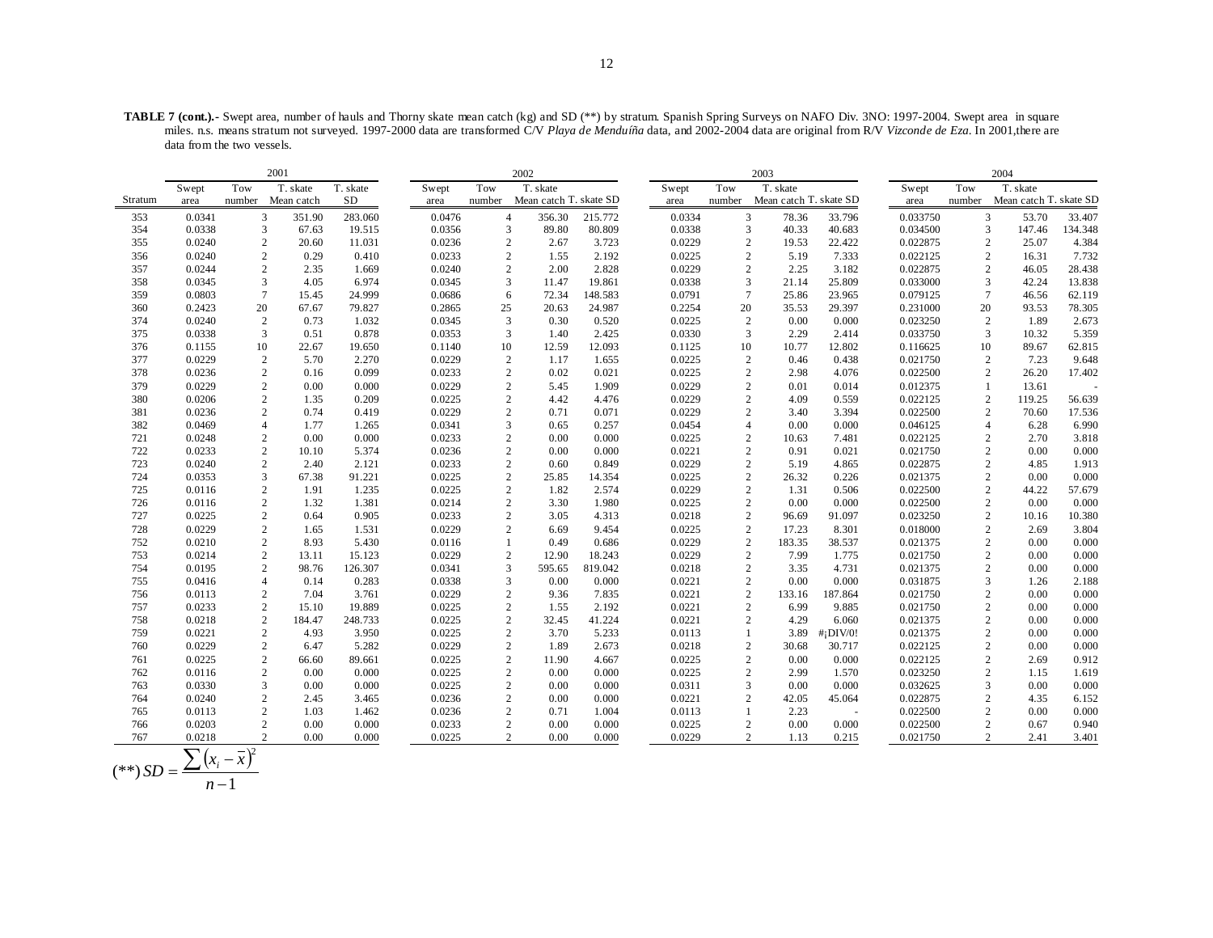**TABLE 7 (cont.).-** Swept area, number of hauls and Thorny skate mean catch (kg) and SD (**) by stratum. Spanish Spring Surveys on NAFO Div. 3NO: 1997-2004. Swept area in square miles. n.s. means stratum not surveyed. 1997-2000 data are transformed C/V *Playa de Menduíña* data, and 2002-2004 data are original from R/V *Vizconde de Eza*. In 2001,there are data from the two vessels.

| | 2001 | | | | 2002 | | | | 2003 | | | | 2004 | | | |
|---|---|---|---|---|---|---|---|---|---|---|---|---|---|---|---|---|
| Stratum | Swept area | Tow number | T. skate Mean catch | T. skate SD | Swept area | Tow number | T. skate Mean catch | T. skate SD | Swept area | Tow number | T. skate Mean catch | T. skate SD | Swept area | Tow number | T. skate Mean catch | T. skate SD |
| 353 | 0.0341 | 3 | 351.90 | 283.060 | 0.0476 | 4 | 356.30 | 215.772 | 0.0334 | 3 | 78.36 | 33.796 | 0.033750 | 3 | 53.70 | 33.407 |
| 354 | 0.0338 | 3 | 67.63 | 19.515 | 0.0356 | 3 | 89.80 | 80.809 | 0.0338 | 3 | 40.33 | 40.683 | 0.034500 | 3 | 147.46 | 134.348 |
| 355 | 0.0240 | 2 | 20.60 | 11.031 | 0.0236 | 2 | 2.67 | 3.723 | 0.0229 | 2 | 19.53 | 22.422 | 0.022875 | 2 | 25.07 | 4.384 |
| 356 | 0.0240 | 2 | 0.29 | 0.410 | 0.0233 | 2 | 1.55 | 2.192 | 0.0225 | 2 | 5.19 | 7.333 | 0.022125 | 2 | 16.31 | 7.732 |
| 357 | 0.0244 | 2 | 2.35 | 1.669 | 0.0240 | 2 | 2.00 | 2.828 | 0.0229 | 2 | 2.25 | 3.182 | 0.022875 | 2 | 46.05 | 28.438 |
| 358 | 0.0345 | 3 | 4.05 | 6.974 | 0.0345 | 3 | 11.47 | 19.861 | 0.0338 | 3 | 21.14 | 25.809 | 0.033000 | 3 | 42.24 | 13.838 |
| 359 | 0.0803 | 7 | 15.45 | 24.999 | 0.0686 | 6 | 72.34 | 148.583 | 0.0791 | 7 | 25.86 | 23.965 | 0.079125 | 7 | 46.56 | 62.119 |
| 360 | 0.2423 | 20 | 67.67 | 79.827 | 0.2865 | 25 | 20.63 | 24.987 | 0.2254 | 20 | 35.53 | 29.397 | 0.231000 | 20 | 93.53 | 78.305 |
| 374 | 0.0240 | 2 | 0.73 | 1.032 | 0.0345 | 3 | 0.30 | 0.520 | 0.0225 | 2 | 0.00 | 0.000 | 0.023250 | 2 | 1.89 | 2.673 |
| 375 | 0.0338 | 3 | 0.51 | 0.878 | 0.0353 | 3 | 1.40 | 2.425 | 0.0330 | 3 | 2.29 | 2.414 | 0.033750 | 3 | 10.32 | 5.359 |
| 376 | 0.1155 | 10 | 22.67 | 19.650 | 0.1140 | 10 | 12.59 | 12.093 | 0.1125 | 10 | 10.77 | 12.802 | 0.116625 | 10 | 89.67 | 62.815 |
| 377 | 0.0229 | 2 | 5.70 | 2.270 | 0.0229 | 2 | 1.17 | 1.655 | 0.0225 | 2 | 0.46 | 0.438 | 0.021750 | 2 | 7.23 | 9.648 |
| 378 | 0.0236 | 2 | 0.16 | 0.099 | 0.0233 | 2 | 0.02 | 0.021 | 0.0225 | 2 | 2.98 | 4.076 | 0.022500 | 2 | 26.20 | 17.402 |
| 379 | 0.0229 | 2 | 0.00 | 0.000 | 0.0229 | 2 | 5.45 | 1.909 | 0.0229 | 2 | 0.01 | 0.014 | 0.012375 | 1 | 13.61 | - |
| 380 | 0.0206 | 2 | 1.35 | 0.209 | 0.0225 | 2 | 4.42 | 4.476 | 0.0229 | 2 | 4.09 | 0.559 | 0.022125 | 2 | 119.25 | 56.639 |
| 381 | 0.0236 | 2 | 0.74 | 0.419 | 0.0229 | 2 | 0.71 | 0.071 | 0.0229 | 2 | 3.40 | 3.394 | 0.022500 | 2 | 70.60 | 17.536 |
| 382 | 0.0469 | 4 | 1.77 | 1.265 | 0.0341 | 3 | 0.65 | 0.257 | 0.0454 | 4 | 0.00 | 0.000 | 0.046125 | 4 | 6.28 | 6.990 |
| 721 | 0.0248 | 2 | 0.00 | 0.000 | 0.0233 | 2 | 0.00 | 0.000 | 0.0225 | 2 | 10.63 | 7.481 | 0.022125 | 2 | 2.70 | 3.818 |
| 722 | 0.0233 | 2 | 10.10 | 5.374 | 0.0236 | 2 | 0.00 | 0.000 | 0.0221 | 2 | 0.91 | 0.021 | 0.021750 | 2 | 0.00 | 0.000 |
| 723 | 0.0240 | 2 | 2.40 | 2.121 | 0.0233 | 2 | 0.60 | 0.849 | 0.0229 | 2 | 5.19 | 4.865 | 0.022875 | 2 | 4.85 | 1.913 |
| 724 | 0.0353 | 3 | 67.38 | 91.221 | 0.0225 | 2 | 25.85 | 14.354 | 0.0225 | 2 | 26.32 | 0.226 | 0.021375 | 2 | 0.00 | 0.000 |
| 725 | 0.0116 | 2 | 1.91 | 1.235 | 0.0225 | 2 | 1.82 | 2.574 | 0.0229 | 2 | 1.31 | 0.506 | 0.022500 | 2 | 44.22 | 57.679 |
| 726 | 0.0116 | 2 | 1.32 | 1.381 | 0.0214 | 2 | 3.30 | 1.980 | 0.0225 | 2 | 0.00 | 0.000 | 0.022500 | 2 | 0.00 | 0.000 |
| 727 | 0.0225 | 2 | 0.64 | 0.905 | 0.0233 | 2 | 3.05 | 4.313 | 0.0218 | 2 | 96.69 | 91.097 | 0.023250 | 2 | 10.16 | 10.380 |
| 728 | 0.0229 | 2 | 1.65 | 1.531 | 0.0229 | 2 | 6.69 | 9.454 | 0.0225 | 2 | 17.23 | 8.301 | 0.018000 | 2 | 2.69 | 3.804 |
| 752 | 0.0210 | 2 | 8.93 | 5.430 | 0.0116 | 1 | 0.49 | 0.686 | 0.0229 | 2 | 183.35 | 38.537 | 0.021375 | 2 | 0.00 | 0.000 |
| 753 | 0.0214 | 2 | 13.11 | 15.123 | 0.0229 | 2 | 12.90 | 18.243 | 0.0229 | 2 | 7.99 | 1.775 | 0.021750 | 2 | 0.00 | 0.000 |
| 754 | 0.0195 | 2 | 98.76 | 126.307 | 0.0341 | 3 | 595.65 | 819.042 | 0.0218 | 2 | 3.35 | 4.731 | 0.021375 | 2 | 0.00 | 0.000 |
| 755 | 0.0416 | 4 | 0.14 | 0.283 | 0.0338 | 3 | 0.00 | 0.000 | 0.0221 | 2 | 0.00 | 0.000 | 0.031875 | 3 | 1.26 | 2.188 |
| 756 | 0.0113 | 2 | 7.04 | 3.761 | 0.0229 | 2 | 9.36 | 7.835 | 0.0221 | 2 | 133.16 | 187.864 | 0.021750 | 2 | 0.00 | 0.000 |
| 757 | 0.0233 | 2 | 15.10 | 19.889 | 0.0225 | 2 | 1.55 | 2.192 | 0.0221 | 2 | 6.99 | 9.885 | 0.021750 | 2 | 0.00 | 0.000 |
| 758 | 0.0218 | 2 | 184.47 | 248.733 | 0.0225 | 2 | 32.45 | 41.224 | 0.0221 | 2 | 4.29 | 6.060 | 0.021375 | 2 | 0.00 | 0.000 |
| 759 | 0.0221 | 2 | 4.93 | 3.950 | 0.0225 | 2 | 3.70 | 5.233 | 0.0113 | 1 | 3.89 | #¡DIV/0! | 0.021375 | 2 | 0.00 | 0.000 |
| 760 | 0.0229 | 2 | 6.47 | 5.282 | 0.0229 | 2 | 1.89 | 2.673 | 0.0218 | 2 | 30.68 | 30.717 | 0.022125 | 2 | 0.00 | 0.000 |
| 761 | 0.0225 | 2 | 66.60 | 89.661 | 0.0225 | 2 | 11.90 | 4.667 | 0.0225 | 2 | 0.00 | 0.000 | 0.022125 | 2 | 2.69 | 0.912 |
| 762 | 0.0116 | 2 | 0.00 | 0.000 | 0.0225 | 2 | 0.00 | 0.000 | 0.0225 | 2 | 2.99 | 1.570 | 0.023250 | 2 | 1.15 | 1.619 |
| 763 | 0.0330 | 3 | 0.00 | 0.000 | 0.0225 | 2 | 0.00 | 0.000 | 0.0311 | 3 | 0.00 | 0.000 | 0.032625 | 3 | 0.00 | 0.000 |
| 764 | 0.0240 | 2 | 2.45 | 3.465 | 0.0236 | 2 | 0.00 | 0.000 | 0.0221 | 2 | 42.05 | 45.064 | 0.022875 | 2 | 4.35 | 6.152 |
| 765 | 0.0113 | 2 | 1.03 | 1.462 | 0.0236 | 2 | 0.71 | 1.004 | 0.0113 | 1 | 2.23 | - | 0.022500 | 2 | 0.00 | 0.000 |
| 766 | 0.0203 | 2 | 0.00 | 0.000 | 0.0233 | 2 | 0.00 | 0.000 | 0.0225 | 2 | 0.00 | 0.000 | 0.022500 | 2 | 0.67 | 0.940 |
| 767 | 0.0218 | 2 | 0.00 | 0.000 | 0.0225 | 2 | 0.00 | 0.000 | 0.0229 | 2 | 1.13 | 0.215 | 0.021750 | 2 | 2.41 | 3.401 |

$$(**)\, SD = \frac{\sum (x_i - \bar{x})^2}{n-1}$$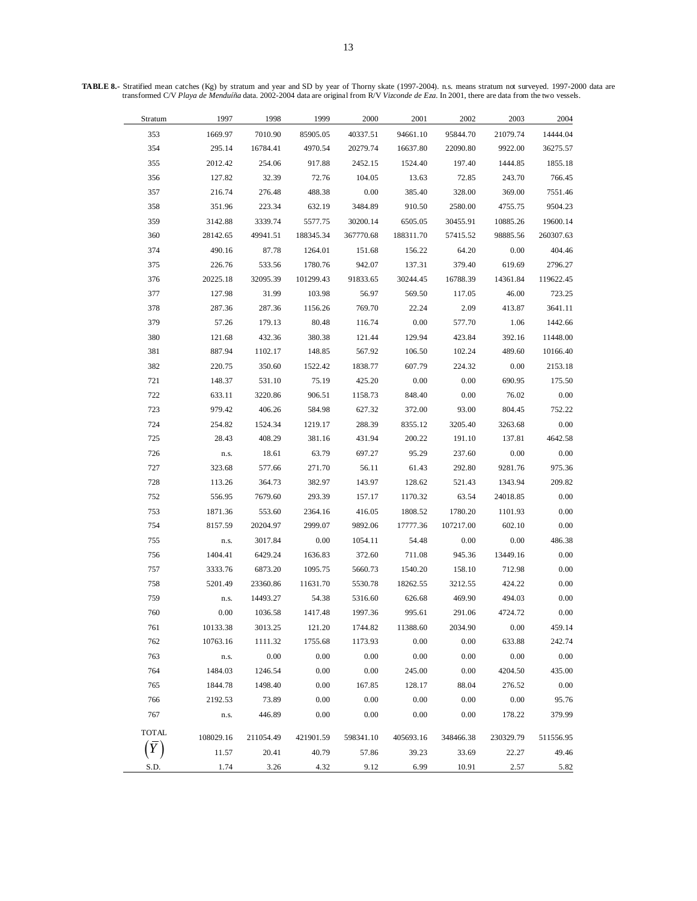**TABLE 8.-** Stratified mean catches (Kg) by stratum and year and SD by year of Thorny skate (1997-2004). n.s. means stratum not surveyed. 1997-2000 data are transformed C/V *Playa de Menduíña* data. 2002-2004 data are original from R/V *Vizconde de Eza*. In 2001, there are data from the two vessels.

| Stratum | 1997 | 1998 | 1999 | 2000 | 2001 | 2002 | 2003 | 2004 |
|---|---|---|---|---|---|---|---|---|
| 353 | 1669.97 | 7010.90 | 85905.05 | 40337.51 | 94661.10 | 95844.70 | 21079.74 | 14444.04 |
| 354 | 295.14 | 16784.41 | 4970.54 | 20279.74 | 16637.80 | 22090.80 | 9922.00 | 36275.57 |
| 355 | 2012.42 | 254.06 | 917.88 | 2452.15 | 1524.40 | 197.40 | 1444.85 | 1855.18 |
| 356 | 127.82 | 32.39 | 72.76 | 104.05 | 13.63 | 72.85 | 243.70 | 766.45 |
| 357 | 216.74 | 276.48 | 488.38 | 0.00 | 385.40 | 328.00 | 369.00 | 7551.46 |
| 358 | 351.96 | 223.34 | 632.19 | 3484.89 | 910.50 | 2580.00 | 4755.75 | 9504.23 |
| 359 | 3142.88 | 3339.74 | 5577.75 | 30200.14 | 6505.05 | 30455.91 | 10885.26 | 19600.14 |
| 360 | 28142.65 | 49941.51 | 188345.34 | 367770.68 | 188311.70 | 57415.52 | 98885.56 | 260307.63 |
| 374 | 490.16 | 87.78 | 1264.01 | 151.68 | 156.22 | 64.20 | 0.00 | 404.46 |
| 375 | 226.76 | 533.56 | 1780.76 | 942.07 | 137.31 | 379.40 | 619.69 | 2796.27 |
| 376 | 20225.18 | 32095.39 | 101299.43 | 91833.65 | 30244.45 | 16788.39 | 14361.84 | 119622.45 |
| 377 | 127.98 | 31.99 | 103.98 | 56.97 | 569.50 | 117.05 | 46.00 | 723.25 |
| 378 | 287.36 | 287.36 | 1156.26 | 769.70 | 22.24 | 2.09 | 413.87 | 3641.11 |
| 379 | 57.26 | 179.13 | 80.48 | 116.74 | 0.00 | 577.70 | 1.06 | 1442.66 |
| 380 | 121.68 | 432.36 | 380.38 | 121.44 | 129.94 | 423.84 | 392.16 | 11448.00 |
| 381 | 887.94 | 1102.17 | 148.85 | 567.92 | 106.50 | 102.24 | 489.60 | 10166.40 |
| 382 | 220.75 | 350.60 | 1522.42 | 1838.77 | 607.79 | 224.32 | 0.00 | 2153.18 |
| 721 | 148.37 | 531.10 | 75.19 | 425.20 | 0.00 | 0.00 | 690.95 | 175.50 |
| 722 | 633.11 | 3220.86 | 906.51 | 1158.73 | 848.40 | 0.00 | 76.02 | 0.00 |
| 723 | 979.42 | 406.26 | 584.98 | 627.32 | 372.00 | 93.00 | 804.45 | 752.22 |
| 724 | 254.82 | 1524.34 | 1219.17 | 288.39 | 8355.12 | 3205.40 | 3263.68 | 0.00 |
| 725 | 28.43 | 408.29 | 381.16 | 431.94 | 200.22 | 191.10 | 137.81 | 4642.58 |
| 726 | n.s. | 18.61 | 63.79 | 697.27 | 95.29 | 237.60 | 0.00 | 0.00 |
| 727 | 323.68 | 577.66 | 271.70 | 56.11 | 61.43 | 292.80 | 9281.76 | 975.36 |
| 728 | 113.26 | 364.73 | 382.97 | 143.97 | 128.62 | 521.43 | 1343.94 | 209.82 |
| 752 | 556.95 | 7679.60 | 293.39 | 157.17 | 1170.32 | 63.54 | 24018.85 | 0.00 |
| 753 | 1871.36 | 553.60 | 2364.16 | 416.05 | 1808.52 | 1780.20 | 1101.93 | 0.00 |
| 754 | 8157.59 | 20204.97 | 2999.07 | 9892.06 | 17777.36 | 107217.00 | 602.10 | 0.00 |
| 755 | n.s. | 3017.84 | 0.00 | 1054.11 | 54.48 | 0.00 | 0.00 | 486.38 |
| 756 | 1404.41 | 6429.24 | 1636.83 | 372.60 | 711.08 | 945.36 | 13449.16 | 0.00 |
| 757 | 3333.76 | 6873.20 | 1095.75 | 5660.73 | 1540.20 | 158.10 | 712.98 | 0.00 |
| 758 | 5201.49 | 23360.86 | 11631.70 | 5530.78 | 18262.55 | 3212.55 | 424.22 | 0.00 |
| 759 | n.s. | 14493.27 | 54.38 | 5316.60 | 626.68 | 469.90 | 494.03 | 0.00 |
| 760 | 0.00 | 1036.58 | 1417.48 | 1997.36 | 995.61 | 291.06 | 4724.72 | 0.00 |
| 761 | 10133.38 | 3013.25 | 121.20 | 1744.82 | 11388.60 | 2034.90 | 0.00 | 459.14 |
| 762 | 10763.16 | 1111.32 | 1755.68 | 1173.93 | 0.00 | 0.00 | 633.88 | 242.74 |
| 763 | n.s. | 0.00 | 0.00 | 0.00 | 0.00 | 0.00 | 0.00 | 0.00 |
| 764 | 1484.03 | 1246.54 | 0.00 | 0.00 | 245.00 | 0.00 | 4204.50 | 435.00 |
| 765 | 1844.78 | 1498.40 | 0.00 | 167.85 | 128.17 | 88.04 | 276.52 | 0.00 |
| 766 | 2192.53 | 73.89 | 0.00 | 0.00 | 0.00 | 0.00 | 0.00 | 95.76 |
| 767 | n.s. | 446.89 | 0.00 | 0.00 | 0.00 | 0.00 | 178.22 | 379.99 |
| TOTAL | 108029.16 | 211054.49 | 421901.59 | 598341.10 | 405693.16 | 348466.38 | 230329.79 | 511556.95 |
| $\left(\overline{Y}\right)$ | 11.57 | 20.41 | 40.79 | 57.86 | 39.23 | 33.69 | 22.27 | 49.46 |
| S.D. | 1.74 | 3.26 | 4.32 | 9.12 | 6.99 | 10.91 | 2.57 | 5.82 |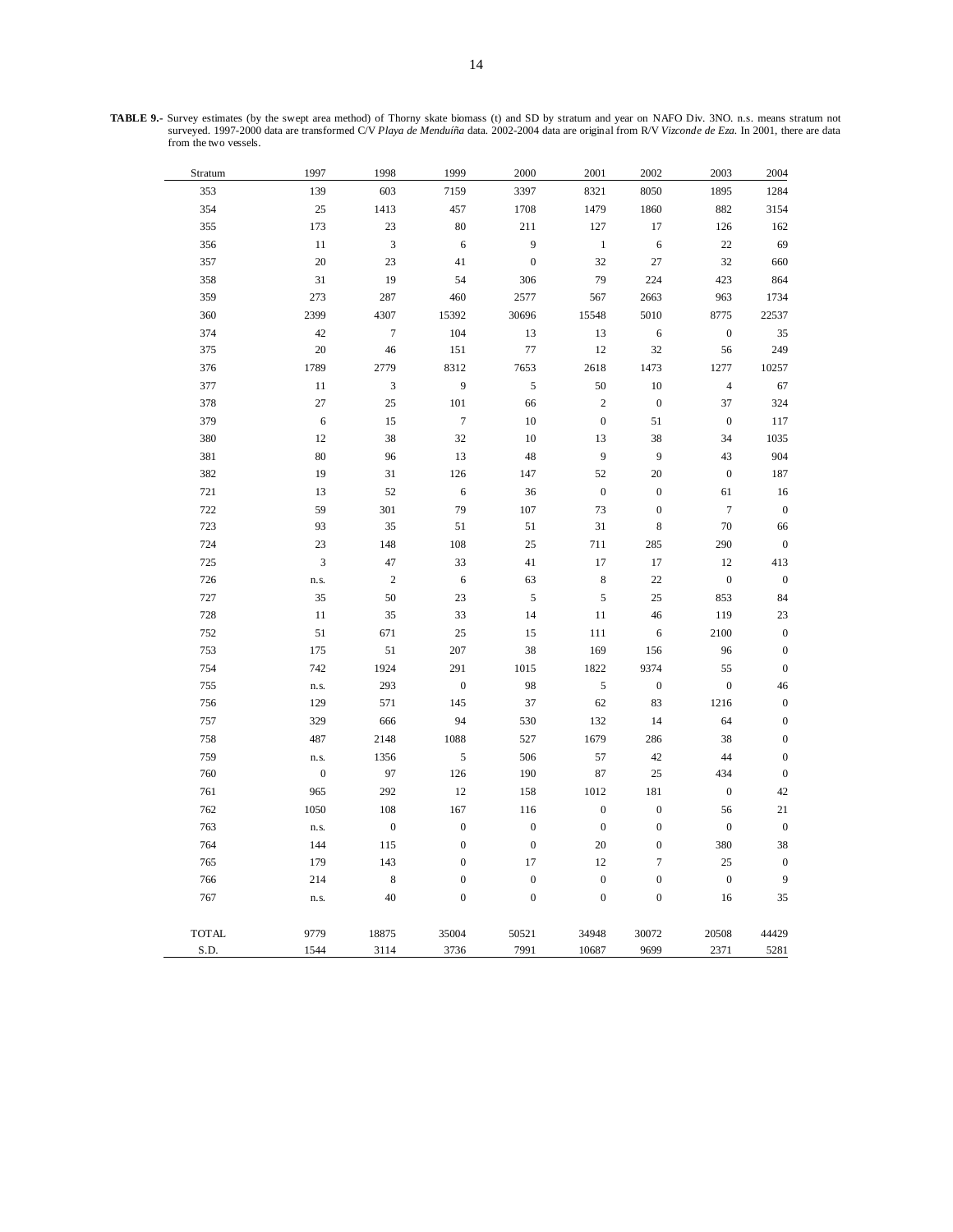**TABLE 9.-** Survey estimates (by the swept area method) of Thorny skate biomass (t) and SD by stratum and year on NAFO Div. 3NO. n.s. means stratum not surveyed. 1997-2000 data are transformed C/V *Playa de Menduíña* data. 2002-2004 data are original from R/V *Vizconde de Eza*. In 2001, there are data from the two vessels.

| Stratum | 1997 | 1998 | 1999 | 2000 | 2001 | 2002 | 2003 | 2004 |
|---|---|---|---|---|---|---|---|---|
| 353 | 139 | 603 | 7159 | 3397 | 8321 | 8050 | 1895 | 1284 |
| 354 | 25 | 1413 | 457 | 1708 | 1479 | 1860 | 882 | 3154 |
| 355 | 173 | 23 | 80 | 211 | 127 | 17 | 126 | 162 |
| 356 | 11 | 3 | 6 | 9 | 1 | 6 | 22 | 69 |
| 357 | 20 | 23 | 41 | 0 | 32 | 27 | 32 | 660 |
| 358 | 31 | 19 | 54 | 306 | 79 | 224 | 423 | 864 |
| 359 | 273 | 287 | 460 | 2577 | 567 | 2663 | 963 | 1734 |
| 360 | 2399 | 4307 | 15392 | 30696 | 15548 | 5010 | 8775 | 22537 |
| 374 | 42 | 7 | 104 | 13 | 13 | 6 | 0 | 35 |
| 375 | 20 | 46 | 151 | 77 | 12 | 32 | 56 | 249 |
| 376 | 1789 | 2779 | 8312 | 7653 | 2618 | 1473 | 1277 | 10257 |
| 377 | 11 | 3 | 9 | 5 | 50 | 10 | 4 | 67 |
| 378 | 27 | 25 | 101 | 66 | 2 | 0 | 37 | 324 |
| 379 | 6 | 15 | 7 | 10 | 0 | 51 | 0 | 117 |
| 380 | 12 | 38 | 32 | 10 | 13 | 38 | 34 | 1035 |
| 381 | 80 | 96 | 13 | 48 | 9 | 9 | 43 | 904 |
| 382 | 19 | 31 | 126 | 147 | 52 | 20 | 0 | 187 |
| 721 | 13 | 52 | 6 | 36 | 0 | 0 | 61 | 16 |
| 722 | 59 | 301 | 79 | 107 | 73 | 0 | 7 | 0 |
| 723 | 93 | 35 | 51 | 51 | 31 | 8 | 70 | 66 |
| 724 | 23 | 148 | 108 | 25 | 711 | 285 | 290 | 0 |
| 725 | 3 | 47 | 33 | 41 | 17 | 17 | 12 | 413 |
| 726 | n.s. | 2 | 6 | 63 | 8 | 22 | 0 | 0 |
| 727 | 35 | 50 | 23 | 5 | 5 | 25 | 853 | 84 |
| 728 | 11 | 35 | 33 | 14 | 11 | 46 | 119 | 23 |
| 752 | 51 | 671 | 25 | 15 | 111 | 6 | 2100 | 0 |
| 753 | 175 | 51 | 207 | 38 | 169 | 156 | 96 | 0 |
| 754 | 742 | 1924 | 291 | 1015 | 1822 | 9374 | 55 | 0 |
| 755 | n.s. | 293 | 0 | 98 | 5 | 0 | 0 | 46 |
| 756 | 129 | 571 | 145 | 37 | 62 | 83 | 1216 | 0 |
| 757 | 329 | 666 | 94 | 530 | 132 | 14 | 64 | 0 |
| 758 | 487 | 2148 | 1088 | 527 | 1679 | 286 | 38 | 0 |
| 759 | n.s. | 1356 | 5 | 506 | 57 | 42 | 44 | 0 |
| 760 | 0 | 97 | 126 | 190 | 87 | 25 | 434 | 0 |
| 761 | 965 | 292 | 12 | 158 | 1012 | 181 | 0 | 42 |
| 762 | 1050 | 108 | 167 | 116 | 0 | 0 | 56 | 21 |
| 763 | n.s. | 0 | 0 | 0 | 0 | 0 | 0 | 0 |
| 764 | 144 | 115 | 0 | 0 | 20 | 0 | 380 | 38 |
| 765 | 179 | 143 | 0 | 17 | 12 | 7 | 25 | 0 |
| 766 | 214 | 8 | 0 | 0 | 0 | 0 | 0 | 9 |
| 767 | n.s. | 40 | 0 | 0 | 0 | 0 | 16 | 35 |
| TOTAL | 9779 | 18875 | 35004 | 50521 | 34948 | 30072 | 20508 | 44429 |
| S.D. | 1544 | 3114 | 3736 | 7991 | 10687 | 9699 | 2371 | 5281 |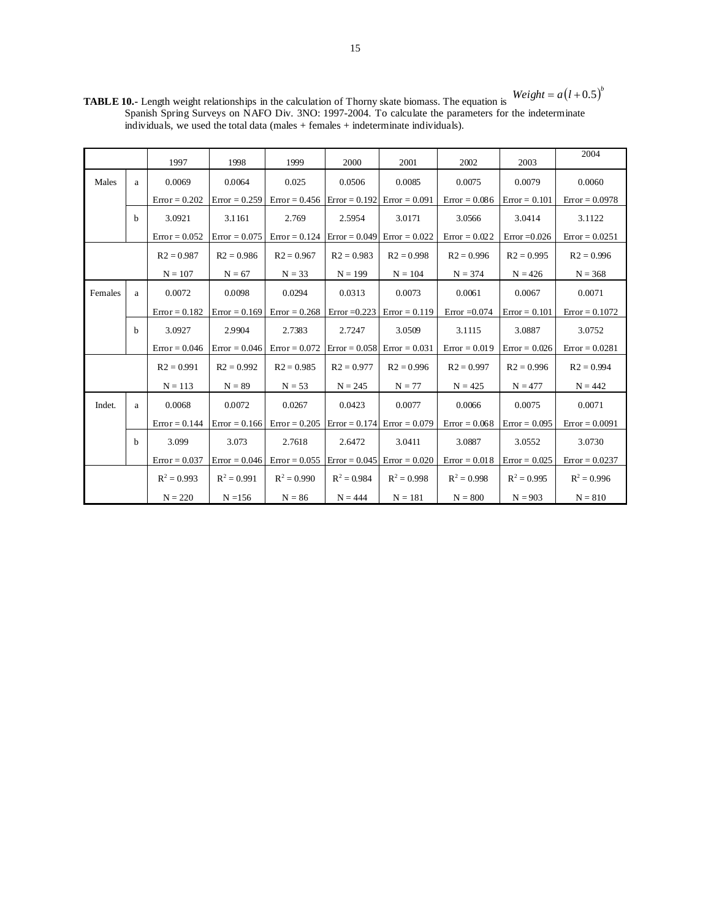**TABLE 10.-** Length weight relationships in the calculation of Thorny skate biomass. The equation is $Weight = a(l + 0.5)^b$ Spanish Spring Surveys on NAFO Div. 3NO: 1997-2004. To calculate the parameters for the indeterminate individuals, we used the total data (males + females + indeterminate individuals).

| | | 1997 | 1998 | 1999 | 2000 | 2001 | 2002 | 2003 | 2004 |
|---|---|---|---|---|---|---|---|---|---|
| Males | a | 0.0069 | 0.0064 | 0.025 | 0.0506 | 0.0085 | 0.0075 | 0.0079 | 0.0060 |
| | | Error = 0.202 | Error = 0.259 | Error = 0.456 | Error = 0.192 | Error = 0.091 | Error = 0.086 | Error = 0.101 | Error = 0.0978 |
| | b | 3.0921 | 3.1161 | 2.769 | 2.5954 | 3.0171 | 3.0566 | 3.0414 | 3.1122 |
| | | Error = 0.052 | Error = 0.075 | Error = 0.124 | Error = 0.049 | Error = 0.022 | Error = 0.022 | Error =0.026 | Error = 0.0251 |
| | | R2 = 0.987 | R2 = 0.986 | R2 = 0.967 | R2 = 0.983 | R2 = 0.998 | R2 = 0.996 | R2 = 0.995 | R2 = 0.996 |
| | | N = 107 | N = 67 | N = 33 | N = 199 | N = 104 | N = 374 | N = 426 | N = 368 |
| Females | a | 0.0072 | 0.0098 | 0.0294 | 0.0313 | 0.0073 | 0.0061 | 0.0067 | 0.0071 |
| | | Error = 0.182 | Error = 0.169 | Error = 0.268 | Error =0.223 | Error = 0.119 | Error =0.074 | Error = 0.101 | Error = 0.1072 |
| | b | 3.0927 | 2.9904 | 2.7383 | 2.7247 | 3.0509 | 3.1115 | 3.0887 | 3.0752 |
| | | Error = 0.046 | Error = 0.046 | Error = 0.072 | Error = 0.058 | Error = 0.031 | Error = 0.019 | Error = 0.026 | Error = 0.0281 |
| | | R2 = 0.991 | R2 = 0.992 | R2 = 0.985 | R2 = 0.977 | R2 = 0.996 | R2 = 0.997 | R2 = 0.996 | R2 = 0.994 |
| | | N = 113 | N = 89 | N = 53 | N = 245 | N = 77 | N = 425 | N = 477 | N = 442 |
| Indet. | a | 0.0068 | 0.0072 | 0.0267 | 0.0423 | 0.0077 | 0.0066 | 0.0075 | 0.0071 |
| | | Error = 0.144 | Error = 0.166 | Error = 0.205 | Error = 0.174 | Error = 0.079 | Error = 0.068 | Error = 0.095 | Error = 0.0091 |
| | b | 3.099 | 3.073 | 2.7618 | 2.6472 | 3.0411 | 3.0887 | 3.0552 | 3.0730 |
| | | Error = 0.037 | Error = 0.046 | Error = 0.055 | Error = 0.045 | Error = 0.020 | Error = 0.018 | Error = 0.025 | Error = 0.0237 |
| | | $R^2 = 0.993$ | $R^2 = 0.991$ | $R^2 = 0.990$ | $R^2 = 0.984$ | $R^2 = 0.998$ | $R^2 = 0.998$ | $R^2 = 0.995$ | $R^2 = 0.996$ |
| | | N = 220 | N =156 | N = 86 | N = 444 | N = 181 | N = 800 | N = 903 | N = 810 |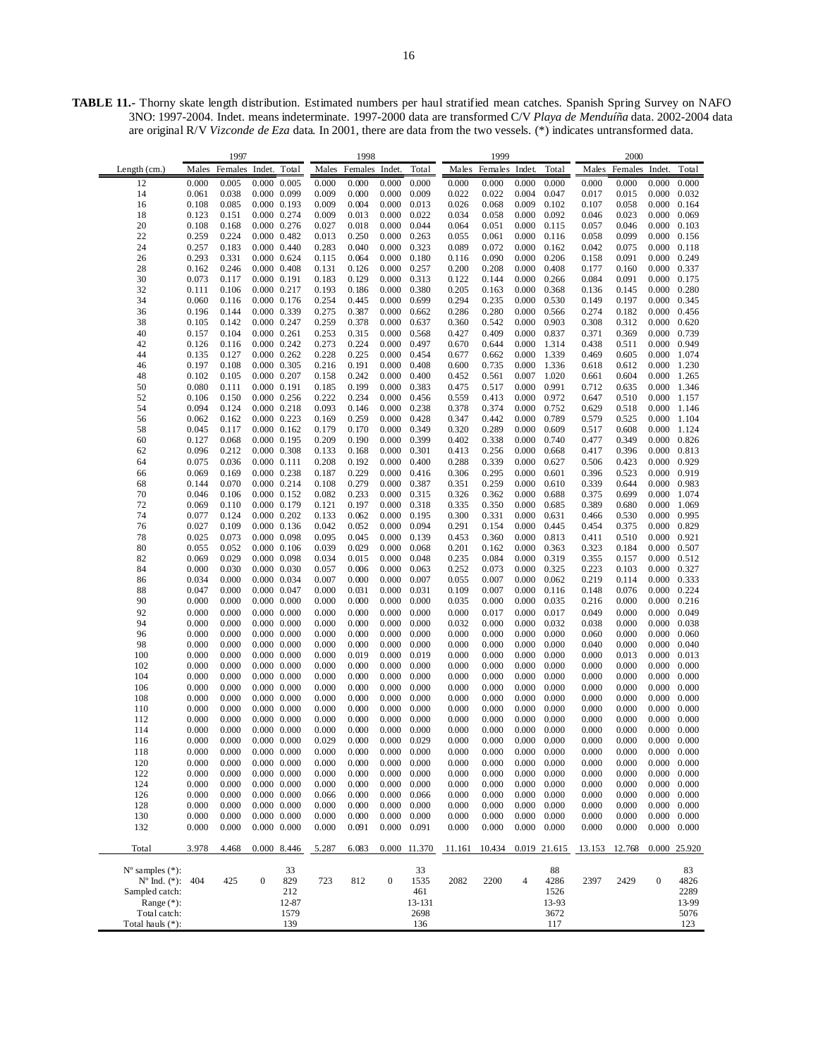**TABLE 11.-** Thorny skate length distribution. Estimated numbers per haul stratified mean catches. Spanish Spring Survey on NAFO 3NO: 1997-2004. Indet. means indeterminate. 1997-2000 data are transformed C/V *Playa de Menduíña* data. 2002-2004 data are original R/V *Vizconde de Eza* data. In 2001, there are data from the two vessels. (*) indicates untransformed data.

| | 1997 | | | | 1998 | | | | 1999 | | | | 2000 | | | |
|---|---|---|---|---|---|---|---|---|---|---|---|---|---|---|---|---|
| Length (cm.) | Males | Females | Indet. | Total | Males | Females | Indet. | Total | Males | Females | Indet. | Total | Males | Females | Indet. | Total |
| 12 | 0.000 | 0.005 | 0.000 | 0.005 | 0.000 | 0.000 | 0.000 | 0.000 | 0.000 | 0.000 | 0.000 | 0.000 | 0.000 | 0.000 | 0.000 | 0.000 |
| 14 | 0.061 | 0.038 | 0.000 | 0.099 | 0.009 | 0.000 | 0.000 | 0.009 | 0.022 | 0.022 | 0.004 | 0.047 | 0.017 | 0.015 | 0.000 | 0.032 |
| 16 | 0.108 | 0.085 | 0.000 | 0.193 | 0.009 | 0.004 | 0.000 | 0.013 | 0.026 | 0.068 | 0.009 | 0.102 | 0.107 | 0.058 | 0.000 | 0.164 |
| 18 | 0.123 | 0.151 | 0.000 | 0.274 | 0.009 | 0.013 | 0.000 | 0.022 | 0.034 | 0.058 | 0.000 | 0.092 | 0.046 | 0.023 | 0.000 | 0.069 |
| 20 | 0.108 | 0.168 | 0.000 | 0.276 | 0.027 | 0.018 | 0.000 | 0.044 | 0.064 | 0.051 | 0.000 | 0.115 | 0.057 | 0.046 | 0.000 | 0.103 |
| 22 | 0.259 | 0.224 | 0.000 | 0.482 | 0.013 | 0.250 | 0.000 | 0.263 | 0.055 | 0.061 | 0.000 | 0.116 | 0.058 | 0.099 | 0.000 | 0.156 |
| 24 | 0.257 | 0.183 | 0.000 | 0.440 | 0.283 | 0.040 | 0.000 | 0.323 | 0.089 | 0.072 | 0.000 | 0.162 | 0.042 | 0.075 | 0.000 | 0.118 |
| 26 | 0.293 | 0.331 | 0.000 | 0.624 | 0.115 | 0.064 | 0.000 | 0.180 | 0.116 | 0.090 | 0.000 | 0.206 | 0.158 | 0.091 | 0.000 | 0.249 |
| 28 | 0.162 | 0.246 | 0.000 | 0.408 | 0.131 | 0.126 | 0.000 | 0.257 | 0.200 | 0.208 | 0.000 | 0.408 | 0.177 | 0.160 | 0.000 | 0.337 |
| 30 | 0.073 | 0.117 | 0.000 | 0.191 | 0.183 | 0.129 | 0.000 | 0.313 | 0.122 | 0.144 | 0.000 | 0.266 | 0.084 | 0.091 | 0.000 | 0.175 |
| 32 | 0.111 | 0.106 | 0.000 | 0.217 | 0.193 | 0.186 | 0.000 | 0.380 | 0.205 | 0.163 | 0.000 | 0.368 | 0.136 | 0.145 | 0.000 | 0.280 |
| 34 | 0.060 | 0.116 | 0.000 | 0.176 | 0.254 | 0.445 | 0.000 | 0.699 | 0.294 | 0.235 | 0.000 | 0.530 | 0.149 | 0.197 | 0.000 | 0.345 |
| 36 | 0.196 | 0.144 | 0.000 | 0.339 | 0.275 | 0.387 | 0.000 | 0.662 | 0.286 | 0.280 | 0.000 | 0.566 | 0.274 | 0.182 | 0.000 | 0.456 |
| 38 | 0.105 | 0.142 | 0.000 | 0.247 | 0.259 | 0.378 | 0.000 | 0.637 | 0.360 | 0.542 | 0.000 | 0.903 | 0.308 | 0.312 | 0.000 | 0.620 |
| 40 | 0.157 | 0.104 | 0.000 | 0.261 | 0.253 | 0.315 | 0.000 | 0.568 | 0.427 | 0.409 | 0.000 | 0.837 | 0.371 | 0.369 | 0.000 | 0.739 |
| 42 | 0.126 | 0.116 | 0.000 | 0.242 | 0.273 | 0.224 | 0.000 | 0.497 | 0.670 | 0.644 | 0.000 | 1.314 | 0.438 | 0.511 | 0.000 | 0.949 |
| 44 | 0.135 | 0.127 | 0.000 | 0.262 | 0.228 | 0.225 | 0.000 | 0.454 | 0.677 | 0.662 | 0.000 | 1.339 | 0.469 | 0.605 | 0.000 | 1.074 |
| 46 | 0.197 | 0.108 | 0.000 | 0.305 | 0.216 | 0.191 | 0.000 | 0.408 | 0.600 | 0.735 | 0.000 | 1.336 | 0.618 | 0.612 | 0.000 | 1.230 |
| 48 | 0.102 | 0.105 | 0.000 | 0.207 | 0.158 | 0.242 | 0.000 | 0.400 | 0.452 | 0.561 | 0.007 | 1.020 | 0.661 | 0.604 | 0.000 | 1.265 |
| 50 | 0.080 | 0.111 | 0.000 | 0.191 | 0.185 | 0.199 | 0.000 | 0.383 | 0.475 | 0.517 | 0.000 | 0.991 | 0.712 | 0.635 | 0.000 | 1.346 |
| 52 | 0.106 | 0.150 | 0.000 | 0.256 | 0.222 | 0.234 | 0.000 | 0.456 | 0.559 | 0.413 | 0.000 | 0.972 | 0.647 | 0.510 | 0.000 | 1.157 |
| 54 | 0.094 | 0.124 | 0.000 | 0.218 | 0.093 | 0.146 | 0.000 | 0.238 | 0.378 | 0.374 | 0.000 | 0.752 | 0.629 | 0.518 | 0.000 | 1.146 |
| 56 | 0.062 | 0.162 | 0.000 | 0.223 | 0.169 | 0.259 | 0.000 | 0.428 | 0.347 | 0.442 | 0.000 | 0.789 | 0.579 | 0.525 | 0.000 | 1.104 |
| 58 | 0.045 | 0.117 | 0.000 | 0.162 | 0.179 | 0.170 | 0.000 | 0.349 | 0.320 | 0.289 | 0.000 | 0.609 | 0.517 | 0.608 | 0.000 | 1.124 |
| 60 | 0.127 | 0.068 | 0.000 | 0.195 | 0.209 | 0.190 | 0.000 | 0.399 | 0.402 | 0.338 | 0.000 | 0.740 | 0.477 | 0.349 | 0.000 | 0.826 |
| 62 | 0.096 | 0.212 | 0.000 | 0.308 | 0.133 | 0.168 | 0.000 | 0.301 | 0.413 | 0.256 | 0.000 | 0.668 | 0.417 | 0.396 | 0.000 | 0.813 |
| 64 | 0.075 | 0.036 | 0.000 | 0.111 | 0.208 | 0.192 | 0.000 | 0.400 | 0.288 | 0.339 | 0.000 | 0.627 | 0.506 | 0.423 | 0.000 | 0.929 |
| 66 | 0.069 | 0.169 | 0.000 | 0.238 | 0.187 | 0.229 | 0.000 | 0.416 | 0.306 | 0.295 | 0.000 | 0.601 | 0.396 | 0.523 | 0.000 | 0.919 |
| 68 | 0.144 | 0.070 | 0.000 | 0.214 | 0.108 | 0.279 | 0.000 | 0.387 | 0.351 | 0.259 | 0.000 | 0.610 | 0.339 | 0.644 | 0.000 | 0.983 |
| 70 | 0.046 | 0.106 | 0.000 | 0.152 | 0.082 | 0.233 | 0.000 | 0.315 | 0.326 | 0.362 | 0.000 | 0.688 | 0.375 | 0.699 | 0.000 | 1.074 |
| 72 | 0.069 | 0.110 | 0.000 | 0.179 | 0.121 | 0.197 | 0.000 | 0.318 | 0.335 | 0.350 | 0.000 | 0.685 | 0.389 | 0.680 | 0.000 | 1.069 |
| 74 | 0.077 | 0.124 | 0.000 | 0.202 | 0.133 | 0.062 | 0.000 | 0.195 | 0.300 | 0.331 | 0.000 | 0.631 | 0.466 | 0.530 | 0.000 | 0.995 |
| 76 | 0.027 | 0.109 | 0.000 | 0.136 | 0.042 | 0.052 | 0.000 | 0.094 | 0.291 | 0.154 | 0.000 | 0.445 | 0.454 | 0.375 | 0.000 | 0.829 |
| 78 | 0.025 | 0.073 | 0.000 | 0.098 | 0.095 | 0.045 | 0.000 | 0.139 | 0.453 | 0.360 | 0.000 | 0.813 | 0.411 | 0.510 | 0.000 | 0.921 |
| 80 | 0.055 | 0.052 | 0.000 | 0.106 | 0.039 | 0.029 | 0.000 | 0.068 | 0.201 | 0.162 | 0.000 | 0.363 | 0.323 | 0.184 | 0.000 | 0.507 |
| 82 | 0.069 | 0.029 | 0.000 | 0.098 | 0.034 | 0.015 | 0.000 | 0.048 | 0.235 | 0.084 | 0.000 | 0.319 | 0.355 | 0.157 | 0.000 | 0.512 |
| 84 | 0.000 | 0.030 | 0.000 | 0.030 | 0.057 | 0.006 | 0.000 | 0.063 | 0.252 | 0.073 | 0.000 | 0.325 | 0.223 | 0.103 | 0.000 | 0.327 |
| 86 | 0.034 | 0.000 | 0.000 | 0.034 | 0.007 | 0.000 | 0.000 | 0.007 | 0.055 | 0.007 | 0.000 | 0.062 | 0.219 | 0.114 | 0.000 | 0.333 |
| 88 | 0.047 | 0.000 | 0.000 | 0.047 | 0.000 | 0.031 | 0.000 | 0.031 | 0.109 | 0.007 | 0.000 | 0.116 | 0.148 | 0.076 | 0.000 | 0.224 |
| 90 | 0.000 | 0.000 | 0.000 | 0.000 | 0.000 | 0.000 | 0.000 | 0.000 | 0.035 | 0.000 | 0.000 | 0.035 | 0.216 | 0.000 | 0.000 | 0.216 |
| 92 | 0.000 | 0.000 | 0.000 | 0.000 | 0.000 | 0.000 | 0.000 | 0.000 | 0.000 | 0.017 | 0.000 | 0.017 | 0.049 | 0.000 | 0.000 | 0.049 |
| 94 | 0.000 | 0.000 | 0.000 | 0.000 | 0.000 | 0.000 | 0.000 | 0.000 | 0.032 | 0.000 | 0.000 | 0.032 | 0.038 | 0.000 | 0.000 | 0.038 |
| 96 | 0.000 | 0.000 | 0.000 | 0.000 | 0.000 | 0.000 | 0.000 | 0.000 | 0.000 | 0.000 | 0.000 | 0.000 | 0.060 | 0.000 | 0.000 | 0.060 |
| 98 | 0.000 | 0.000 | 0.000 | 0.000 | 0.000 | 0.000 | 0.000 | 0.000 | 0.000 | 0.000 | 0.000 | 0.000 | 0.040 | 0.000 | 0.000 | 0.040 |
| 100 | 0.000 | 0.000 | 0.000 | 0.000 | 0.000 | 0.019 | 0.000 | 0.019 | 0.000 | 0.000 | 0.000 | 0.000 | 0.000 | 0.013 | 0.000 | 0.013 |
| 102 | 0.000 | 0.000 | 0.000 | 0.000 | 0.000 | 0.000 | 0.000 | 0.000 | 0.000 | 0.000 | 0.000 | 0.000 | 0.000 | 0.000 | 0.000 | 0.000 |
| 104 | 0.000 | 0.000 | 0.000 | 0.000 | 0.000 | 0.000 | 0.000 | 0.000 | 0.000 | 0.000 | 0.000 | 0.000 | 0.000 | 0.000 | 0.000 | 0.000 |
| 106 | 0.000 | 0.000 | 0.000 | 0.000 | 0.000 | 0.000 | 0.000 | 0.000 | 0.000 | 0.000 | 0.000 | 0.000 | 0.000 | 0.000 | 0.000 | 0.000 |
| 108 | 0.000 | 0.000 | 0.000 | 0.000 | 0.000 | 0.000 | 0.000 | 0.000 | 0.000 | 0.000 | 0.000 | 0.000 | 0.000 | 0.000 | 0.000 | 0.000 |
| 110 | 0.000 | 0.000 | 0.000 | 0.000 | 0.000 | 0.000 | 0.000 | 0.000 | 0.000 | 0.000 | 0.000 | 0.000 | 0.000 | 0.000 | 0.000 | 0.000 |
| 112 | 0.000 | 0.000 | 0.000 | 0.000 | 0.000 | 0.000 | 0.000 | 0.000 | 0.000 | 0.000 | 0.000 | 0.000 | 0.000 | 0.000 | 0.000 | 0.000 |
| 114 | 0.000 | 0.000 | 0.000 | 0.000 | 0.000 | 0.000 | 0.000 | 0.000 | 0.000 | 0.000 | 0.000 | 0.000 | 0.000 | 0.000 | 0.000 | 0.000 |
| 116 | 0.000 | 0.000 | 0.000 | 0.000 | 0.029 | 0.000 | 0.000 | 0.029 | 0.000 | 0.000 | 0.000 | 0.000 | 0.000 | 0.000 | 0.000 | 0.000 |
| 118 | 0.000 | 0.000 | 0.000 | 0.000 | 0.000 | 0.000 | 0.000 | 0.000 | 0.000 | 0.000 | 0.000 | 0.000 | 0.000 | 0.000 | 0.000 | 0.000 |
| 120 | 0.000 | 0.000 | 0.000 | 0.000 | 0.000 | 0.000 | 0.000 | 0.000 | 0.000 | 0.000 | 0.000 | 0.000 | 0.000 | 0.000 | 0.000 | 0.000 |
| 122 | 0.000 | 0.000 | 0.000 | 0.000 | 0.000 | 0.000 | 0.000 | 0.000 | 0.000 | 0.000 | 0.000 | 0.000 | 0.000 | 0.000 | 0.000 | 0.000 |
| 124 | 0.000 | 0.000 | 0.000 | 0.000 | 0.000 | 0.000 | 0.000 | 0.000 | 0.000 | 0.000 | 0.000 | 0.000 | 0.000 | 0.000 | 0.000 | 0.000 |
| 126 | 0.000 | 0.000 | 0.000 | 0.000 | 0.066 | 0.000 | 0.000 | 0.066 | 0.000 | 0.000 | 0.000 | 0.000 | 0.000 | 0.000 | 0.000 | 0.000 |
| 128 | 0.000 | 0.000 | 0.000 | 0.000 | 0.000 | 0.000 | 0.000 | 0.000 | 0.000 | 0.000 | 0.000 | 0.000 | 0.000 | 0.000 | 0.000 | 0.000 |
| 130 | 0.000 | 0.000 | 0.000 | 0.000 | 0.000 | 0.000 | 0.000 | 0.000 | 0.000 | 0.000 | 0.000 | 0.000 | 0.000 | 0.000 | 0.000 | 0.000 |
| 132 | 0.000 | 0.000 | 0.000 | 0.000 | 0.000 | 0.091 | 0.000 | 0.091 | 0.000 | 0.000 | 0.000 | 0.000 | 0.000 | 0.000 | 0.000 | 0.000 |
| Total | 3.978 | 4.468 | 0.000 | 8.446 | 5.287 | 6.083 | 0.000 | 11.370 | 11.161 | 10.434 | 0.019 | 21.615 | 13.153 | 12.768 | 0.000 | 25.920 |
| Nº samples (*): | | | | 33 | | | | 33 | | | | 88 | | | | 83 |
| Nº Ind. (*): | 404 | 425 | 0 | 829 | 723 | 812 | 0 | 1535 | 2082 | 2200 | 4 | 4286 | 2397 | 2429 | 0 | 4826 |
| Sampled catch: | | | | 212 | | | | 461 | | | | 1526 | | | | 2289 |
| Range (*): | | | | 12-87 | | | | 13-131 | | | | 13-93 | | | | 13-99 |
| Total catch: | | | | 1579 | | | | 2698 | | | | 3672 | | | | 5076 |
| Total hauls (*): | | | | 139 | | | | 136 | | | | 117 | | | | 123 |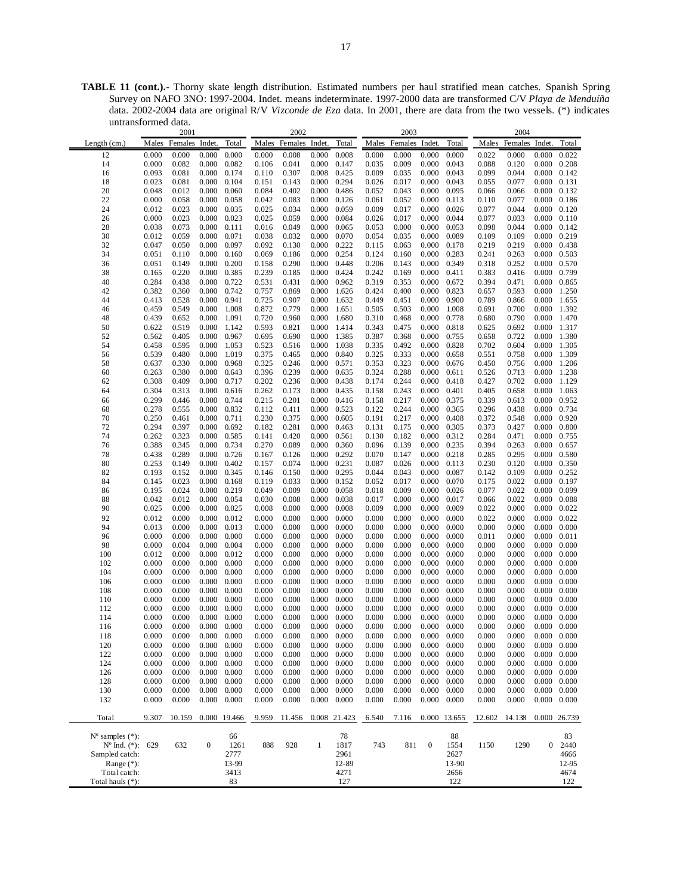**TABLE 11 (cont.).-** Thorny skate length distribution. Estimated numbers per haul stratified mean catches. Spanish Spring Survey on NAFO 3NO: 1997-2004. Indet. means indeterminate. 1997-2000 data are transformed C/V *Playa de Menduíña* data. 2002-2004 data are original R/V *Vizconde de Eza* data. In 2001, there are data from the two vessels. (*) indicates untransformed data.

| | 2001 | | | | 2002 | | | | 2003 | | | | 2004 | | | |
|---|---|---|---|---|---|---|---|---|---|---|---|---|---|---|---|---|
| Length (cm.) | Males | Females | Indet. | Total | Males | Females | Indet. | Total | Males | Females | Indet. | Total | Males | Females | Indet. | Total |
| 12 | 0.000 | 0.000 | 0.000 | 0.000 | 0.000 | 0.008 | 0.000 | 0.008 | 0.000 | 0.000 | 0.000 | 0.000 | 0.022 | 0.000 | 0.000 | 0.022 |
| 14 | 0.000 | 0.082 | 0.000 | 0.082 | 0.106 | 0.041 | 0.000 | 0.147 | 0.035 | 0.009 | 0.000 | 0.043 | 0.088 | 0.120 | 0.000 | 0.208 |
| 16 | 0.093 | 0.081 | 0.000 | 0.174 | 0.110 | 0.307 | 0.008 | 0.425 | 0.009 | 0.035 | 0.000 | 0.043 | 0.099 | 0.044 | 0.000 | 0.142 |
| 18 | 0.023 | 0.081 | 0.000 | 0.104 | 0.151 | 0.143 | 0.000 | 0.294 | 0.026 | 0.017 | 0.000 | 0.043 | 0.055 | 0.077 | 0.000 | 0.131 |
| 20 | 0.048 | 0.012 | 0.000 | 0.060 | 0.084 | 0.402 | 0.000 | 0.486 | 0.052 | 0.043 | 0.000 | 0.095 | 0.066 | 0.066 | 0.000 | 0.132 |
| 22 | 0.000 | 0.058 | 0.000 | 0.058 | 0.042 | 0.083 | 0.000 | 0.126 | 0.061 | 0.052 | 0.000 | 0.113 | 0.110 | 0.077 | 0.000 | 0.186 |
| 24 | 0.012 | 0.023 | 0.000 | 0.035 | 0.025 | 0.034 | 0.000 | 0.059 | 0.009 | 0.017 | 0.000 | 0.026 | 0.077 | 0.044 | 0.000 | 0.120 |
| 26 | 0.000 | 0.023 | 0.000 | 0.023 | 0.025 | 0.059 | 0.000 | 0.084 | 0.026 | 0.017 | 0.000 | 0.044 | 0.077 | 0.033 | 0.000 | 0.110 |
| 28 | 0.038 | 0.073 | 0.000 | 0.111 | 0.016 | 0.049 | 0.000 | 0.065 | 0.053 | 0.000 | 0.000 | 0.053 | 0.098 | 0.044 | 0.000 | 0.142 |
| 30 | 0.012 | 0.059 | 0.000 | 0.071 | 0.038 | 0.032 | 0.000 | 0.070 | 0.054 | 0.035 | 0.000 | 0.089 | 0.109 | 0.109 | 0.000 | 0.219 |
| 32 | 0.047 | 0.050 | 0.000 | 0.097 | 0.092 | 0.130 | 0.000 | 0.222 | 0.115 | 0.063 | 0.000 | 0.178 | 0.219 | 0.219 | 0.000 | 0.438 |
| 34 | 0.051 | 0.110 | 0.000 | 0.160 | 0.069 | 0.186 | 0.000 | 0.254 | 0.124 | 0.160 | 0.000 | 0.283 | 0.241 | 0.263 | 0.000 | 0.503 |
| 36 | 0.051 | 0.149 | 0.000 | 0.200 | 0.158 | 0.290 | 0.000 | 0.448 | 0.206 | 0.143 | 0.000 | 0.349 | 0.318 | 0.252 | 0.000 | 0.570 |
| 38 | 0.165 | 0.220 | 0.000 | 0.385 | 0.239 | 0.185 | 0.000 | 0.424 | 0.242 | 0.169 | 0.000 | 0.411 | 0.383 | 0.416 | 0.000 | 0.799 |
| 40 | 0.284 | 0.438 | 0.000 | 0.722 | 0.531 | 0.431 | 0.000 | 0.962 | 0.319 | 0.353 | 0.000 | 0.672 | 0.394 | 0.471 | 0.000 | 0.865 |
| 42 | 0.382 | 0.360 | 0.000 | 0.742 | 0.757 | 0.869 | 0.000 | 1.626 | 0.424 | 0.400 | 0.000 | 0.823 | 0.657 | 0.593 | 0.000 | 1.250 |
| 44 | 0.413 | 0.528 | 0.000 | 0.941 | 0.725 | 0.907 | 0.000 | 1.632 | 0.449 | 0.451 | 0.000 | 0.900 | 0.789 | 0.866 | 0.000 | 1.655 |
| 46 | 0.459 | 0.549 | 0.000 | 1.008 | 0.872 | 0.779 | 0.000 | 1.651 | 0.505 | 0.503 | 0.000 | 1.008 | 0.691 | 0.700 | 0.000 | 1.392 |
| 48 | 0.439 | 0.652 | 0.000 | 1.091 | 0.720 | 0.960 | 0.000 | 1.680 | 0.310 | 0.468 | 0.000 | 0.778 | 0.680 | 0.790 | 0.000 | 1.470 |
| 50 | 0.622 | 0.519 | 0.000 | 1.142 | 0.593 | 0.821 | 0.000 | 1.414 | 0.343 | 0.475 | 0.000 | 0.818 | 0.625 | 0.692 | 0.000 | 1.317 |
| 52 | 0.562 | 0.405 | 0.000 | 0.967 | 0.695 | 0.690 | 0.000 | 1.385 | 0.387 | 0.368 | 0.000 | 0.755 | 0.658 | 0.722 | 0.000 | 1.380 |
| 54 | 0.458 | 0.595 | 0.000 | 1.053 | 0.523 | 0.516 | 0.000 | 1.038 | 0.335 | 0.492 | 0.000 | 0.828 | 0.702 | 0.604 | 0.000 | 1.305 |
| 56 | 0.539 | 0.480 | 0.000 | 1.019 | 0.375 | 0.465 | 0.000 | 0.840 | 0.325 | 0.333 | 0.000 | 0.658 | 0.551 | 0.758 | 0.000 | 1.309 |
| 58 | 0.637 | 0.330 | 0.000 | 0.968 | 0.325 | 0.246 | 0.000 | 0.571 | 0.353 | 0.323 | 0.000 | 0.676 | 0.450 | 0.756 | 0.000 | 1.206 |
| 60 | 0.263 | 0.380 | 0.000 | 0.643 | 0.396 | 0.239 | 0.000 | 0.635 | 0.324 | 0.288 | 0.000 | 0.611 | 0.526 | 0.713 | 0.000 | 1.238 |
| 62 | 0.308 | 0.409 | 0.000 | 0.717 | 0.202 | 0.236 | 0.000 | 0.438 | 0.174 | 0.244 | 0.000 | 0.418 | 0.427 | 0.702 | 0.000 | 1.129 |
| 64 | 0.304 | 0.313 | 0.000 | 0.616 | 0.262 | 0.173 | 0.000 | 0.435 | 0.158 | 0.243 | 0.000 | 0.401 | 0.405 | 0.658 | 0.000 | 1.063 |
| 66 | 0.299 | 0.446 | 0.000 | 0.744 | 0.215 | 0.201 | 0.000 | 0.416 | 0.158 | 0.217 | 0.000 | 0.375 | 0.339 | 0.613 | 0.000 | 0.952 |
| 68 | 0.278 | 0.555 | 0.000 | 0.832 | 0.112 | 0.411 | 0.000 | 0.523 | 0.122 | 0.244 | 0.000 | 0.365 | 0.296 | 0.438 | 0.000 | 0.734 |
| 70 | 0.250 | 0.461 | 0.000 | 0.711 | 0.230 | 0.375 | 0.000 | 0.605 | 0.191 | 0.217 | 0.000 | 0.408 | 0.372 | 0.548 | 0.000 | 0.920 |
| 72 | 0.294 | 0.397 | 0.000 | 0.692 | 0.182 | 0.281 | 0.000 | 0.463 | 0.131 | 0.175 | 0.000 | 0.305 | 0.373 | 0.427 | 0.000 | 0.800 |
| 74 | 0.262 | 0.323 | 0.000 | 0.585 | 0.141 | 0.420 | 0.000 | 0.561 | 0.130 | 0.182 | 0.000 | 0.312 | 0.284 | 0.471 | 0.000 | 0.755 |
| 76 | 0.388 | 0.345 | 0.000 | 0.734 | 0.270 | 0.089 | 0.000 | 0.360 | 0.096 | 0.139 | 0.000 | 0.235 | 0.394 | 0.263 | 0.000 | 0.657 |
| 78 | 0.438 | 0.289 | 0.000 | 0.726 | 0.167 | 0.126 | 0.000 | 0.292 | 0.070 | 0.147 | 0.000 | 0.218 | 0.285 | 0.295 | 0.000 | 0.580 |
| 80 | 0.253 | 0.149 | 0.000 | 0.402 | 0.157 | 0.074 | 0.000 | 0.231 | 0.087 | 0.026 | 0.000 | 0.113 | 0.230 | 0.120 | 0.000 | 0.350 |
| 82 | 0.193 | 0.152 | 0.000 | 0.345 | 0.146 | 0.150 | 0.000 | 0.295 | 0.044 | 0.043 | 0.000 | 0.087 | 0.142 | 0.109 | 0.000 | 0.252 |
| 84 | 0.145 | 0.023 | 0.000 | 0.168 | 0.119 | 0.033 | 0.000 | 0.152 | 0.052 | 0.017 | 0.000 | 0.070 | 0.175 | 0.022 | 0.000 | 0.197 |
| 86 | 0.195 | 0.024 | 0.000 | 0.219 | 0.049 | 0.009 | 0.000 | 0.058 | 0.018 | 0.009 | 0.000 | 0.026 | 0.077 | 0.022 | 0.000 | 0.099 |
| 88 | 0.042 | 0.012 | 0.000 | 0.054 | 0.030 | 0.008 | 0.000 | 0.038 | 0.017 | 0.000 | 0.000 | 0.017 | 0.066 | 0.022 | 0.000 | 0.088 |
| 90 | 0.025 | 0.000 | 0.000 | 0.025 | 0.008 | 0.000 | 0.000 | 0.008 | 0.009 | 0.000 | 0.000 | 0.009 | 0.022 | 0.000 | 0.000 | 0.022 |
| 92 | 0.012 | 0.000 | 0.000 | 0.012 | 0.000 | 0.000 | 0.000 | 0.000 | 0.000 | 0.000 | 0.000 | 0.000 | 0.022 | 0.000 | 0.000 | 0.022 |
| 94 | 0.013 | 0.000 | 0.000 | 0.013 | 0.000 | 0.000 | 0.000 | 0.000 | 0.000 | 0.000 | 0.000 | 0.000 | 0.000 | 0.000 | 0.000 | 0.000 |
| 96 | 0.000 | 0.000 | 0.000 | 0.000 | 0.000 | 0.000 | 0.000 | 0.000 | 0.000 | 0.000 | 0.000 | 0.000 | 0.011 | 0.000 | 0.000 | 0.011 |
| 98 | 0.000 | 0.004 | 0.000 | 0.004 | 0.000 | 0.000 | 0.000 | 0.000 | 0.000 | 0.000 | 0.000 | 0.000 | 0.000 | 0.000 | 0.000 | 0.000 |
| 100 | 0.012 | 0.000 | 0.000 | 0.012 | 0.000 | 0.000 | 0.000 | 0.000 | 0.000 | 0.000 | 0.000 | 0.000 | 0.000 | 0.000 | 0.000 | 0.000 |
| 102 | 0.000 | 0.000 | 0.000 | 0.000 | 0.000 | 0.000 | 0.000 | 0.000 | 0.000 | 0.000 | 0.000 | 0.000 | 0.000 | 0.000 | 0.000 | 0.000 |
| 104 | 0.000 | 0.000 | 0.000 | 0.000 | 0.000 | 0.000 | 0.000 | 0.000 | 0.000 | 0.000 | 0.000 | 0.000 | 0.000 | 0.000 | 0.000 | 0.000 |
| 106 | 0.000 | 0.000 | 0.000 | 0.000 | 0.000 | 0.000 | 0.000 | 0.000 | 0.000 | 0.000 | 0.000 | 0.000 | 0.000 | 0.000 | 0.000 | 0.000 |
| 108 | 0.000 | 0.000 | 0.000 | 0.000 | 0.000 | 0.000 | 0.000 | 0.000 | 0.000 | 0.000 | 0.000 | 0.000 | 0.000 | 0.000 | 0.000 | 0.000 |
| 110 | 0.000 | 0.000 | 0.000 | 0.000 | 0.000 | 0.000 | 0.000 | 0.000 | 0.000 | 0.000 | 0.000 | 0.000 | 0.000 | 0.000 | 0.000 | 0.000 |
| 112 | 0.000 | 0.000 | 0.000 | 0.000 | 0.000 | 0.000 | 0.000 | 0.000 | 0.000 | 0.000 | 0.000 | 0.000 | 0.000 | 0.000 | 0.000 | 0.000 |
| 114 | 0.000 | 0.000 | 0.000 | 0.000 | 0.000 | 0.000 | 0.000 | 0.000 | 0.000 | 0.000 | 0.000 | 0.000 | 0.000 | 0.000 | 0.000 | 0.000 |
| 116 | 0.000 | 0.000 | 0.000 | 0.000 | 0.000 | 0.000 | 0.000 | 0.000 | 0.000 | 0.000 | 0.000 | 0.000 | 0.000 | 0.000 | 0.000 | 0.000 |
| 118 | 0.000 | 0.000 | 0.000 | 0.000 | 0.000 | 0.000 | 0.000 | 0.000 | 0.000 | 0.000 | 0.000 | 0.000 | 0.000 | 0.000 | 0.000 | 0.000 |
| 120 | 0.000 | 0.000 | 0.000 | 0.000 | 0.000 | 0.000 | 0.000 | 0.000 | 0.000 | 0.000 | 0.000 | 0.000 | 0.000 | 0.000 | 0.000 | 0.000 |
| 122 | 0.000 | 0.000 | 0.000 | 0.000 | 0.000 | 0.000 | 0.000 | 0.000 | 0.000 | 0.000 | 0.000 | 0.000 | 0.000 | 0.000 | 0.000 | 0.000 |
| 124 | 0.000 | 0.000 | 0.000 | 0.000 | 0.000 | 0.000 | 0.000 | 0.000 | 0.000 | 0.000 | 0.000 | 0.000 | 0.000 | 0.000 | 0.000 | 0.000 |
| 126 | 0.000 | 0.000 | 0.000 | 0.000 | 0.000 | 0.000 | 0.000 | 0.000 | 0.000 | 0.000 | 0.000 | 0.000 | 0.000 | 0.000 | 0.000 | 0.000 |
| 128 | 0.000 | 0.000 | 0.000 | 0.000 | 0.000 | 0.000 | 0.000 | 0.000 | 0.000 | 0.000 | 0.000 | 0.000 | 0.000 | 0.000 | 0.000 | 0.000 |
| 130 | 0.000 | 0.000 | 0.000 | 0.000 | 0.000 | 0.000 | 0.000 | 0.000 | 0.000 | 0.000 | 0.000 | 0.000 | 0.000 | 0.000 | 0.000 | 0.000 |
| 132 | 0.000 | 0.000 | 0.000 | 0.000 | 0.000 | 0.000 | 0.000 | 0.000 | 0.000 | 0.000 | 0.000 | 0.000 | 0.000 | 0.000 | 0.000 | 0.000 |
| Total | 9.307 | 10.159 | 0.000 | 19.466 | 9.959 | 11.456 | 0.008 | 21.423 | 6.540 | 7.116 | 0.000 | 13.655 | 12.602 | 14.138 | 0.000 | 26.739 |
| Nº samples (*): | | | | 66 | | | | 78 | | | | 88 | | | | 83 |
| Nº Ind. (*): | 629 | 632 | 0 | 1261 | 888 | 928 | 1 | 1817 | 743 | 811 | 0 | 1554 | 1150 | 1290 | 0 | 2440 |
| Sampled catch: | | | | 2777 | | | | 2961 | | | | 2627 | | | | 4666 |
| Range (*): | | | | 13-99 | | | | 12-89 | | | | 13-90 | | | | 12-95 |
| Total catch: | | | | 3413 | | | | 4271 | | | | 2656 | | | | 4674 |
| Total hauls (*): | | | | 83 | | | | 127 | | | | 122 | | | | 122 |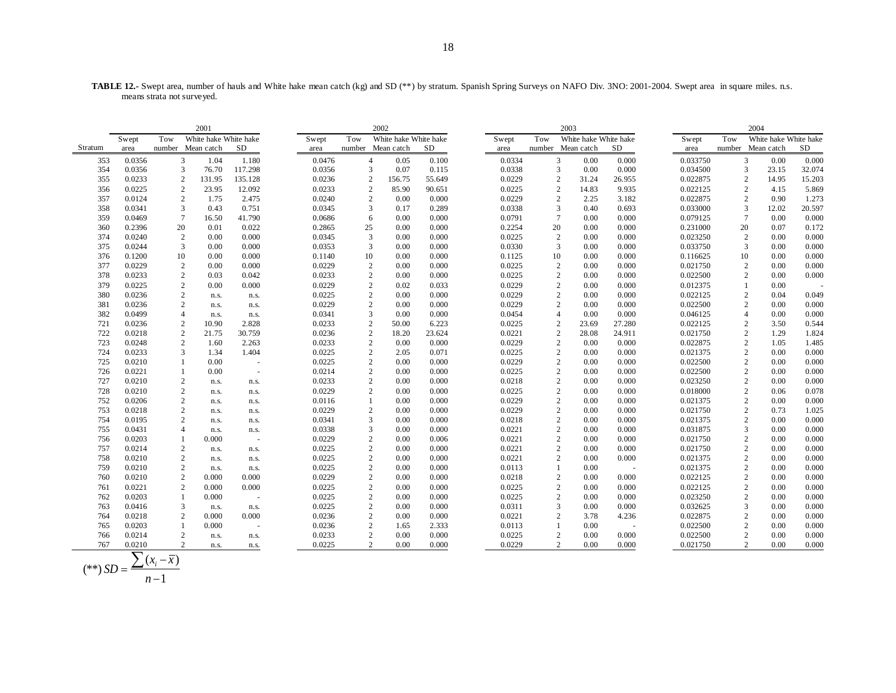**TABLE 12.-** Swept area, number of hauls and White hake mean catch (kg) and SD (**) by stratum. Spanish Spring Surveys on NAFO Div. 3NO: 2001-2004. Swept area in square miles. n.s. means strata not surveyed.

| | 2001 | | | | 2002 | | | | 2003 | | | | 2004 | | | |
|---|---|---|---|---|---|---|---|---|---|---|---|---|---|---|---|---|
| Stratum | Swept area | Tow number | White hake Mean catch | White hake SD | Swept area | Tow number | White hake Mean catch | White hake SD | Swept area | Tow number | White hake Mean catch | White hake SD | Swept area | Tow number | White hake Mean catch | White hake SD |
| 353 | 0.0356 | 3 | 1.04 | 1.180 | 0.0476 | 4 | 0.05 | 0.100 | 0.0334 | 3 | 0.00 | 0.000 | 0.033750 | 3 | 0.00 | 0.000 |
| 354 | 0.0356 | 3 | 76.70 | 117.298 | 0.0356 | 3 | 0.07 | 0.115 | 0.0338 | 3 | 0.00 | 0.000 | 0.034500 | 3 | 23.15 | 32.074 |
| 355 | 0.0233 | 2 | 131.95 | 135.128 | 0.0236 | 2 | 156.75 | 55.649 | 0.0229 | 2 | 31.24 | 26.955 | 0.022875 | 2 | 14.95 | 15.203 |
| 356 | 0.0225 | 2 | 23.95 | 12.092 | 0.0233 | 2 | 85.90 | 90.651 | 0.0225 | 2 | 14.83 | 9.935 | 0.022125 | 2 | 4.15 | 5.869 |
| 357 | 0.0124 | 2 | 1.75 | 2.475 | 0.0240 | 2 | 0.00 | 0.000 | 0.0229 | 2 | 2.25 | 3.182 | 0.022875 | 2 | 0.90 | 1.273 |
| 358 | 0.0341 | 3 | 0.43 | 0.751 | 0.0345 | 3 | 0.17 | 0.289 | 0.0338 | 3 | 0.40 | 0.693 | 0.033000 | 3 | 12.02 | 20.597 |
| 359 | 0.0469 | 7 | 16.50 | 41.790 | 0.0686 | 6 | 0.00 | 0.000 | 0.0791 | 7 | 0.00 | 0.000 | 0.079125 | 7 | 0.00 | 0.000 |
| 360 | 0.2396 | 20 | 0.01 | 0.022 | 0.2865 | 25 | 0.00 | 0.000 | 0.2254 | 20 | 0.00 | 0.000 | 0.231000 | 20 | 0.07 | 0.172 |
| 374 | 0.0240 | 2 | 0.00 | 0.000 | 0.0345 | 3 | 0.00 | 0.000 | 0.0225 | 2 | 0.00 | 0.000 | 0.023250 | 2 | 0.00 | 0.000 |
| 375 | 0.0244 | 3 | 0.00 | 0.000 | 0.0353 | 3 | 0.00 | 0.000 | 0.0330 | 3 | 0.00 | 0.000 | 0.033750 | 3 | 0.00 | 0.000 |
| 376 | 0.1200 | 10 | 0.00 | 0.000 | 0.1140 | 10 | 0.00 | 0.000 | 0.1125 | 10 | 0.00 | 0.000 | 0.116625 | 10 | 0.00 | 0.000 |
| 377 | 0.0229 | 2 | 0.00 | 0.000 | 0.0229 | 2 | 0.00 | 0.000 | 0.0225 | 2 | 0.00 | 0.000 | 0.021750 | 2 | 0.00 | 0.000 |
| 378 | 0.0233 | 2 | 0.03 | 0.042 | 0.0233 | 2 | 0.00 | 0.000 | 0.0225 | 2 | 0.00 | 0.000 | 0.022500 | 2 | 0.00 | 0.000 |
| 379 | 0.0225 | 2 | 0.00 | 0.000 | 0.0229 | 2 | 0.02 | 0.033 | 0.0229 | 2 | 0.00 | 0.000 | 0.012375 | 1 | 0.00 | - |
| 380 | 0.0236 | 2 | n.s. | n.s. | 0.0225 | 2 | 0.00 | 0.000 | 0.0229 | 2 | 0.00 | 0.000 | 0.022125 | 2 | 0.04 | 0.049 |
| 381 | 0.0236 | 2 | n.s. | n.s. | 0.0229 | 2 | 0.00 | 0.000 | 0.0229 | 2 | 0.00 | 0.000 | 0.022500 | 2 | 0.00 | 0.000 |
| 382 | 0.0499 | 4 | n.s. | n.s. | 0.0341 | 3 | 0.00 | 0.000 | 0.0454 | 4 | 0.00 | 0.000 | 0.046125 | 4 | 0.00 | 0.000 |
| 721 | 0.0236 | 2 | 10.90 | 2.828 | 0.0233 | 2 | 50.00 | 6.223 | 0.0225 | 2 | 23.69 | 27.280 | 0.022125 | 2 | 3.50 | 0.544 |
| 722 | 0.0218 | 2 | 21.75 | 30.759 | 0.0236 | 2 | 18.20 | 23.624 | 0.0221 | 2 | 28.08 | 24.911 | 0.021750 | 2 | 1.29 | 1.824 |
| 723 | 0.0248 | 2 | 1.60 | 2.263 | 0.0233 | 2 | 0.00 | 0.000 | 0.0229 | 2 | 0.00 | 0.000 | 0.022875 | 2 | 1.05 | 1.485 |
| 724 | 0.0233 | 3 | 1.34 | 1.404 | 0.0225 | 2 | 2.05 | 0.071 | 0.0225 | 2 | 0.00 | 0.000 | 0.021375 | 2 | 0.00 | 0.000 |
| 725 | 0.0210 | 1 | 0.00 | - | 0.0225 | 2 | 0.00 | 0.000 | 0.0229 | 2 | 0.00 | 0.000 | 0.022500 | 2 | 0.00 | 0.000 |
| 726 | 0.0221 | 1 | 0.00 | - | 0.0214 | 2 | 0.00 | 0.000 | 0.0225 | 2 | 0.00 | 0.000 | 0.022500 | 2 | 0.00 | 0.000 |
| 727 | 0.0210 | 2 | n.s. | n.s. | 0.0233 | 2 | 0.00 | 0.000 | 0.0218 | 2 | 0.00 | 0.000 | 0.023250 | 2 | 0.00 | 0.000 |
| 728 | 0.0210 | 2 | n.s. | n.s. | 0.0229 | 2 | 0.00 | 0.000 | 0.0225 | 2 | 0.00 | 0.000 | 0.018000 | 2 | 0.06 | 0.078 |
| 752 | 0.0206 | 2 | n.s. | n.s. | 0.0116 | 1 | 0.00 | 0.000 | 0.0229 | 2 | 0.00 | 0.000 | 0.021375 | 2 | 0.00 | 0.000 |
| 753 | 0.0218 | 2 | n.s. | n.s. | 0.0229 | 2 | 0.00 | 0.000 | 0.0229 | 2 | 0.00 | 0.000 | 0.021750 | 2 | 0.73 | 1.025 |
| 754 | 0.0195 | 2 | n.s. | n.s. | 0.0341 | 3 | 0.00 | 0.000 | 0.0218 | 2 | 0.00 | 0.000 | 0.021375 | 2 | 0.00 | 0.000 |
| 755 | 0.0431 | 4 | n.s. | n.s. | 0.0338 | 3 | 0.00 | 0.000 | 0.0221 | 2 | 0.00 | 0.000 | 0.031875 | 3 | 0.00 | 0.000 |
| 756 | 0.0203 | 1 | 0.000 | - | 0.0229 | 2 | 0.00 | 0.006 | 0.0221 | 2 | 0.00 | 0.000 | 0.021750 | 2 | 0.00 | 0.000 |
| 757 | 0.0214 | 2 | n.s. | n.s. | 0.0225 | 2 | 0.00 | 0.000 | 0.0221 | 2 | 0.00 | 0.000 | 0.021750 | 2 | 0.00 | 0.000 |
| 758 | 0.0210 | 2 | n.s. | n.s. | 0.0225 | 2 | 0.00 | 0.000 | 0.0221 | 2 | 0.00 | 0.000 | 0.021375 | 2 | 0.00 | 0.000 |
| 759 | 0.0210 | 2 | n.s. | n.s. | 0.0225 | 2 | 0.00 | 0.000 | 0.0113 | 1 | 0.00 | - | 0.021375 | 2 | 0.00 | 0.000 |
| 760 | 0.0210 | 2 | 0.000 | 0.000 | 0.0229 | 2 | 0.00 | 0.000 | 0.0218 | 2 | 0.00 | 0.000 | 0.022125 | 2 | 0.00 | 0.000 |
| 761 | 0.0221 | 2 | 0.000 | 0.000 | 0.0225 | 2 | 0.00 | 0.000 | 0.0225 | 2 | 0.00 | 0.000 | 0.022125 | 2 | 0.00 | 0.000 |
| 762 | 0.0203 | 1 | 0.000 | - | 0.0225 | 2 | 0.00 | 0.000 | 0.0225 | 2 | 0.00 | 0.000 | 0.023250 | 2 | 0.00 | 0.000 |
| 763 | 0.0416 | 3 | n.s. | n.s. | 0.0225 | 2 | 0.00 | 0.000 | 0.0311 | 3 | 0.00 | 0.000 | 0.032625 | 3 | 0.00 | 0.000 |
| 764 | 0.0218 | 2 | 0.000 | 0.000 | 0.0236 | 2 | 0.00 | 0.000 | 0.0221 | 2 | 3.78 | 4.236 | 0.022875 | 2 | 0.00 | 0.000 |
| 765 | 0.0203 | 1 | 0.000 | - | 0.0236 | 2 | 1.65 | 2.333 | 0.0113 | 1 | 0.00 | - | 0.022500 | 2 | 0.00 | 0.000 |
| 766 | 0.0214 | 2 | n.s. | n.s. | 0.0233 | 2 | 0.00 | 0.000 | 0.0225 | 2 | 0.00 | 0.000 | 0.022500 | 2 | 0.00 | 0.000 |
| 767 | 0.0210 | 2 | n.s. | n.s. | 0.0225 | 2 | 0.00 | 0.000 | 0.0229 | 2 | 0.00 | 0.000 | 0.021750 | 2 | 0.00 | 0.000 |

$$(^{**})\ SD = \frac{\sum (x_i - \bar{x})}{n-1}$$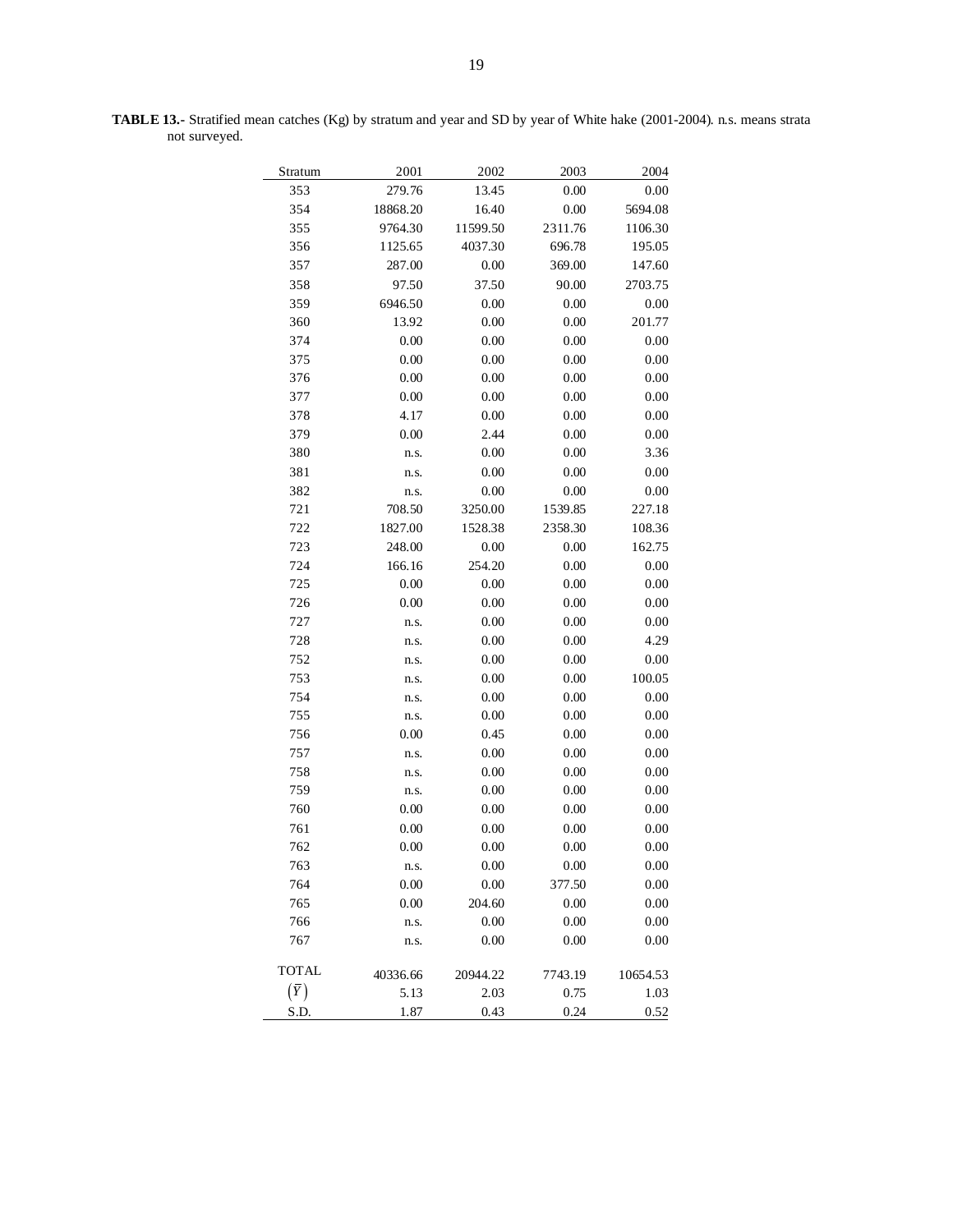**TABLE 13.-** Stratified mean catches (Kg) by stratum and year and SD by year of White hake (2001-2004). n.s. means strata not surveyed.

| Stratum | 2001 | 2002 | 2003 | 2004 |
|---|---|---|---|---|
| 353 | 279.76 | 13.45 | 0.00 | 0.00 |
| 354 | 18868.20 | 16.40 | 0.00 | 5694.08 |
| 355 | 9764.30 | 11599.50 | 2311.76 | 1106.30 |
| 356 | 1125.65 | 4037.30 | 696.78 | 195.05 |
| 357 | 287.00 | 0.00 | 369.00 | 147.60 |
| 358 | 97.50 | 37.50 | 90.00 | 2703.75 |
| 359 | 6946.50 | 0.00 | 0.00 | 0.00 |
| 360 | 13.92 | 0.00 | 0.00 | 201.77 |
| 374 | 0.00 | 0.00 | 0.00 | 0.00 |
| 375 | 0.00 | 0.00 | 0.00 | 0.00 |
| 376 | 0.00 | 0.00 | 0.00 | 0.00 |
| 377 | 0.00 | 0.00 | 0.00 | 0.00 |
| 378 | 4.17 | 0.00 | 0.00 | 0.00 |
| 379 | 0.00 | 2.44 | 0.00 | 0.00 |
| 380 | n.s. | 0.00 | 0.00 | 3.36 |
| 381 | n.s. | 0.00 | 0.00 | 0.00 |
| 382 | n.s. | 0.00 | 0.00 | 0.00 |
| 721 | 708.50 | 3250.00 | 1539.85 | 227.18 |
| 722 | 1827.00 | 1528.38 | 2358.30 | 108.36 |
| 723 | 248.00 | 0.00 | 0.00 | 162.75 |
| 724 | 166.16 | 254.20 | 0.00 | 0.00 |
| 725 | 0.00 | 0.00 | 0.00 | 0.00 |
| 726 | 0.00 | 0.00 | 0.00 | 0.00 |
| 727 | n.s. | 0.00 | 0.00 | 0.00 |
| 728 | n.s. | 0.00 | 0.00 | 4.29 |
| 752 | n.s. | 0.00 | 0.00 | 0.00 |
| 753 | n.s. | 0.00 | 0.00 | 100.05 |
| 754 | n.s. | 0.00 | 0.00 | 0.00 |
| 755 | n.s. | 0.00 | 0.00 | 0.00 |
| 756 | 0.00 | 0.45 | 0.00 | 0.00 |
| 757 | n.s. | 0.00 | 0.00 | 0.00 |
| 758 | n.s. | 0.00 | 0.00 | 0.00 |
| 759 | n.s. | 0.00 | 0.00 | 0.00 |
| 760 | 0.00 | 0.00 | 0.00 | 0.00 |
| 761 | 0.00 | 0.00 | 0.00 | 0.00 |
| 762 | 0.00 | 0.00 | 0.00 | 0.00 |
| 763 | n.s. | 0.00 | 0.00 | 0.00 |
| 764 | 0.00 | 0.00 | 377.50 | 0.00 |
| 765 | 0.00 | 204.60 | 0.00 | 0.00 |
| 766 | n.s. | 0.00 | 0.00 | 0.00 |
| 767 | n.s. | 0.00 | 0.00 | 0.00 |
| TOTAL | 40336.66 | 20944.22 | 7743.19 | 10654.53 |
| $(\bar{Y})$ | 5.13 | 2.03 | 0.75 | 1.03 |
| S.D. | 1.87 | 0.43 | 0.24 | 0.52 |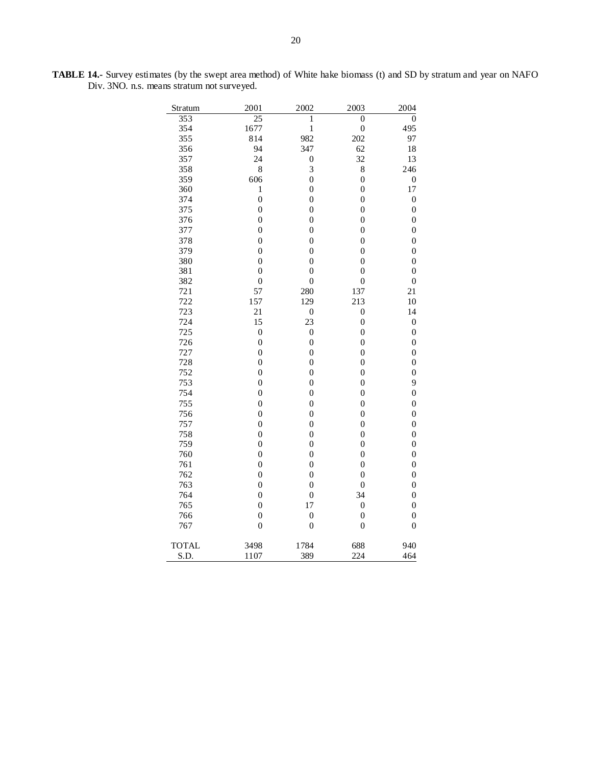**TABLE 14.-** Survey estimates (by the swept area method) of White hake biomass (t) and SD by stratum and year on NAFO Div. 3NO. n.s. means stratum not surveyed.

| Stratum | 2001 | 2002 | 2003 | 2004 |
|---|---|---|---|---|
| 353 | 25 | 1 | 0 | 0 |
| 354 | 1677 | 1 | 0 | 495 |
| 355 | 814 | 982 | 202 | 97 |
| 356 | 94 | 347 | 62 | 18 |
| 357 | 24 | 0 | 32 | 13 |
| 358 | 8 | 3 | 8 | 246 |
| 359 | 606 | 0 | 0 | 0 |
| 360 | 1 | 0 | 0 | 17 |
| 374 | 0 | 0 | 0 | 0 |
| 375 | 0 | 0 | 0 | 0 |
| 376 | 0 | 0 | 0 | 0 |
| 377 | 0 | 0 | 0 | 0 |
| 378 | 0 | 0 | 0 | 0 |
| 379 | 0 | 0 | 0 | 0 |
| 380 | 0 | 0 | 0 | 0 |
| 381 | 0 | 0 | 0 | 0 |
| 382 | 0 | 0 | 0 | 0 |
| 721 | 57 | 280 | 137 | 21 |
| 722 | 157 | 129 | 213 | 10 |
| 723 | 21 | 0 | 0 | 14 |
| 724 | 15 | 23 | 0 | 0 |
| 725 | 0 | 0 | 0 | 0 |
| 726 | 0 | 0 | 0 | 0 |
| 727 | 0 | 0 | 0 | 0 |
| 728 | 0 | 0 | 0 | 0 |
| 752 | 0 | 0 | 0 | 0 |
| 753 | 0 | 0 | 0 | 9 |
| 754 | 0 | 0 | 0 | 0 |
| 755 | 0 | 0 | 0 | 0 |
| 756 | 0 | 0 | 0 | 0 |
| 757 | 0 | 0 | 0 | 0 |
| 758 | 0 | 0 | 0 | 0 |
| 759 | 0 | 0 | 0 | 0 |
| 760 | 0 | 0 | 0 | 0 |
| 761 | 0 | 0 | 0 | 0 |
| 762 | 0 | 0 | 0 | 0 |
| 763 | 0 | 0 | 0 | 0 |
| 764 | 0 | 0 | 34 | 0 |
| 765 | 0 | 17 | 0 | 0 |
| 766 | 0 | 0 | 0 | 0 |
| 767 | 0 | 0 | 0 | 0 |
| TOTAL | 3498 | 1784 | 688 | 940 |
| S.D. | 1107 | 389 | 224 | 464 |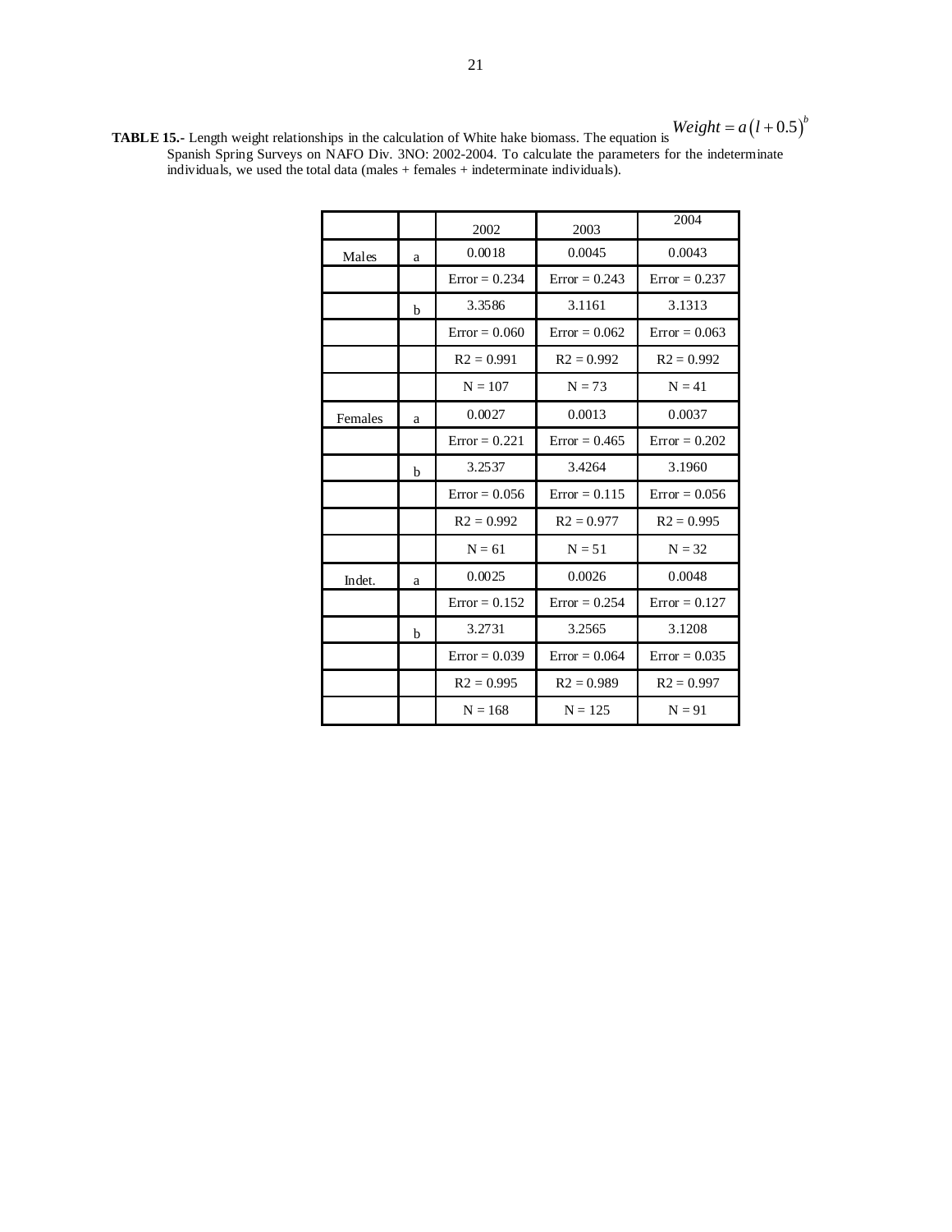**TABLE 15.-** Length weight relationships in the calculation of White hake biomass. The equation is $Weight = a\left(l+0.5\right)^{b}$ Spanish Spring Surveys on NAFO Div. 3NO: 2002-2004. To calculate the parameters for the indeterminate individuals, we used the total data (males + females + indeterminate individuals).

| | | 2002 | 2003 | 2004 |
|---|---|---|---|---|
| Males | a | 0.0018 | 0.0045 | 0.0043 |
| | | Error = 0.234 | Error = 0.243 | Error = 0.237 |
| | b | 3.3586 | 3.1161 | 3.1313 |
| | | Error = 0.060 | Error = 0.062 | Error = 0.063 |
| | | R2 = 0.991 | R2 = 0.992 | R2 = 0.992 |
| | | N = 107 | N = 73 | N = 41 |
| Females | a | 0.0027 | 0.0013 | 0.0037 |
| | | Error = 0.221 | Error = 0.465 | Error = 0.202 |
| | b | 3.2537 | 3.4264 | 3.1960 |
| | | Error = 0.056 | Error = 0.115 | Error = 0.056 |
| | | R2 = 0.992 | R2 = 0.977 | R2 = 0.995 |
| | | N = 61 | N = 51 | N = 32 |
| Indet. | a | 0.0025 | 0.0026 | 0.0048 |
| | | Error = 0.152 | Error = 0.254 | Error = 0.127 |
| | b | 3.2731 | 3.2565 | 3.1208 |
| | | Error = 0.039 | Error = 0.064 | Error = 0.035 |
| | | R2 = 0.995 | R2 = 0.989 | R2 = 0.997 |
| | | N = 168 | N = 125 | N = 91 |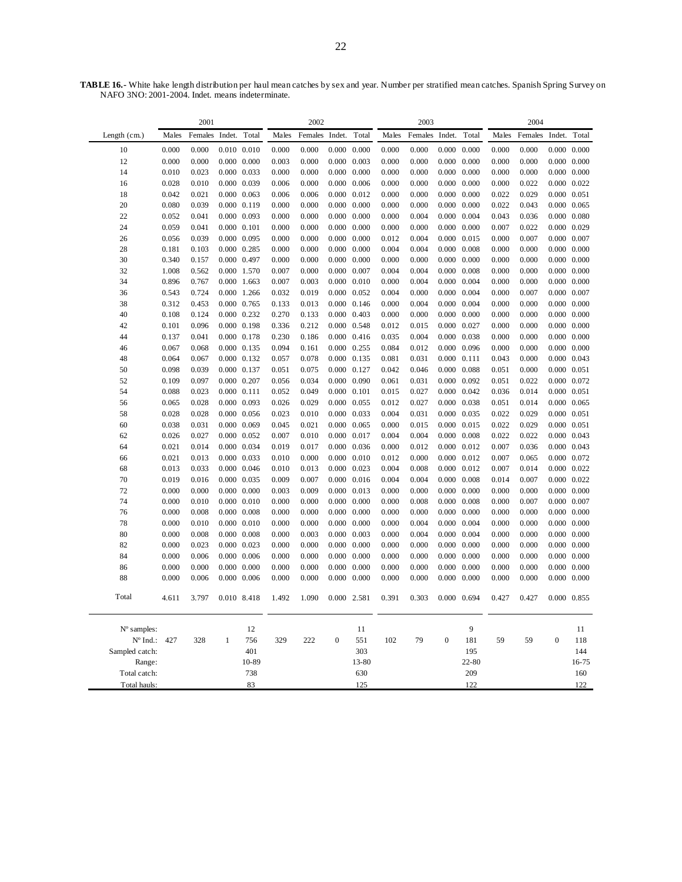**TABLE 16.-** White hake length distribution per haul mean catches by sex and year. Number per stratified mean catches. Spanish Spring Survey on NAFO 3NO: 2001-2004. Indet. means indeterminate.

| | 2001 | | | | 2002 | | | | 2003 | | | | 2004 | | | |
|---|---|---|---|---|---|---|---|---|---|---|---|---|---|---|---|---|
| Length (cm.) | Males | Females | Indet. | Total | Males | Females | Indet. | Total | Males | Females | Indet. | Total | Males | Females | Indet. | Total |
| 10 | 0.000 | 0.000 | 0.010 | 0.010 | 0.000 | 0.000 | 0.000 | 0.000 | 0.000 | 0.000 | 0.000 | 0.000 | 0.000 | 0.000 | 0.000 | 0.000 |
| 12 | 0.000 | 0.000 | 0.000 | 0.000 | 0.003 | 0.000 | 0.000 | 0.003 | 0.000 | 0.000 | 0.000 | 0.000 | 0.000 | 0.000 | 0.000 | 0.000 |
| 14 | 0.010 | 0.023 | 0.000 | 0.033 | 0.000 | 0.000 | 0.000 | 0.000 | 0.000 | 0.000 | 0.000 | 0.000 | 0.000 | 0.000 | 0.000 | 0.000 |
| 16 | 0.028 | 0.010 | 0.000 | 0.039 | 0.006 | 0.000 | 0.000 | 0.006 | 0.000 | 0.000 | 0.000 | 0.000 | 0.000 | 0.022 | 0.000 | 0.022 |
| 18 | 0.042 | 0.021 | 0.000 | 0.063 | 0.006 | 0.006 | 0.000 | 0.012 | 0.000 | 0.000 | 0.000 | 0.000 | 0.022 | 0.029 | 0.000 | 0.051 |
| 20 | 0.080 | 0.039 | 0.000 | 0.119 | 0.000 | 0.000 | 0.000 | 0.000 | 0.000 | 0.000 | 0.000 | 0.000 | 0.022 | 0.043 | 0.000 | 0.065 |
| 22 | 0.052 | 0.041 | 0.000 | 0.093 | 0.000 | 0.000 | 0.000 | 0.000 | 0.000 | 0.004 | 0.000 | 0.004 | 0.043 | 0.036 | 0.000 | 0.080 |
| 24 | 0.059 | 0.041 | 0.000 | 0.101 | 0.000 | 0.000 | 0.000 | 0.000 | 0.000 | 0.000 | 0.000 | 0.000 | 0.007 | 0.022 | 0.000 | 0.029 |
| 26 | 0.056 | 0.039 | 0.000 | 0.095 | 0.000 | 0.000 | 0.000 | 0.000 | 0.012 | 0.004 | 0.000 | 0.015 | 0.000 | 0.007 | 0.000 | 0.007 |
| 28 | 0.181 | 0.103 | 0.000 | 0.285 | 0.000 | 0.000 | 0.000 | 0.000 | 0.004 | 0.004 | 0.000 | 0.008 | 0.000 | 0.000 | 0.000 | 0.000 |
| 30 | 0.340 | 0.157 | 0.000 | 0.497 | 0.000 | 0.000 | 0.000 | 0.000 | 0.000 | 0.000 | 0.000 | 0.000 | 0.000 | 0.000 | 0.000 | 0.000 |
| 32 | 1.008 | 0.562 | 0.000 | 1.570 | 0.007 | 0.000 | 0.000 | 0.007 | 0.004 | 0.004 | 0.000 | 0.008 | 0.000 | 0.000 | 0.000 | 0.000 |
| 34 | 0.896 | 0.767 | 0.000 | 1.663 | 0.007 | 0.003 | 0.000 | 0.010 | 0.000 | 0.004 | 0.000 | 0.004 | 0.000 | 0.000 | 0.000 | 0.000 |
| 36 | 0.543 | 0.724 | 0.000 | 1.266 | 0.032 | 0.019 | 0.000 | 0.052 | 0.004 | 0.000 | 0.000 | 0.004 | 0.000 | 0.007 | 0.000 | 0.007 |
| 38 | 0.312 | 0.453 | 0.000 | 0.765 | 0.133 | 0.013 | 0.000 | 0.146 | 0.000 | 0.004 | 0.000 | 0.004 | 0.000 | 0.000 | 0.000 | 0.000 |
| 40 | 0.108 | 0.124 | 0.000 | 0.232 | 0.270 | 0.133 | 0.000 | 0.403 | 0.000 | 0.000 | 0.000 | 0.000 | 0.000 | 0.000 | 0.000 | 0.000 |
| 42 | 0.101 | 0.096 | 0.000 | 0.198 | 0.336 | 0.212 | 0.000 | 0.548 | 0.012 | 0.015 | 0.000 | 0.027 | 0.000 | 0.000 | 0.000 | 0.000 |
| 44 | 0.137 | 0.041 | 0.000 | 0.178 | 0.230 | 0.186 | 0.000 | 0.416 | 0.035 | 0.004 | 0.000 | 0.038 | 0.000 | 0.000 | 0.000 | 0.000 |
| 46 | 0.067 | 0.068 | 0.000 | 0.135 | 0.094 | 0.161 | 0.000 | 0.255 | 0.084 | 0.012 | 0.000 | 0.096 | 0.000 | 0.000 | 0.000 | 0.000 |
| 48 | 0.064 | 0.067 | 0.000 | 0.132 | 0.057 | 0.078 | 0.000 | 0.135 | 0.081 | 0.031 | 0.000 | 0.111 | 0.043 | 0.000 | 0.000 | 0.043 |
| 50 | 0.098 | 0.039 | 0.000 | 0.137 | 0.051 | 0.075 | 0.000 | 0.127 | 0.042 | 0.046 | 0.000 | 0.088 | 0.051 | 0.000 | 0.000 | 0.051 |
| 52 | 0.109 | 0.097 | 0.000 | 0.207 | 0.056 | 0.034 | 0.000 | 0.090 | 0.061 | 0.031 | 0.000 | 0.092 | 0.051 | 0.022 | 0.000 | 0.072 |
| 54 | 0.088 | 0.023 | 0.000 | 0.111 | 0.052 | 0.049 | 0.000 | 0.101 | 0.015 | 0.027 | 0.000 | 0.042 | 0.036 | 0.014 | 0.000 | 0.051 |
| 56 | 0.065 | 0.028 | 0.000 | 0.093 | 0.026 | 0.029 | 0.000 | 0.055 | 0.012 | 0.027 | 0.000 | 0.038 | 0.051 | 0.014 | 0.000 | 0.065 |
| 58 | 0.028 | 0.028 | 0.000 | 0.056 | 0.023 | 0.010 | 0.000 | 0.033 | 0.004 | 0.031 | 0.000 | 0.035 | 0.022 | 0.029 | 0.000 | 0.051 |
| 60 | 0.038 | 0.031 | 0.000 | 0.069 | 0.045 | 0.021 | 0.000 | 0.065 | 0.000 | 0.015 | 0.000 | 0.015 | 0.022 | 0.029 | 0.000 | 0.051 |
| 62 | 0.026 | 0.027 | 0.000 | 0.052 | 0.007 | 0.010 | 0.000 | 0.017 | 0.004 | 0.004 | 0.000 | 0.008 | 0.022 | 0.022 | 0.000 | 0.043 |
| 64 | 0.021 | 0.014 | 0.000 | 0.034 | 0.019 | 0.017 | 0.000 | 0.036 | 0.000 | 0.012 | 0.000 | 0.012 | 0.007 | 0.036 | 0.000 | 0.043 |
| 66 | 0.021 | 0.013 | 0.000 | 0.033 | 0.010 | 0.000 | 0.000 | 0.010 | 0.012 | 0.000 | 0.000 | 0.012 | 0.007 | 0.065 | 0.000 | 0.072 |
| 68 | 0.013 | 0.033 | 0.000 | 0.046 | 0.010 | 0.013 | 0.000 | 0.023 | 0.004 | 0.008 | 0.000 | 0.012 | 0.007 | 0.014 | 0.000 | 0.022 |
| 70 | 0.019 | 0.016 | 0.000 | 0.035 | 0.009 | 0.007 | 0.000 | 0.016 | 0.004 | 0.004 | 0.000 | 0.008 | 0.014 | 0.007 | 0.000 | 0.022 |
| 72 | 0.000 | 0.000 | 0.000 | 0.000 | 0.003 | 0.009 | 0.000 | 0.013 | 0.000 | 0.000 | 0.000 | 0.000 | 0.000 | 0.000 | 0.000 | 0.000 |
| 74 | 0.000 | 0.010 | 0.000 | 0.010 | 0.000 | 0.000 | 0.000 | 0.000 | 0.000 | 0.008 | 0.000 | 0.008 | 0.000 | 0.007 | 0.000 | 0.007 |
| 76 | 0.000 | 0.008 | 0.000 | 0.008 | 0.000 | 0.000 | 0.000 | 0.000 | 0.000 | 0.000 | 0.000 | 0.000 | 0.000 | 0.000 | 0.000 | 0.000 |
| 78 | 0.000 | 0.010 | 0.000 | 0.010 | 0.000 | 0.000 | 0.000 | 0.000 | 0.000 | 0.004 | 0.000 | 0.004 | 0.000 | 0.000 | 0.000 | 0.000 |
| 80 | 0.000 | 0.008 | 0.000 | 0.008 | 0.000 | 0.003 | 0.000 | 0.003 | 0.000 | 0.004 | 0.000 | 0.004 | 0.000 | 0.000 | 0.000 | 0.000 |
| 82 | 0.000 | 0.023 | 0.000 | 0.023 | 0.000 | 0.000 | 0.000 | 0.000 | 0.000 | 0.000 | 0.000 | 0.000 | 0.000 | 0.000 | 0.000 | 0.000 |
| 84 | 0.000 | 0.006 | 0.000 | 0.006 | 0.000 | 0.000 | 0.000 | 0.000 | 0.000 | 0.000 | 0.000 | 0.000 | 0.000 | 0.000 | 0.000 | 0.000 |
| 86 | 0.000 | 0.000 | 0.000 | 0.000 | 0.000 | 0.000 | 0.000 | 0.000 | 0.000 | 0.000 | 0.000 | 0.000 | 0.000 | 0.000 | 0.000 | 0.000 |
| 88 | 0.000 | 0.006 | 0.000 | 0.006 | 0.000 | 0.000 | 0.000 | 0.000 | 0.000 | 0.000 | 0.000 | 0.000 | 0.000 | 0.000 | 0.000 | 0.000 |
| Total | 4.611 | 3.797 | 0.010 | 8.418 | 1.492 | 1.090 | 0.000 | 2.581 | 0.391 | 0.303 | 0.000 | 0.694 | 0.427 | 0.427 | 0.000 | 0.855 |
| Nº samples: | | | | 12 | | | | 11 | | | | 9 | | | | 11 |
| Nº Ind.: | 427 | 328 | 1 | 756 | 329 | 222 | 0 | 551 | 102 | 79 | 0 | 181 | 59 | 59 | 0 | 118 |
| Sampled catch: | | | | 401 | | | | 303 | | | | 195 | | | | 144 |
| Range: | | | | 10-89 | | | | 13-80 | | | | 22-80 | | | | 16-75 |
| Total catch: | | | | 738 | | | | 630 | | | | 209 | | | | 160 |
| Total hauls: | | | | 83 | | | | 125 | | | | 122 | | | | 122 |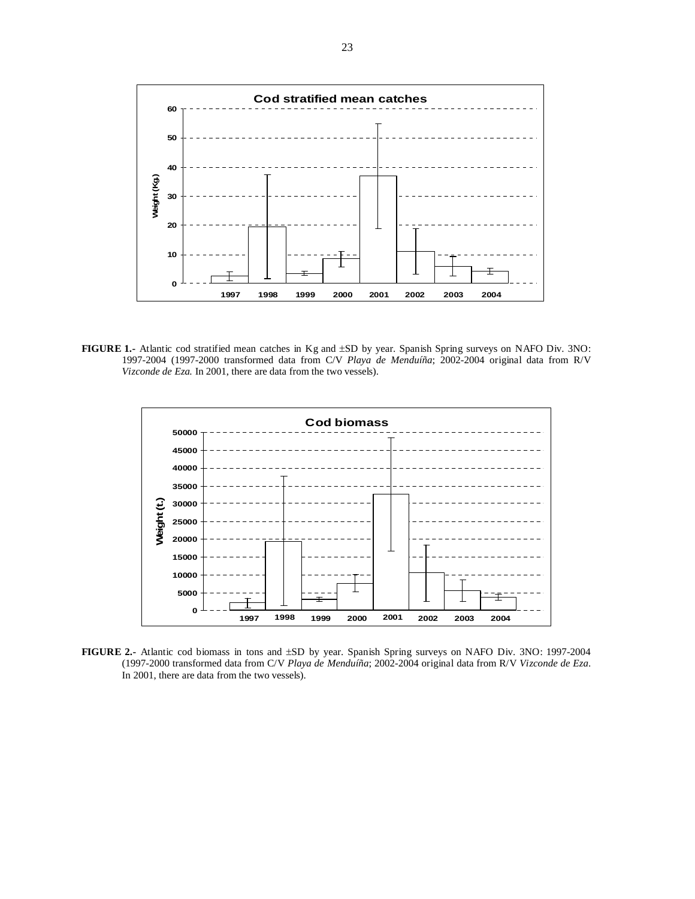**FIGURE 1.-** Atlantic cod stratified mean catches in Kg and ±SD by year. Spanish Spring surveys on NAFO Div. 3NO: 1997-2004 (1997-2000 transformed data from C/V *Playa de Menduíña*; 2002-2004 original data from R/V *Vizconde de Eza.* In 2001, there are data from the two vessels).

**FIGURE 2.-** Atlantic cod biomass in tons and ±SD by year. Spanish Spring surveys on NAFO Div. 3NO: 1997-2004 (1997-2000 transformed data from C/V *Playa de Menduíña*; 2002-2004 original data from R/V *Vizconde de Eza*. In 2001, there are data from the two vessels).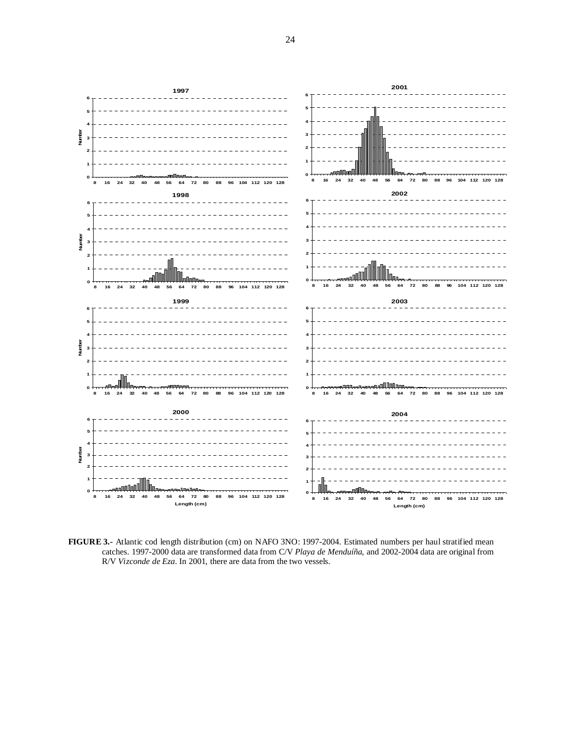**FIGURE 3.-** Atlantic cod length distribution (cm) on NAFO 3NO: 1997-2004. Estimated numbers per haul stratified mean catches. 1997-2000 data are transformed data from C/V *Playa de Menduíña*, and 2002-2004 data are original from R/V *Vizconde de Eza*. In 2001, there are data from the two vessels.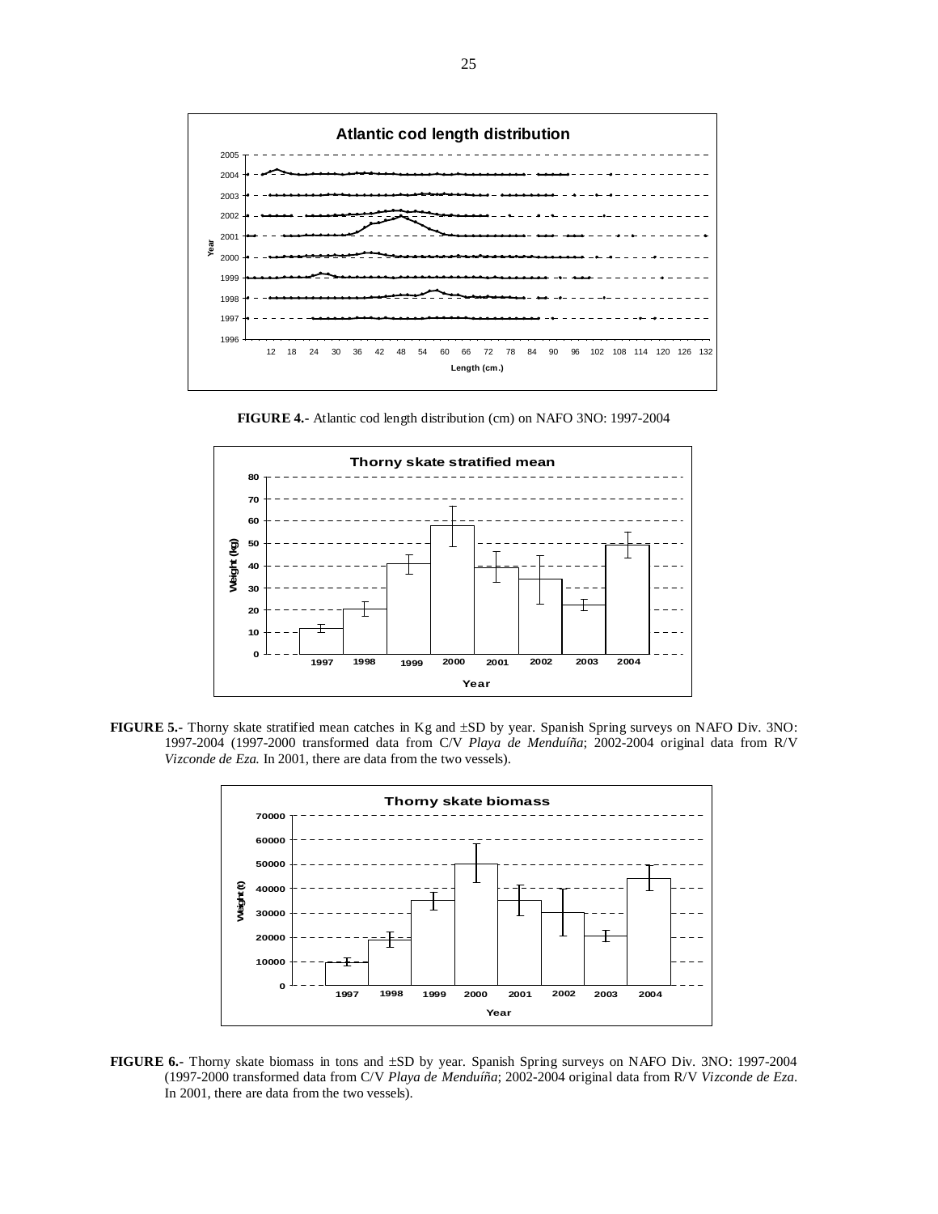**FIGURE 4.-** Atlantic cod length distribution (cm) on NAFO 3NO: 1997-2004

**FIGURE 5.-** Thorny skate stratified mean catches in Kg and ±SD by year. Spanish Spring surveys on NAFO Div. 3NO: 1997-2004 (1997-2000 transformed data from C/V *Playa de Menduíña*; 2002-2004 original data from R/V *Vizconde de Eza.* In 2001, there are data from the two vessels).

**FIGURE 6.-** Thorny skate biomass in tons and ±SD by year. Spanish Spring surveys on NAFO Div. 3NO: 1997-2004 (1997-2000 transformed data from C/V *Playa de Menduíña*; 2002-2004 original data from R/V *Vizconde de Eza*. In 2001, there are data from the two vessels).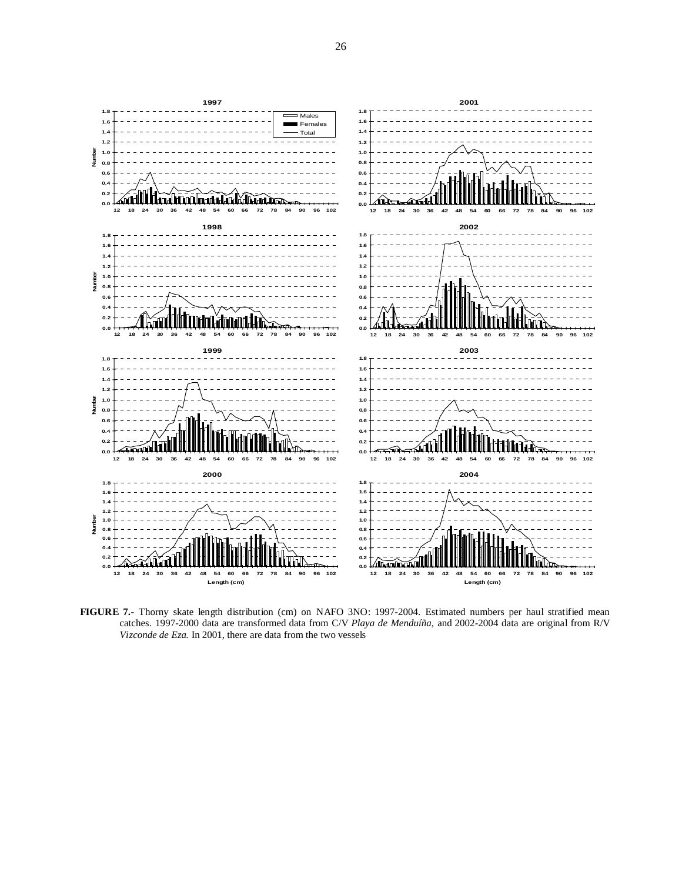**FIGURE 7.-** Thorny skate length distribution (cm) on NAFO 3NO: 1997-2004. Estimated numbers per haul stratified mean catches. 1997-2000 data are transformed data from C/V *Playa de Menduíña*, and 2002-2004 data are original from R/V *Vizconde de Eza.* In 2001, there are data from the two vessels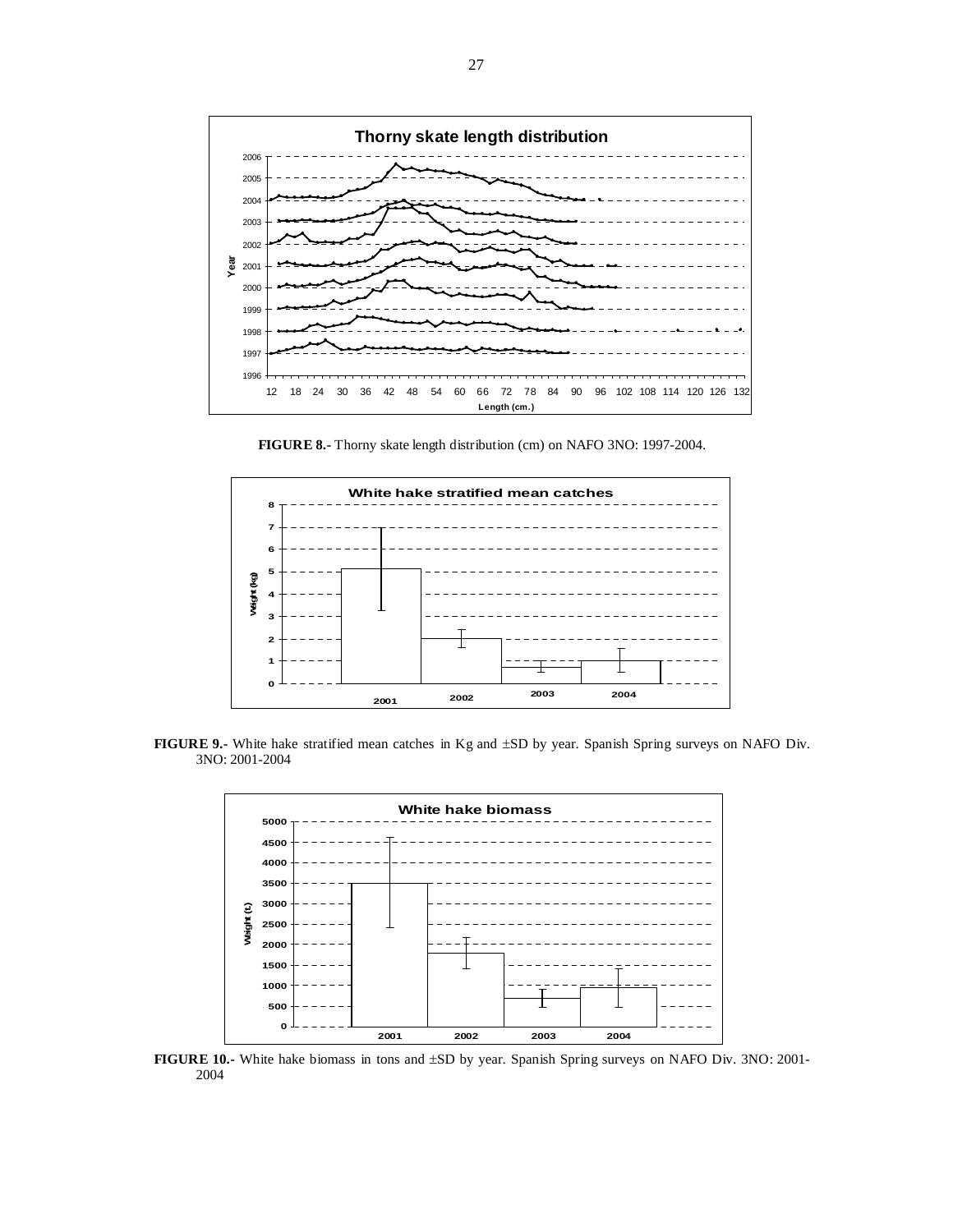**FIGURE 8.-** Thorny skate length distribution (cm) on NAFO 3NO: 1997-2004.

**FIGURE 9.-** White hake stratified mean catches in Kg and ±SD by year. Spanish Spring surveys on NAFO Div. 3NO: 2001-2004

**FIGURE 10.-** White hake biomass in tons and ±SD by year. Spanish Spring surveys on NAFO Div. 3NO: 2001-2004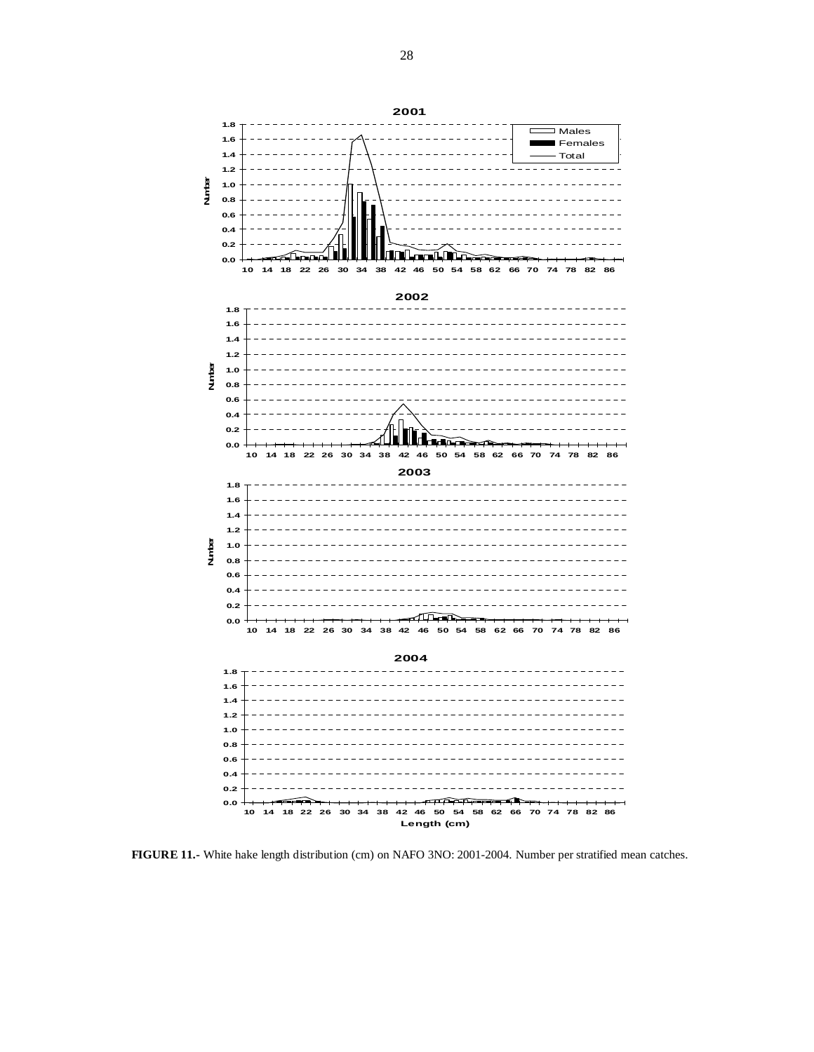**FIGURE 11.-** White hake length distribution (cm) on NAFO 3NO: 2001-2004. Number per stratified mean catches.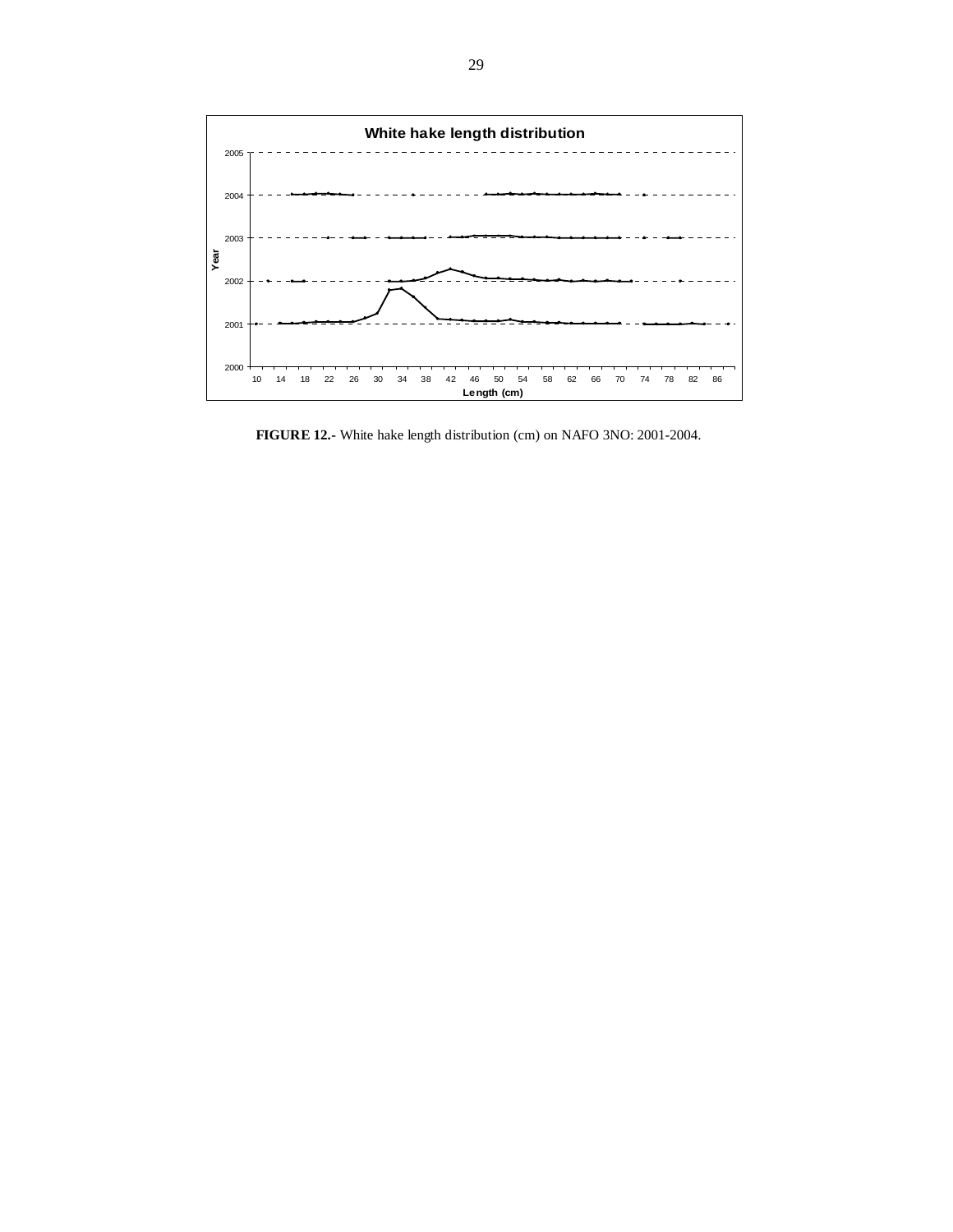White hake length distribution

2005

2004

2003

2002

2001

2000

Year

10 14 18 22 26 30 34 38 42 46 50 54 58 62 66 70 74 78 82 86

Length (cm)

**FIGURE 12.-** White hake length distribution (cm) on NAFO 3NO: 2001-2004.